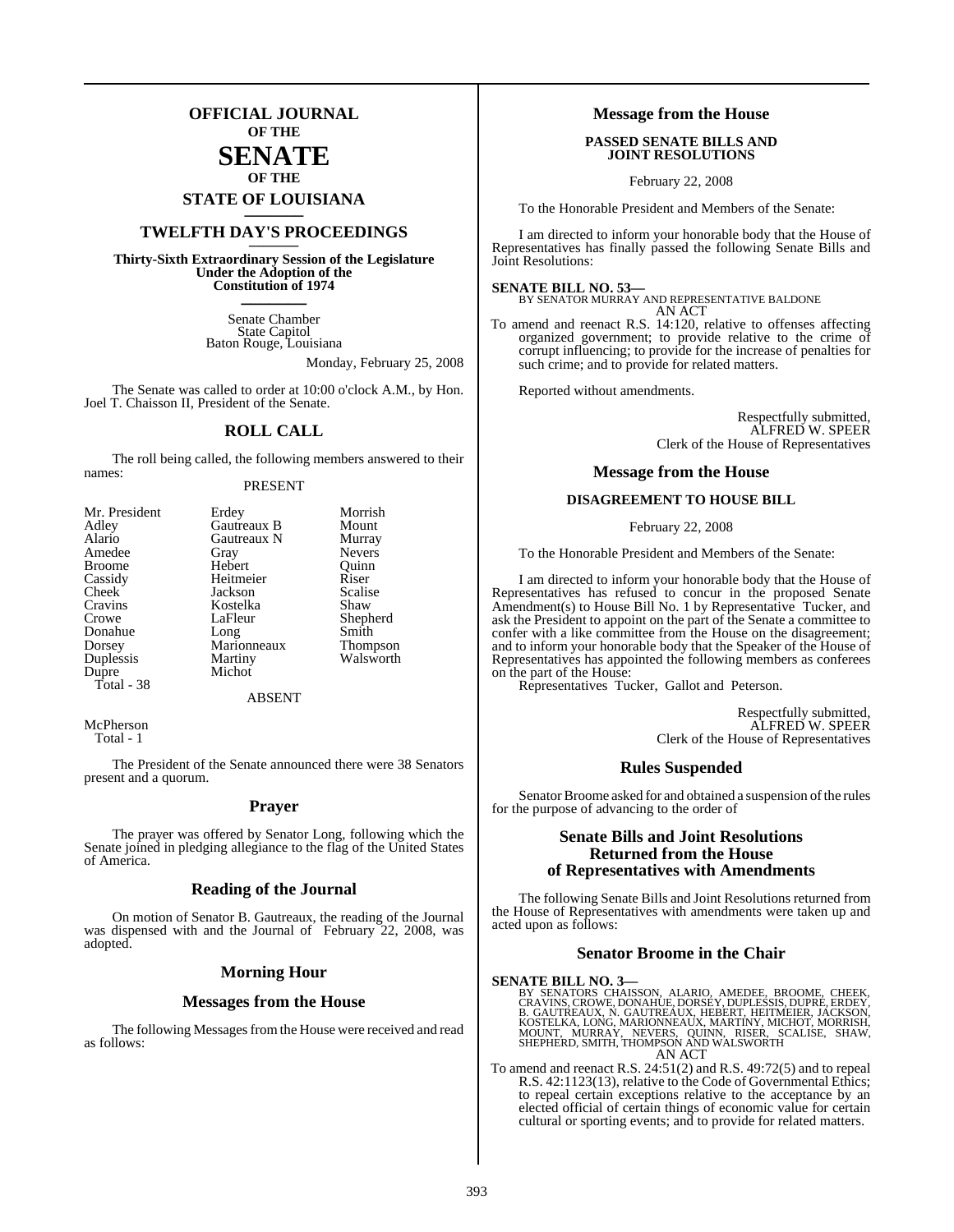# OFFICIAL JOURNAL
## OF THE
# SENATE
## OF THE
## STATE OF LOUISIANA

## TWELFTH DAY'S PROCEEDINGS

**Thirty-Sixth Extraordinary Session of the Legislature Under the Adoption of the Constitution of 1974**

Senate Chamber
State Capitol
Baton Rouge, Louisiana

Monday, February 25, 2008

The Senate was called to order at 10:00 o'clock A.M., by Hon. Joel T. Chaisson II, President of the Senate.

## ROLL CALL

The roll being called, the following members answered to their names:

PRESENT

| | | |
|---|---|---|
| Mr. President | Erdey | Morrish |
| Adley | Gautreaux B | Mount |
| Alario | Gautreaux N | Murray |
| Amedee | Gray | Nevers |
| Broome | Hebert | Quinn |
| Cassidy | Heitmeier | Riser |
| Cheek | Jackson | Scalise |
| Cravins | Kostelka | Shaw |
| Crowe | LaFleur | Shepherd |
| Donahue | Long | Smith |
| Dorsey | Marionneaux | Thompson |
| Duplessis | Martiny | Walsworth |
| Dupre | Michot | |

Total - 38

ABSENT

McPherson
Total - 1

The President of the Senate announced there were 38 Senators present and a quorum.

## Prayer

The prayer was offered by Senator Long, following which the Senate joined in pledging allegiance to the flag of the United States of America.

## Reading of the Journal

On motion of Senator B. Gautreaux, the reading of the Journal was dispensed with and the Journal of February 22, 2008, was adopted.

## Morning Hour

## Messages from the House

The following Messages from the House were received and read as follows:

## Message from the House

**PASSED SENATE BILLS AND JOINT RESOLUTIONS**

February 22, 2008

To the Honorable President and Members of the Senate:

I am directed to inform your honorable body that the House of Representatives has finally passed the following Senate Bills and Joint Resolutions:

**SENATE BILL NO. 53—**
BY SENATOR MURRAY AND REPRESENTATIVE BALDONE
AN ACT

To amend and reenact R.S. 14:120, relative to offenses affecting organized government; to provide relative to the crime of corrupt influencing; to provide for the increase of penalties for such crime; and to provide for related matters.

Reported without amendments.

Respectfully submitted,
ALFRED W. SPEER
Clerk of the House of Representatives

## Message from the House

**DISAGREEMENT TO HOUSE BILL**

February 22, 2008

To the Honorable President and Members of the Senate:

I am directed to inform your honorable body that the House of Representatives has refused to concur in the proposed Senate Amendment(s) to House Bill No. 1 by Representative Tucker, and ask the President to appoint on the part of the Senate a committee to confer with a like committee from the House on the disagreement; and to inform your honorable body that the Speaker of the House of Representatives has appointed the following members as conferees on the part of the House:

Representatives Tucker, Gallot and Peterson.

Respectfully submitted,
ALFRED W. SPEER
Clerk of the House of Representatives

## Rules Suspended

Senator Broome asked for and obtained a suspension of the rules for the purpose of advancing to the order of

## Senate Bills and Joint Resolutions Returned from the House of Representatives with Amendments

The following Senate Bills and Joint Resolutions returned from the House of Representatives with amendments were taken up and acted upon as follows:

## Senator Broome in the Chair

**SENATE BILL NO. 3—**
BY SENATORS CHAISSON, ALARIO, AMEDEE, BROOME, CHEEK, CRAVINS, CROWE, DONAHUE, DORSEY, DUPLESSIS, DUPRE, ERDEY, B. GAUTREAUX, N. GAUTREAUX, HEBERT, HEITMEIER, JACKSON, KOSTELKA, LONG, MARIONNEAUX, MARTINY, MICHOT, MORRISH, MOUNT, MURRAY, NEVERS, QUINN, RISER, SCALISE, SHAW, SHEPHERD, SMITH, THOMPSON AND WALSWORTH
AN ACT

To amend and reenact R.S. 24:51(2) and R.S. 49:72(5) and to repeal R.S. 42:1123(13), relative to the Code of Governmental Ethics; to repeal certain exceptions relative to the acceptance by an elected official of certain things of economic value for certain cultural or sporting events; and to provide for related matters.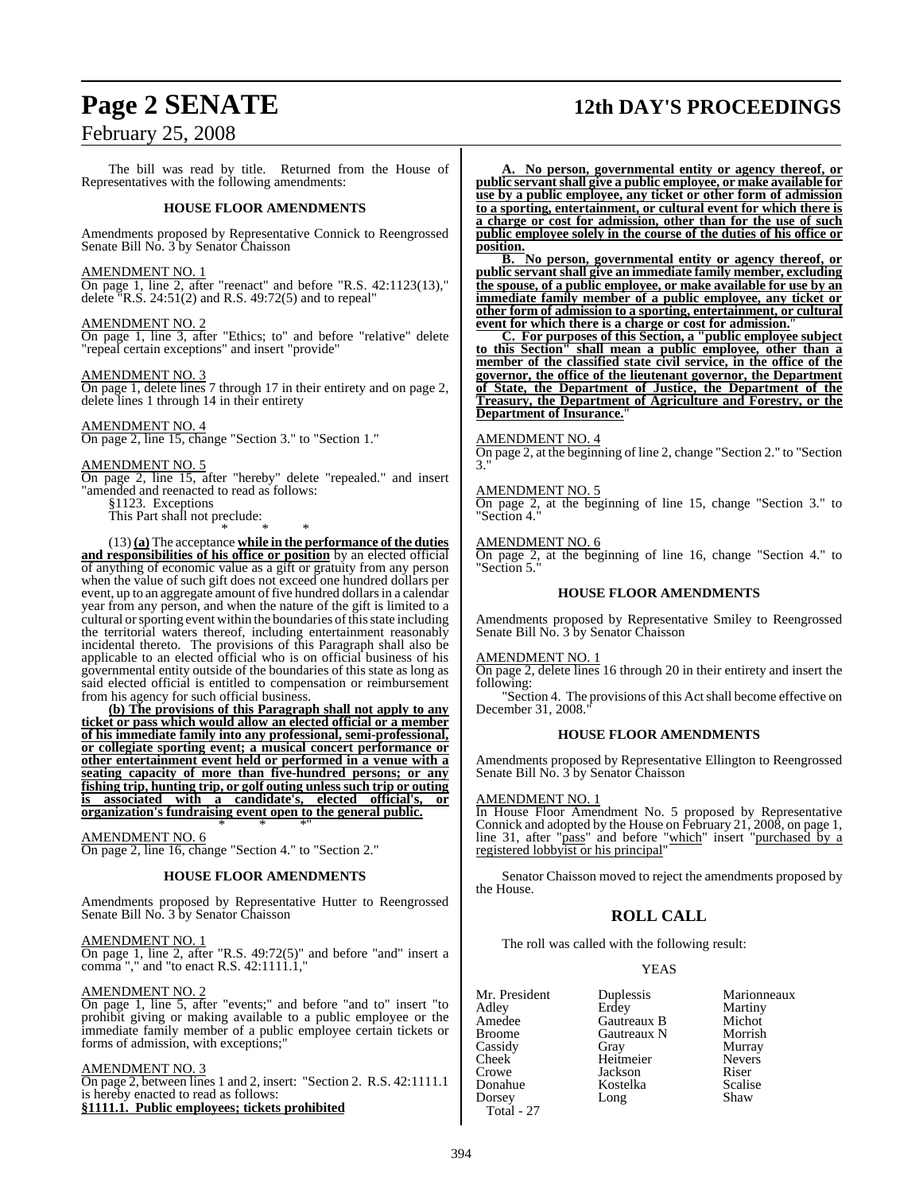The bill was read by title. Returned from the House of Representatives with the following amendments:

### HOUSE FLOOR AMENDMENTS

Amendments proposed by Representative Connick to Reengrossed Senate Bill No. 3 by Senator Chaisson

AMENDMENT NO. 1

On page 1, line 2, after "reenact" and before "R.S. 42:1123(13)," delete "R.S. 24:51(2) and R.S. 49:72(5) and to repeal"

AMENDMENT NO. 2

On page 1, line 3, after "Ethics; to" and before "relative" delete "repeal certain exceptions" and insert "provide"

AMENDMENT NO. 3

On page 1, delete lines 7 through 17 in their entirety and on page 2, delete lines 1 through 14 in their entirety

AMENDMENT NO. 4

On page 2, line 15, change "Section 3." to "Section 1."

AMENDMENT NO. 5

On page 2, line 15, after "hereby" delete "repealed." and insert "amended and reenacted to read as follows:

§1123. Exceptions

This Part shall not preclude:

\* \* \*

(13) **(a)** The acceptance **while in the performance of the duties and responsibilities of his office or position** by an elected official of anything of economic value as a gift or gratuity from any person when the value of such gift does not exceed one hundred dollars per event, up to an aggregate amount of five hundred dollars in a calendar year from any person, and when the nature of the gift is limited to a cultural or sporting event within the boundaries of this state including the territorial waters thereof, including entertainment reasonably incidental thereto. The provisions of this Paragraph shall also be applicable to an elected official who is on official business of his governmental entity outside of the boundaries of this state as long as said elected official is entitled to compensation or reimbursement from his agency for such official business.

**(b) The provisions of this Paragraph shall not apply to any ticket or pass which would allow an elected official or a member of his immediate family into any professional, semi-professional, or collegiate sporting event; a musical concert performance or other entertainment event held or performed in a venue with a seating capacity of more than five-hundred persons; or any fishing trip, hunting trip, or golf outing unless such trip or outing is associated with a candidate's, elected official's, or organization's fundraising event open to the general public.**

\* \* \*"

AMENDMENT NO. 6

On page 2, line 16, change "Section 4." to "Section 2."

### HOUSE FLOOR AMENDMENTS

Amendments proposed by Representative Hutter to Reengrossed Senate Bill No. 3 by Senator Chaisson

AMENDMENT NO. 1

On page 1, line 2, after "R.S. 49:72(5)" and before "and" insert a comma "," and "to enact R.S. 42:1111.1,"

AMENDMENT NO. 2

On page 1, line 5, after "events;" and before "and to" insert "to prohibit giving or making available to a public employee or the immediate family member of a public employee certain tickets or forms of admission, with exceptions;"

AMENDMENT NO. 3

On page 2, between lines 1 and 2, insert: "Section 2. R.S. 42:1111.1 is hereby enacted to read as follows:

**§1111.1. Public employees; tickets prohibited**

**A. No person, governmental entity or agency thereof, or public servant shall give a public employee, or make available for use by a public employee, any ticket or other form of admission to a sporting, entertainment, or cultural event for which there is a charge or cost for admission, other than for the use of such public employee solely in the course of the duties of his office or position.**

**B. No person, governmental entity or agency thereof, or public servant shall give an immediate family member, excluding the spouse, of a public employee, or make available for use by an immediate family member of a public employee, any ticket or other form of admission to a sporting, entertainment, or cultural event for which there is a charge or cost for admission.**

**C. For purposes of this Section, a "public employee subject to this Section" shall mean a public employee, other than a member of the classified state civil service, in the office of the governor, the office of the lieutenant governor, the Department of State, the Department of Justice, the Department of the Treasury, the Department of Agriculture and Forestry, or the Department of Insurance.**"

AMENDMENT NO. 4

On page 2, at the beginning of line 2, change "Section 2." to "Section 3."

AMENDMENT NO. 5

On page 2, at the beginning of line 15, change "Section 3." to "Section 4."

AMENDMENT NO. 6

On page 2, at the beginning of line 16, change "Section 4." to "Section 5."

### HOUSE FLOOR AMENDMENTS

Amendments proposed by Representative Smiley to Reengrossed Senate Bill No. 3 by Senator Chaisson

AMENDMENT NO. 1

On page 2, delete lines 16 through 20 in their entirety and insert the following:

"Section 4. The provisions of this Act shall become effective on December 31, 2008."

### HOUSE FLOOR AMENDMENTS

Amendments proposed by Representative Ellington to Reengrossed Senate Bill No. 3 by Senator Chaisson

AMENDMENT NO. 1

In House Floor Amendment No. 5 proposed by Representative Connick and adopted by the House on February 21, 2008, on page 1, line 31, after "pass" and before "which" insert "purchased by a registered lobbyist or his principal"

Senator Chaisson moved to reject the amendments proposed by the House.

## ROLL CALL

The roll was called with the following result:

YEAS

| | | |
|---|---|---|
| Mr. President | Duplessis | Marionneaux |
| Adley | Erdey | Martiny |
| Amedee | Gautreaux B | Michot |
| Broome | Gautreaux N | Morrish |
| Cassidy | Gray | Murray |
| Cheek | Heitmeier | Nevers |
| Crowe | Jackson | Riser |
| Donahue | Kostelka | Scalise |
| Dorsey | Long | Shaw |

Total - 27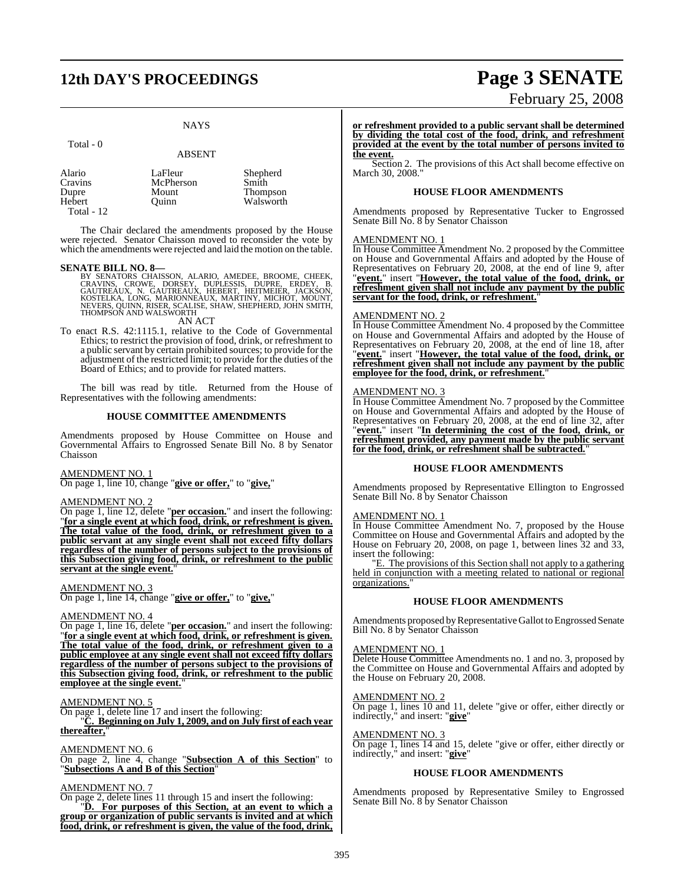NAYS

Total - 0

ABSENT

| | | |
|---|---|---|
| Alario | LaFleur | Shepherd |
| Cravins | McPherson | Smith |
| Dupre | Mount | Thompson |
| Hebert | Quinn | Walsworth |

Total - 12

The Chair declared the amendments proposed by the House were rejected. Senator Chaisson moved to reconsider the vote by which the amendments were rejected and laid the motion on the table.

**SENATE BILL NO. 8—**

BY SENATORS CHAISSON, ALARIO, AMEDEE, BROOME, CHEEK, CRAVINS, CROWE, DORSEY, DUPLESSIS, DUPRE, ERDEY, B. GAUTREAUX, N. GAUTREAUX, HEBERT, HEITMEIER, JACKSON, KOSTELKA, LONG, MARIONNEAUX, MARTINY, MICHOT, MOUNT, NEVERS, QUINN, RISER, SCALISE, SHAW, SHEPHERD, JOHN SMITH, THOMPSON AND WALSWORTH

AN ACT

To enact R.S. 42:1115.1, relative to the Code of Governmental Ethics; to restrict the provision of food, drink, or refreshment to a public servant by certain prohibited sources; to provide for the adjustment of the restricted limit; to provide for the duties of the Board of Ethics; and to provide for related matters.

The bill was read by title. Returned from the House of Representatives with the following amendments:

**HOUSE COMMITTEE AMENDMENTS**

Amendments proposed by House Committee on House and Governmental Affairs to Engrossed Senate Bill No. 8 by Senator Chaisson

AMENDMENT NO. 1

On page 1, line 10, change "**give or offer,**" to "**give,**"

AMENDMENT NO. 2

On page 1, line 12, delete "**per occasion.**" and insert the following: "**for a single event at which food, drink, or refreshment is given. The total value of the food, drink, or refreshment given to a public servant at any single event shall not exceed fifty dollars regardless of the number of persons subject to the provisions of this Subsection giving food, drink, or refreshment to the public servant at the single event.**"

AMENDMENT NO. 3

On page 1, line 14, change "**give or offer,**" to "**give,**"

AMENDMENT NO. 4

On page 1, line 16, delete "**per occasion.**" and insert the following: "**for a single event at which food, drink, or refreshment is given. The total value of the food, drink, or refreshment given to a public employee at any single event shall not exceed fifty dollars regardless of the number of persons subject to the provisions of this Subsection giving food, drink, or refreshment to the public employee at the single event.**"

AMENDMENT NO. 5

On page 1, delete line 17 and insert the following:

"**C. Beginning on July 1, 2009, and on July first of each year thereafter,**"

AMENDMENT NO. 6

On page 2, line 4, change "**Subsection A of this Section**" to "**Subsections A and B of this Section**"

AMENDMENT NO. 7

On page 2, delete lines 11 through 15 and insert the following:

"**D. For purposes of this Section, at an event to which a group or organization of public servants is invited and at which food, drink, or refreshment is given, the value of the food, drink, or refreshment provided to a public servant shall be determined by dividing the total cost of the food, drink, and refreshment provided at the event by the total number of persons invited to the event.**

Section 2. The provisions of this Act shall become effective on March 30, 2008."

**HOUSE FLOOR AMENDMENTS**

Amendments proposed by Representative Tucker to Engrossed Senate Bill No. 8 by Senator Chaisson

AMENDMENT NO. 1

In House Committee Amendment No. 2 proposed by the Committee on House and Governmental Affairs and adopted by the House of Representatives on February 20, 2008, at the end of line 9, after "**event.**" insert "**However, the total value of the food, drink, or refreshment given shall not include any payment by the public servant for the food, drink, or refreshment.**"

AMENDMENT NO. 2

In House Committee Amendment No. 4 proposed by the Committee on House and Governmental Affairs and adopted by the House of Representatives on February 20, 2008, at the end of line 18, after "**event.**" insert "**However, the total value of the food, drink, or refreshment given shall not include any payment by the public employee for the food, drink, or refreshment.**"

AMENDMENT NO. 3

In House Committee Amendment No. 7 proposed by the Committee on House and Governmental Affairs and adopted by the House of Representatives on February 20, 2008, at the end of line 32, after "**event.**" insert "**In determining the cost of the food, drink, or refreshment provided, any payment made by the public servant for the food, drink, or refreshment shall be subtracted.**"

**HOUSE FLOOR AMENDMENTS**

Amendments proposed by Representative Ellington to Engrossed Senate Bill No. 8 by Senator Chaisson

AMENDMENT NO. 1

In House Committee Amendment No. 7, proposed by the House Committee on House and Governmental Affairs and adopted by the House on February 20, 2008, on page 1, between lines 32 and 33, insert the following:

"E. The provisions of this Section shall not apply to a gathering held in conjunction with a meeting related to national or regional organizations."

**HOUSE FLOOR AMENDMENTS**

Amendments proposed by Representative Gallot to Engrossed Senate Bill No. 8 by Senator Chaisson

AMENDMENT NO. 1

Delete House Committee Amendments no. 1 and no. 3, proposed by the Committee on House and Governmental Affairs and adopted by the House on February 20, 2008.

AMENDMENT NO. 2

On page 1, lines 10 and 11, delete "give or offer, either directly or indirectly," and insert: "**give**"

AMENDMENT NO. 3

On page 1, lines 14 and 15, delete "give or offer, either directly or indirectly," and insert: "**give**"

**HOUSE FLOOR AMENDMENTS**

Amendments proposed by Representative Smiley to Engrossed Senate Bill No. 8 by Senator Chaisson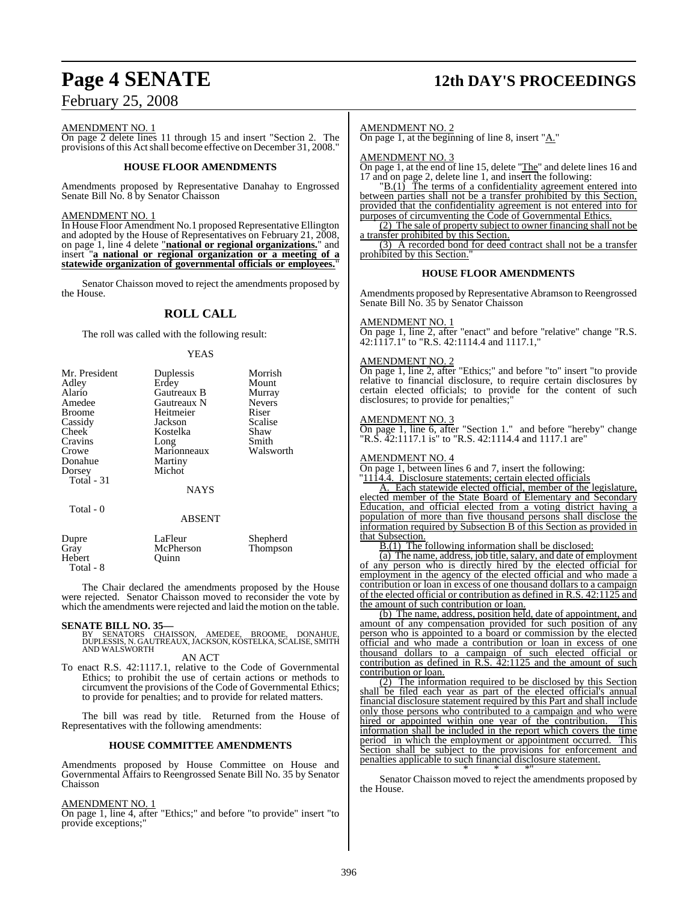AMENDMENT NO. 1

On page 2 delete lines 11 through 15 and insert "Section 2. The provisions of this Act shall become effective on December 31, 2008."

### HOUSE FLOOR AMENDMENTS

Amendments proposed by Representative Danahay to Engrossed Senate Bill No. 8 by Senator Chaisson

AMENDMENT NO. 1

In House Floor Amendment No.1 proposed Representative Ellington and adopted by the House of Representatives on February 21, 2008, on page 1, line 4 delete "**national or regional organizations.**" and insert "**a national or regional organization or a meeting of a statewide organization of governmental officials or employees.**"

Senator Chaisson moved to reject the amendments proposed by the House.

## ROLL CALL

The roll was called with the following result:

YEAS

| | | |
|---|---|---|
| Mr. President | Duplessis | Morrish |
| Adley | Erdey | Mount |
| Alario | Gautreaux B | Murray |
| Amedee | Gautreaux N | Nevers |
| Broome | Heitmeier | Riser |
| Cassidy | Jackson | Scalise |
| Cheek | Kostelka | Shaw |
| Cravins | Long | Smith |
| Crowe | Marionneaux | Walsworth |
| Donahue | Martiny | |
| Dorsey | Michot | |
| Total - 31 | | |

NAYS

Total - 0

ABSENT

| | | |
|---|---|---|
| Dupre | LaFleur | Shepherd |
| Gray | McPherson | Thompson |
| Hebert | Quinn | |
| Total - 8 | | |

The Chair declared the amendments proposed by the House were rejected. Senator Chaisson moved to reconsider the vote by which the amendments were rejected and laid the motion on the table.

**SENATE BILL NO. 35—**
BY SENATORS CHAISSON, AMEDEE, BROOME, DONAHUE, DUPLESSIS, N. GAUTREAUX, JACKSON, KOSTELKA, SCALISE, SMITH AND WALSWORTH

AN ACT

To enact R.S. 42:1117.1, relative to the Code of Governmental Ethics; to prohibit the use of certain actions or methods to circumvent the provisions of the Code of Governmental Ethics; to provide for penalties; and to provide for related matters.

The bill was read by title. Returned from the House of Representatives with the following amendments:

### HOUSE COMMITTEE AMENDMENTS

Amendments proposed by House Committee on House and Governmental Affairs to Reengrossed Senate Bill No. 35 by Senator Chaisson

AMENDMENT NO. 1

On page 1, line 4, after "Ethics;" and before "to provide" insert "to provide exceptions;"

AMENDMENT NO. 2

On page 1, at the beginning of line 8, insert "A."

AMENDMENT NO. 3

On page 1, at the end of line 15, delete "The" and delete lines 16 and 17 and on page 2, delete line 1, and insert the following:

"B.(1) The terms of a confidentiality agreement entered into between parties shall not be a transfer prohibited by this Section, provided that the confidentiality agreement is not entered into for purposes of circumventing the Code of Governmental Ethics.

(2) The sale of property subject to owner financing shall not be a transfer prohibited by this Section.

(3) A recorded bond for deed contract shall not be a transfer prohibited by this Section."

### HOUSE FLOOR AMENDMENTS

Amendments proposed by Representative Abramson to Reengrossed Senate Bill No. 35 by Senator Chaisson

AMENDMENT NO. 1

On page 1, line 2, after "enact" and before "relative" change "R.S. 42:1117.1" to "R.S. 42:1114.4 and 1117.1,"

AMENDMENT NO. 2

On page 1, line 2, after "Ethics;" and before "to" insert "to provide relative to financial disclosure, to require certain disclosures by certain elected officials; to provide for the content of such disclosures; to provide for penalties;"

AMENDMENT NO. 3

On page 1, line 6, after "Section 1." and before "hereby" change "R.S. 42:1117.1 is" to "R.S. 42:1114.4 and 1117.1 are"

AMENDMENT NO. 4

On page 1, between lines 6 and 7, insert the following:

"1114.4. Disclosure statements; certain elected officials

A. Each statewide elected official, member of the legislature, elected member of the State Board of Elementary and Secondary Education, and official elected from a voting district having a population of more than five thousand persons shall disclose the information required by Subsection B of this Section as provided in that Subsection.

B.(1) The following information shall be disclosed:

(a) The name, address, job title, salary, and date of employment of any person who is directly hired by the elected official for employment in the agency of the elected official and who made a contribution or loan in excess of one thousand dollars to a campaign of the elected official or contribution as defined in R.S. 42:1125 and the amount of such contribution or loan.

(b) The name, address, position held, date of appointment, and amount of any compensation provided for such position of any person who is appointed to a board or commission by the elected official and who made a contribution or loan in excess of one thousand dollars to a campaign of such elected official or contribution as defined in R.S. 42:1125 and the amount of such contribution or loan.

(2) The information required to be disclosed by this Section shall be filed each year as part of the elected official's annual financial disclosure statement required by this Part and shall include only those persons who contributed to a campaign and who were hired or appointed within one year of the contribution. This information shall be included in the report which covers the time period in which the employment or appointment occurred. This Section shall be subject to the provisions for enforcement and penalties applicable to such financial disclosure statement.

\* \* \*"

Senator Chaisson moved to reject the amendments proposed by the House.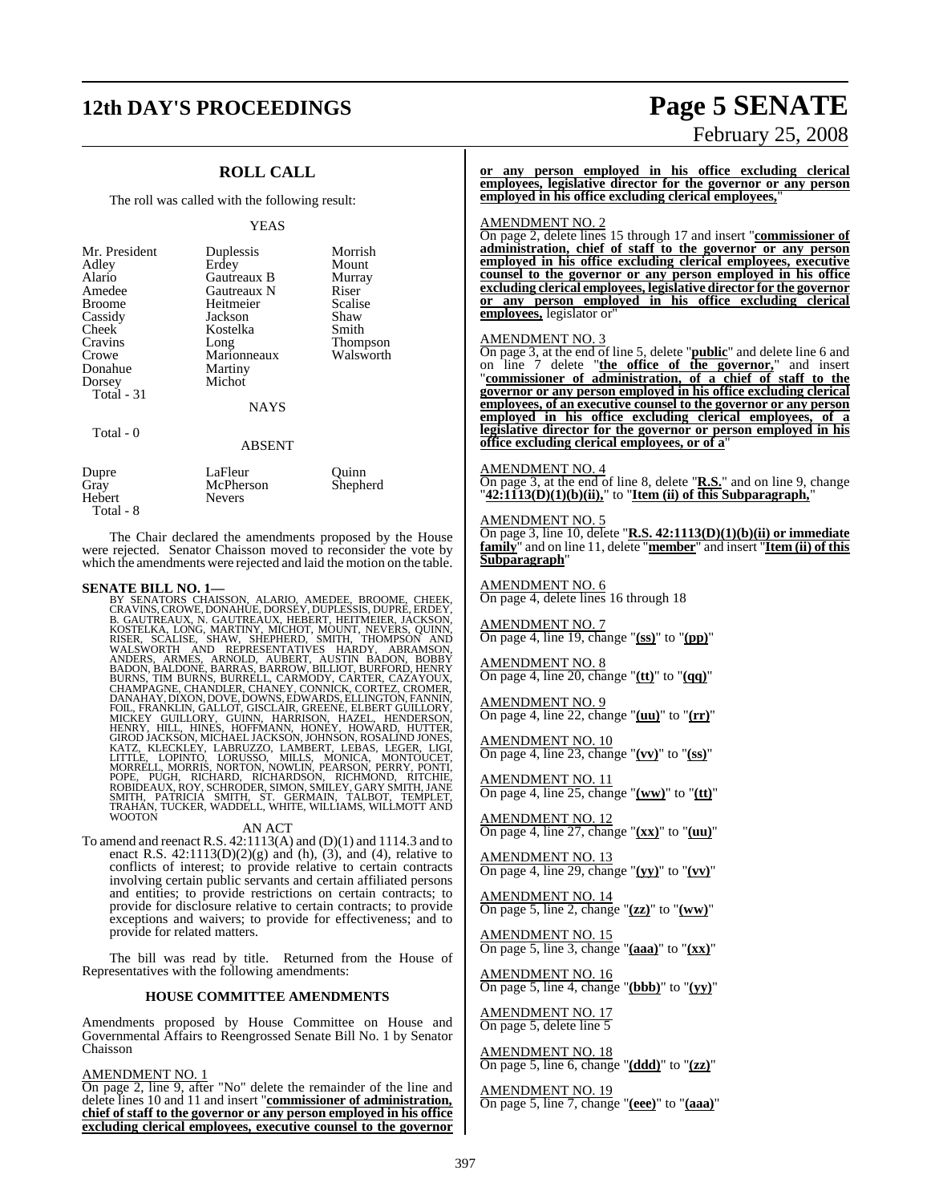## ROLL CALL

The roll was called with the following result:

YEAS

| | | |
|---|---|---|
| Mr. President | Duplessis | Morrish |
| Adley | Erdey | Mount |
| Alario | Gautreaux B | Murray |
| Amedee | Gautreaux N | Riser |
| Broome | Heitmeier | Scalise |
| Cassidy | Jackson | Shaw |
| Cheek | Kostelka | Smith |
| Cravins | Long | Thompson |
| Crowe | Marionneaux | Walsworth |
| Donahue | Martiny | |
| Dorsey | Michot | |

Total - 31

NAYS

Total - 0

ABSENT

| | | |
|---|---|---|
| Dupre | LaFleur | Quinn |
| Gray | McPherson | Shepherd |
| Hebert | Nevers | |

Total - 8

The Chair declared the amendments proposed by the House were rejected. Senator Chaisson moved to reconsider the vote by which the amendments were rejected and laid the motion on the table.

**SENATE BILL NO. 1—**

BY SENATORS CHAISSON, ALARIO, AMEDEE, BROOME, CHEEK, CRAVINS, CROWE, DONAHUE, DORSEY, DUPLESSIS, DUPRE, ERDEY, B. GAUTREAUX, N. GAUTREAUX, HEBERT, HEITMEIER, JACKSON, KOSTELKA, LONG, MARTINY, MICHOT, MOUNT, NEVERS, QUINN, RISER, SCALISE, SHAW, SHEPHERD, SMITH, THOMPSON AND WALSWORTH AND REPRESENTATIVES HARDY, ABRAMSON, ANDERS, ARMES, ARNOLD, AUBERT, AUSTIN BADON, BOBBY BADON, BALDONE, BARRAS, BARROW, BILLIOT, BURFORD, HENRY BURNS, TIM BURNS, BURRELL, CARMODY, CARTER, CAZAYOUX, CHAMPAGNE, CHANDLER, CHANEY, CONNICK, CORTEZ, CROMER, DANAHAY, DIXON, DOVE, DOWNS, EDWARDS, ELLINGTON, FANNIN, FOIL, FRANKLIN, GALLOT, GISCLAIR, GREENE, ELBERT GUILLORY, MICKEY GUILLORY, GUINN, HARRISON, HAZEL, HENDERSON, HENRY, HILL, HINES, HOFFMANN, HONEY, HOWARD, HUTTER, GIROD JACKSON, MICHAEL JACKSON, JOHNSON, ROSALIND JONES, KATZ, KLECKLEY, LABRUZZO, LAMBERT, LEBAS, LEGER, LIGI, LITTLE, LOPINTO, LORUSSO, MILLS, MONICA, MONTOUCET, MORRELL, MORRIS, NORTON, NOWLIN, PEARSON, PERRY, PONTI, POPE, PUGH, RICHARD, RICHARDSON, RICHMOND, RITCHIE, ROBIDEAUX, ROY, SCHRODER, SIMON, SMILEY, GARY SMITH, JANE SMITH, PATRICIA SMITH, ST. GERMAIN, TALBOT, TEMPLET, TRAHAN, TUCKER, WADDELL, WHITE, WILLIAMS, WILLMOTT AND WOOTON

AN ACT

To amend and reenact R.S. 42:1113(A) and (D)(1) and 1114.3 and to enact R.S. 42:1113(D)(2)(g) and (h), (3), and (4), relative to conflicts of interest; to provide relative to certain contracts involving certain public servants and certain affiliated persons and entities; to provide restrictions on certain contracts; to provide for disclosure relative to certain contracts; to provide exceptions and waivers; to provide for effectiveness; and to provide for related matters.

The bill was read by title. Returned from the House of Representatives with the following amendments:

### HOUSE COMMITTEE AMENDMENTS

Amendments proposed by House Committee on House and Governmental Affairs to Reengrossed Senate Bill No. 1 by Senator Chaisson

AMENDMENT NO. 1

On page 2, line 9, after "No" delete the remainder of the line and delete lines 10 and 11 and insert "**commissioner of administration, chief of staff to the governor or any person employed in his office excluding clerical employees, executive counsel to the governor or any person employed in his office excluding clerical employees, legislative director for the governor or any person employed in his office excluding clerical employees,**"

AMENDMENT NO. 2

On page 2, delete lines 15 through 17 and insert "**commissioner of administration, chief of staff to the governor or any person employed in his office excluding clerical employees, executive counsel to the governor or any person employed in his office excluding clerical employees, legislative director for the governor or any person employed in his office excluding clerical employees,** legislator or"

AMENDMENT NO. 3

On page 3, at the end of line 5, delete "**public**" and delete line 6 and on line 7 delete "**the office of the governor,**" and insert "**commissioner of administration, of a chief of staff to the governor or any person employed in his office excluding clerical employees, of an executive counsel to the governor or any person employed in his office excluding clerical employees, of a legislative director for the governor or person employed in his office excluding clerical employees, or of a**"

AMENDMENT NO. 4

On page 3, at the end of line 8, delete "**R.S.**" and on line 9, change "**42:1113(D)(1)(b)(ii),**" to "**Item (ii) of this Subparagraph,**"

AMENDMENT NO. 5

On page 3, line 10, delete "**R.S. 42:1113(D)(1)(b)(ii) or immediate family**" and on line 11, delete "**member**" and insert "**Item (ii) of this Subparagraph**"

AMENDMENT NO. 6

On page 4, delete lines 16 through 18

AMENDMENT NO. 7

On page 4, line 19, change "**(ss)**" to "**(pp)**"

AMENDMENT NO. 8

On page 4, line 20, change "**(tt)**" to "**(qq)**"

AMENDMENT NO. 9

On page 4, line 22, change "**(uu)**" to "**(rr)**"

AMENDMENT NO. 10

On page 4, line 23, change "**(vv)**" to "**(ss)**"

AMENDMENT NO. 11

On page 4, line 25, change "**(ww)**" to "**(tt)**"

AMENDMENT NO. 12

On page 4, line 27, change "**(xx)**" to "**(uu)**"

AMENDMENT NO. 13

On page 4, line 29, change "**(yy)**" to "**(vv)**"

AMENDMENT NO. 14

On page 5, line 2, change "**(zz)**" to "**(ww)**"

AMENDMENT NO. 15

On page 5, line 3, change "**(aaa)**" to "**(xx)**"

AMENDMENT NO. 16

On page 5, line 4, change "**(bbb)**" to "**(yy)**"

AMENDMENT NO. 17

On page 5, delete line 5

AMENDMENT NO. 18

On page 5, line 6, change "**(ddd)**" to "**(zz)**"

AMENDMENT NO. 19

On page 5, line 7, change "**(eee)**" to "**(aaa)**"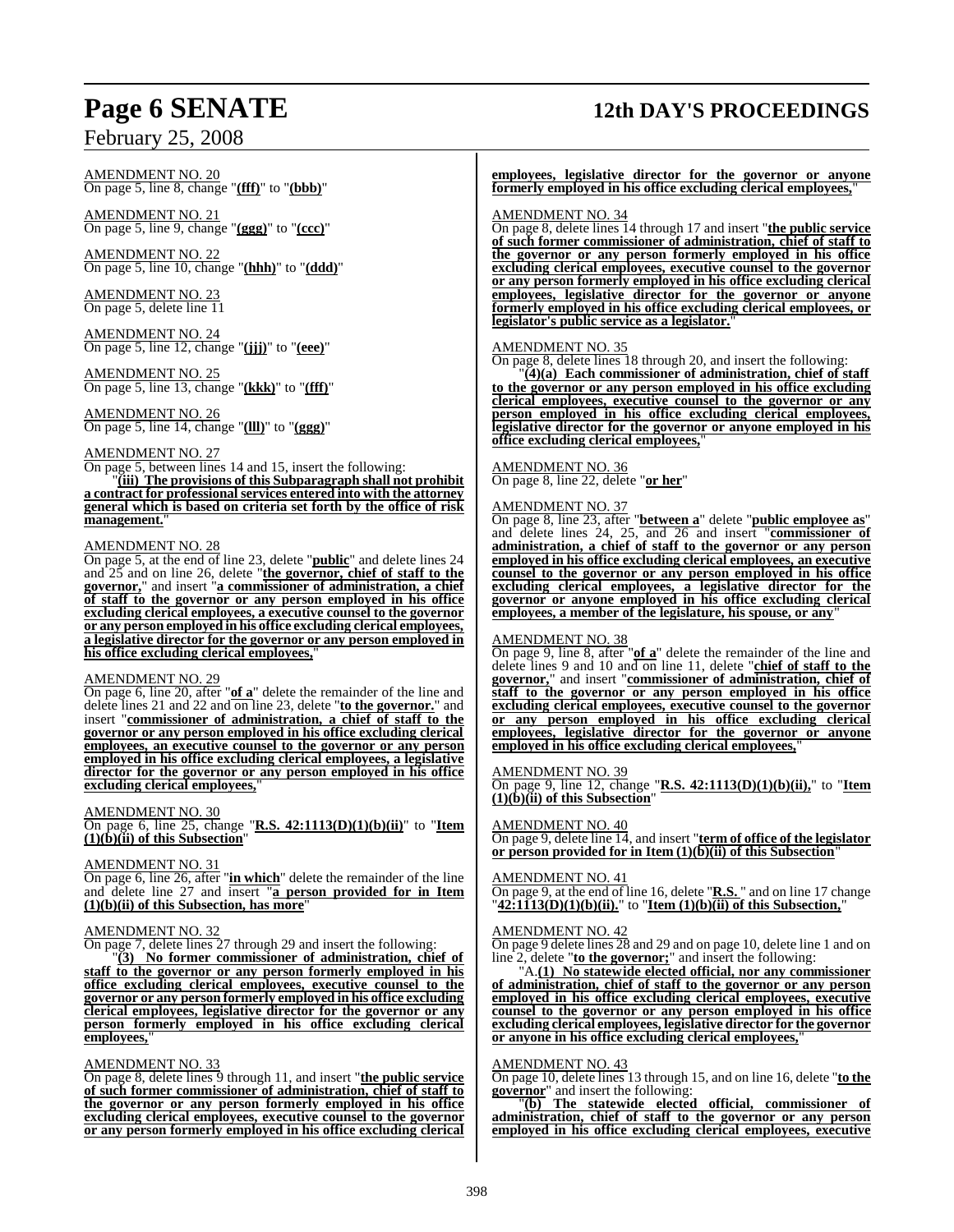AMENDMENT NO. 20
On page 5, line 8, change "**(fff)**" to "**(bbb)**"

AMENDMENT NO. 21
On page 5, line 9, change "**(ggg)**" to "**(ccc)**"

AMENDMENT NO. 22
On page 5, line 10, change "**(hhh)**" to "**(ddd)**"

AMENDMENT NO. 23
On page 5, delete line 11

AMENDMENT NO. 24
On page 5, line 12, change "**(jjj)**" to "**(eee)**"

AMENDMENT NO. 25
On page 5, line 13, change "**(kkk)**" to "**(fff)**"

AMENDMENT NO. 26
On page 5, line 14, change "**(lll)**" to "**(ggg)**"

AMENDMENT NO. 27
On page 5, between lines 14 and 15, insert the following:

"**(iii) The provisions of this Subparagraph shall not prohibit a contract for professional services entered into with the attorney general which is based on criteria set forth by the office of risk management.**"

AMENDMENT NO. 28
On page 5, at the end of line 23, delete "**public**" and delete lines 24 and 25 and on line 26, delete "**the governor, chief of staff to the governor,**" and insert "**a commissioner of administration, a chief of staff to the governor or any person employed in his office excluding clerical employees, a executive counsel to the governor or any person employed in his office excluding clerical employees, a legislative director for the governor or any person employed in his office excluding clerical employees,**"

AMENDMENT NO. 29
On page 6, line 20, after "**of a**" delete the remainder of the line and delete lines 21 and 22 and on line 23, delete "**to the governor.**" and insert "**commissioner of administration, a chief of staff to the governor or any person employed in his office excluding clerical employees, an executive counsel to the governor or any person employed in his office excluding clerical employees, a legislative director for the governor or any person employed in his office excluding clerical employees,**"

AMENDMENT NO. 30
On page 6, line 25, change "**R.S. 42:1113(D)(1)(b)(ii)**" to "**Item (1)(b)(ii) of this Subsection**"

AMENDMENT NO. 31
On page 6, line 26, after "**in which**" delete the remainder of the line and delete line 27 and insert "**a person provided for in Item (1)(b)(ii) of this Subsection, has more**"

AMENDMENT NO. 32
On page 7, delete lines 27 through 29 and insert the following:

"**(3) No former commissioner of administration, chief of staff to the governor or any person formerly employed in his office excluding clerical employees, executive counsel to the governor or any person formerly employed in his office excluding clerical employees, legislative director for the governor or any person formerly employed in his office excluding clerical employees,**"

AMENDMENT NO. 33
On page 8, delete lines 9 through 11, and insert "**the public service of such former commissioner of administration, chief of staff to the governor or any person formerly employed in his office excluding clerical employees, executive counsel to the governor or any person formerly employed in his office excluding clerical employees, legislative director for the governor or anyone formerly employed in his office excluding clerical employees,**"

AMENDMENT NO. 34
On page 8, delete lines 14 through 17 and insert "**the public service of such former commissioner of administration, chief of staff to the governor or any person formerly employed in his office excluding clerical employees, executive counsel to the governor or any person formerly employed in his office excluding clerical employees, legislative director for the governor or anyone formerly employed in his office excluding clerical employees, or legislator's public service as a legislator.**"

AMENDMENT NO. 35
On page 8, delete lines 18 through 20, and insert the following:

"**(4)(a) Each commissioner of administration, chief of staff to the governor or any person employed in his office excluding clerical employees, executive counsel to the governor or any person employed in his office excluding clerical employees, legislative director for the governor or anyone employed in his office excluding clerical employees,**"

AMENDMENT NO. 36
On page 8, line 22, delete "**or her**"

AMENDMENT NO. 37
On page 8, line 23, after "**between a**" delete "**public employee as**" and delete lines 24, 25, and 26 and insert "**commissioner of administration, a chief of staff to the governor or any person employed in his office excluding clerical employees, an executive counsel to the governor or any person employed in his office excluding clerical employees, a legislative director for the governor or anyone employed in his office excluding clerical employees, a member of the legislature, his spouse, or any**"

AMENDMENT NO. 38
On page 9, line 8, after "**of a**" delete the remainder of the line and delete lines 9 and 10 and on line 11, delete "**chief of staff to the governor,**" and insert "**commissioner of administration, chief of staff to the governor or any person employed in his office excluding clerical employees, executive counsel to the governor or any person employed in his office excluding clerical employees, legislative director for the governor or anyone employed in his office excluding clerical employees,**"

AMENDMENT NO. 39
On page 9, line 12, change "**R.S. 42:1113(D)(1)(b)(ii),**" to "**Item (1)(b)(ii) of this Subsection**"

AMENDMENT NO. 40
On page 9, delete line 14, and insert "**term of office of the legislator or person provided for in Item (1)(b)(ii) of this Subsection**"

AMENDMENT NO. 41
On page 9, at the end of line 16, delete "**R.S.** " and on line 17 change "**42:1113(D)(1)(b)(ii).**" to "**Item (1)(b)(ii) of this Subsection,**"

AMENDMENT NO. 42
On page 9 delete lines 28 and 29 and on page 10, delete line 1 and on line 2, delete "**to the governor;**" and insert the following:

"A.**(1) No statewide elected official, nor any commissioner of administration, chief of staff to the governor or any person employed in his office excluding clerical employees, executive counsel to the governor or any person employed in his office excluding clerical employees, legislative director for the governor or anyone in his office excluding clerical employees,**"

AMENDMENT NO. 43
On page 10, delete lines 13 through 15, and on line 16, delete "**to the governor**" and insert the following:

"**(b) The statewide elected official, commissioner of administration, chief of staff to the governor or any person employed in his office excluding clerical employees, executive**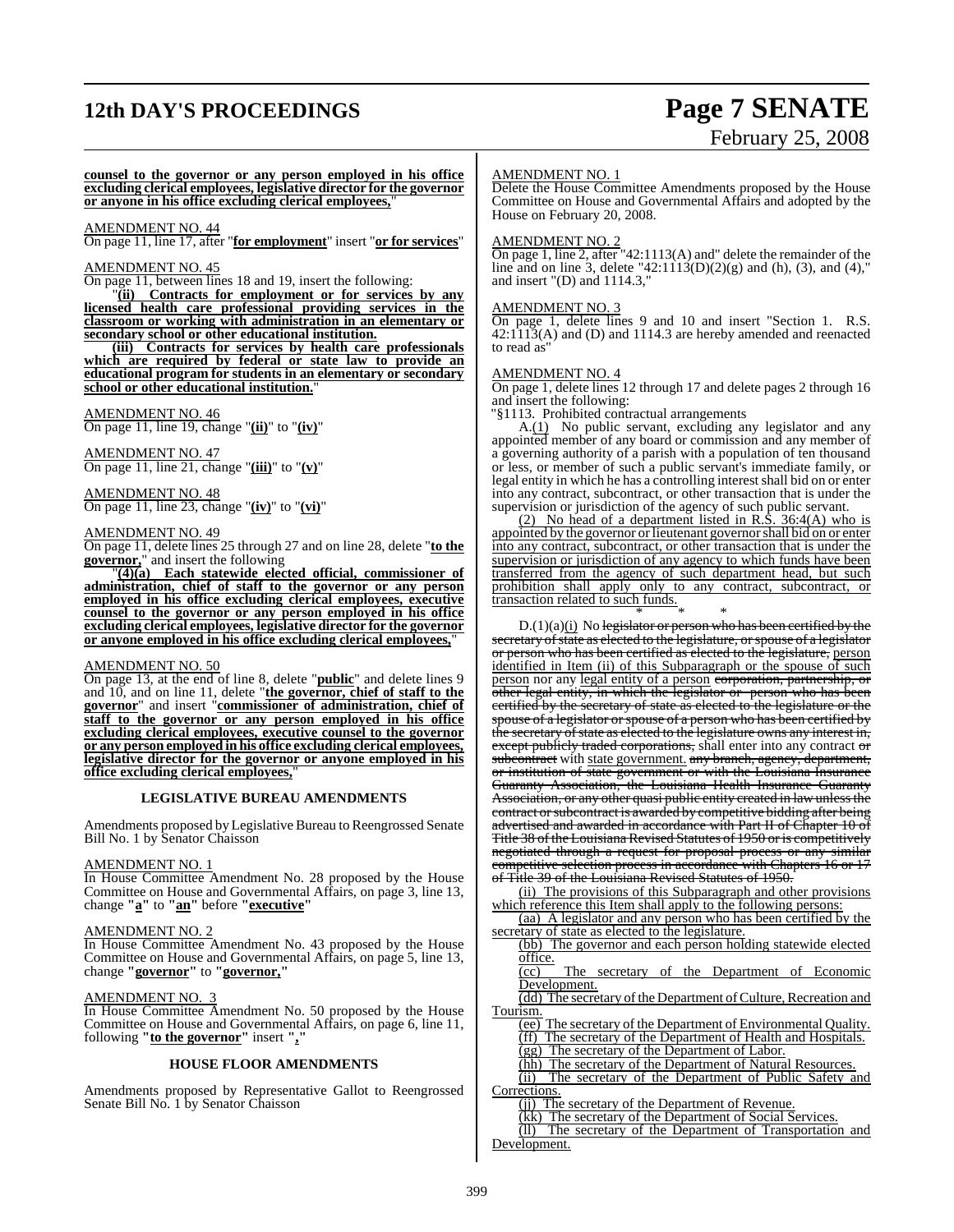**counsel to the governor or any person employed in his office excluding clerical employees, legislative director for the governor or anyone in his office excluding clerical employees,**"

AMENDMENT NO. 44

On page 11, line 17, after "**for employment**" insert "**or for services**"

AMENDMENT NO. 45

On page 11, between lines 18 and 19, insert the following:

"**(ii) Contracts for employment or for services by any licensed health care professional providing services in the classroom or working with administration in an elementary or secondary school or other educational institution.**

**(iii) Contracts for services by health care professionals which are required by federal or state law to provide an educational program for students in an elementary or secondary school or other educational institution.**"

AMENDMENT NO. 46

On page 11, line 19, change "**(ii)**" to "**(iv)**"

AMENDMENT NO. 47

On page 11, line 21, change "**(iii)**" to "**(v)**"

AMENDMENT NO. 48

On page 11, line 23, change "**(iv)**" to "**(vi)**"

AMENDMENT NO. 49

On page 11, delete lines 25 through 27 and on line 28, delete "**to the governor,**" and insert the following

"**(4)(a) Each statewide elected official, commissioner of administration, chief of staff to the governor or any person employed in his office excluding clerical employees, executive counsel to the governor or any person employed in his office excluding clerical employees, legislative director for the governor or anyone employed in his office excluding clerical employees,**"

AMENDMENT NO. 50

On page 13, at the end of line 8, delete "**public**" and delete lines 9 and 10, and on line 11, delete "**the governor, chief of staff to the governor**" and insert "**commissioner of administration, chief of staff to the governor or any person employed in his office excluding clerical employees, executive counsel to the governor or any person employed in his office excluding clerical employees, legislative director for the governor or anyone employed in his office excluding clerical employees,**"

### LEGISLATIVE BUREAU AMENDMENTS

Amendments proposed by Legislative Bureau to Reengrossed Senate Bill No. 1 by Senator Chaisson

AMENDMENT NO. 1

In House Committee Amendment No. 28 proposed by the House Committee on House and Governmental Affairs, on page 3, line 13, change "**a**" to "**an**" before "**executive**"

AMENDMENT NO. 2

In House Committee Amendment No. 43 proposed by the House Committee on House and Governmental Affairs, on page 5, line 13, change "**governor**" to "**governor,**"

AMENDMENT NO. 3

In House Committee Amendment No. 50 proposed by the House Committee on House and Governmental Affairs, on page 6, line 11, following "**to the governor**" insert "**,**"

### HOUSE FLOOR AMENDMENTS

Amendments proposed by Representative Gallot to Reengrossed Senate Bill No. 1 by Senator Chaisson

AMENDMENT NO. 1

Delete the House Committee Amendments proposed by the House Committee on House and Governmental Affairs and adopted by the House on February 20, 2008.

AMENDMENT NO. 2

On page 1, line 2, after "42:1113(A) and" delete the remainder of the line and on line 3, delete "42:1113(D)(2)(g) and (h), (3), and (4)," and insert "(D) and 1114.3,"

AMENDMENT NO. 3

On page 1, delete lines 9 and 10 and insert "Section 1. R.S. 42:1113(A) and (D) and 1114.3 are hereby amended and reenacted to read as"

AMENDMENT NO. 4

On page 1, delete lines 12 through 17 and delete pages 2 through 16 and insert the following:

"§1113. Prohibited contractual arrangements

A.(1) No public servant, excluding any legislator and any appointed member of any board or commission and any member of a governing authority of a parish with a population of ten thousand or less, or member of such a public servant's immediate family, or legal entity in which he has a controlling interest shall bid on or enter into any contract, subcontract, or other transaction that is under the supervision or jurisdiction of the agency of such public servant.

(2) No head of a department listed in R.S. 36:4(A) who is appointed by the governor or lieutenant governor shall bid on or enter into any contract, subcontract, or other transaction that is under the supervision or jurisdiction of any agency to which funds have been transferred from the agency of such department head, but such prohibition shall apply only to any contract, subcontract, or transaction related to such funds.

\* \* \*

D.(1)(a)(i) No ~~legislator or person who has been certified by the secretary of state as elected to the legislature, or spouse of a legislator or person who has been certified as elected to the legislature,~~ person identified in Item (ii) of this Subparagraph or the spouse of such person nor any legal entity of a person ~~corporation, partnership, or other legal entity, in which the legislator or person who has been certified by the secretary of state as elected to the legislature or the spouse of a legislator or spouse of a person who has been certified by the secretary of state as elected to the legislature owns any interest in, except publicly traded corporations,~~ shall enter into any contract ~~or subcontract~~ with state government. ~~any branch, agency, department, or institution of state government or with the Louisiana Insurance Guaranty Association, the Louisiana Health Insurance Guaranty Association, or any other quasi public entity created in law unless the contract or subcontract is awarded by competitive bidding after being advertised and awarded in accordance with Part II of Chapter 10 of Title 38 of the Louisiana Revised Statutes of 1950 or is competitively negotiated through a request for proposal process or any similar competitive selection process in accordance with Chapters 16 or 17 of Title 39 of the Louisiana Revised Statutes of 1950.~~

(ii) The provisions of this Subparagraph and other provisions which reference this Item shall apply to the following persons:

(aa) A legislator and any person who has been certified by the secretary of state as elected to the legislature.

(bb) The governor and each person holding statewide elected office.

(cc) The secretary of the Department of Economic Development.

(dd) The secretary of the Department of Culture, Recreation and Tourism.

(ee) The secretary of the Department of Environmental Quality.

(ff) The secretary of the Department of Health and Hospitals.

(gg) The secretary of the Department of Labor.

(hh) The secretary of the Department of Natural Resources.

(ii) The secretary of the Department of Public Safety and Corrections.

(jj) The secretary of the Department of Revenue.

(kk) The secretary of the Department of Social Services.

(ll) The secretary of the Department of Transportation and Development.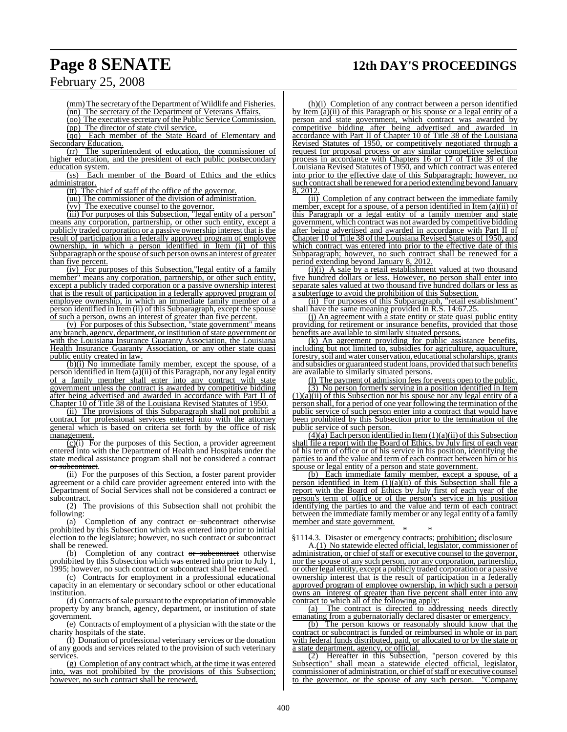(mm) The secretary of the Department of Wildlife and Fisheries.

(nn) The secretary of the Department of Veterans Affairs.

(oo) The executive secretary of the Public Service Commission.

(pp) The director of state civil service.

(qq) Each member of the State Board of Elementary and Secondary Education.

(rr) The superintendent of education, the commissioner of higher education, and the president of each public postsecondary education system.

(ss) Each member of the Board of Ethics and the ethics administrator.

(tt) The chief of staff of the office of the governor.

(uu) The commissioner of the division of administration.

(vv) The executive counsel to the governor.

(iii) For purposes of this Subsection, "legal entity of a person" means any corporation, partnership, or other such entity, except a publicly traded corporation or a passive ownership interest that is the result of participation in a federally approved program of employee ownership, in which a person identified in Item (ii) of this Subparagraph or the spouse of such person owns an interest of greater than five percent.

(iv) For purposes of this Subsection,"legal entity of a family member" means any corporation, partnership, or other such entity, except a publicly traded corporation or a passive ownership interest that is the result of participation in a federally approved program of employee ownership, in which an immediate family member of a person identified in Item (ii) of this Subparagraph, except the spouse of such a person, owns an interest of greater than five percent.

(v) For purposes of this Subsection, "state government" means any branch, agency, department, or institution of state government or with the Louisiana Insurance Guaranty Association, the Louisiana Health Insurance Guaranty Association, or any other state quasi public entity created in law.

(b)(i) No immediate family member, except the spouse, of a person identified in Item (a)(ii) of this Paragraph, nor any legal entity of a family member shall enter into any contract with state government unless the contract is awarded by competitive bidding after being advertised and awarded in accordance with Part II of Chapter 10 of Title 38 of the Louisiana Revised Statutes of 1950.

(ii) The provisions of this Subparagraph shall not prohibit a contract for professional services entered into with the attorney general which is based on criteria set forth by the office of risk management.

(c)(i) For the purposes of this Section, a provider agreement entered into with the Department of Health and Hospitals under the state medical assistance program shall not be considered a contract ~~or subcontract~~.

(ii) For the purposes of this Section, a foster parent provider agreement or a child care provider agreement entered into with the Department of Social Services shall not be considered a contract ~~or subcontract~~.

(2) The provisions of this Subsection shall not prohibit the following:

(a) Completion of any contract ~~or subcontract~~ otherwise prohibited by this Subsection which was entered into prior to initial election to the legislature; however, no such contract or subcontract shall be renewed.

(b) Completion of any contract ~~or subcontract~~ otherwise prohibited by this Subsection which was entered into prior to July 1, 1995; however, no such contract or subcontract shall be renewed.

(c) Contracts for employment in a professional educational capacity in an elementary or secondary school or other educational institution.

(d) Contracts of sale pursuant to the expropriation of immovable property by any branch, agency, department, or institution of state government.

(e) Contracts of employment of a physician with the state or the charity hospitals of the state.

(f) Donation of professional veterinary services or the donation of any goods and services related to the provision of such veterinary services.

(g) Completion of any contract which, at the time it was entered into, was not prohibited by the provisions of this Subsection; however, no such contract shall be renewed.

(h)(i) Completion of any contract between a person identified by Item (a)(ii) of this Paragraph or his spouse or a legal entity of a person and state government, which contract was awarded by competitive bidding after being advertised and awarded in accordance with Part II of Chapter 10 of Title 38 of the Louisiana Revised Statutes of 1950, or competitively negotiated through a request for proposal process or any similar competitive selection process in accordance with Chapters 16 or 17 of Title 39 of the Louisiana Revised Statutes of 1950, and which contract was entered into prior to the effective date of this Subparagraph; however, no such contract shall be renewed for a period extending beyond January 8, 2012.

(ii) Completion of any contract between the immediate family member, except for a spouse, of a person identified in Item (a)(ii) of this Paragraph or a legal entity of a family member and state government, which contract was not awarded by competitive bidding after being advertised and awarded in accordance with Part II of Chapter 10 of Title 38 of the Louisiana Revised Statutes of 1950, and which contract was entered into prior to the effective date of this Subparagraph; however, no such contract shall be renewed for a period extending beyond January 8, 2012.

(i)(i) A sale by a retail establishment valued at two thousand five hundred dollars or less. However, no person shall enter into separate sales valued at two thousand five hundred dollars or less as a subterfuge to avoid the prohibition of this Subsection.

(ii) For purposes of this Subparagraph, "retail establishment" shall have the same meaning provided in R.S. 14:67.25.

(j) An agreement with a state entity or state quasi public entity providing for retirement or insurance benefits, provided that those benefits are available to similarly situated persons.

(k) An agreement providing for public assistance benefits, including but not limited to, subsidies for agriculture, aquaculture, forestry, soil and water conservation, educational scholarships, grants and subsidies or guaranteed student loans, provided that such benefits are available to similarly situated persons.

(l) The payment of admission fees for events open to the public.

(3) No person formerly serving in a position identified in Item (1)(a)(ii) of this Subsection nor his spouse nor any legal entity of a person shall, for a period of one year following the termination of the public service of such person enter into a contract that would have been prohibited by this Subsection prior to the termination of the public service of such person.

(4)(a) Each person identified in Item (1)(a)(ii) of this Subsection shall file a report with the Board of Ethics, by July first of each year of his term of office or of his service in his position, identifying the parties to and the value and term of each contract between him or his spouse or legal entity of a person and state government.

(b) Each immediate family member, except a spouse, of a person identified in Item (1)(a)(ii) of this Subsection shall file a report with the Board of Ethics by July first of each year of the person's term of office or of the person's service in his position identifying the parties to and the value and term of each contract between the immediate family member or any legal entity of a family member and state government.

\* \* \*

§1114.3. Disaster or emergency contracts; prohibition; disclosure

A.(1) No statewide elected official, legislator, commissioner of administration, or chief of staff or executive counsel to the governor, nor the spouse of any such person, nor any corporation, partnership, or other legal entity, except a publicly traded corporation or a passive ownership interest that is the result of participation in a federally approved program of employee ownership, in which such a person owns an interest of greater than five percent shall enter into any contract to which all of the following apply:

(a) The contract is directed to addressing needs directly emanating from a gubernatorially declared disaster or emergency.

(b) The person knows or reasonably should know that the contract or subcontract is funded or reimbursed in whole or in part with federal funds distributed, paid, or allocated to or by the state or a state department, agency, or official.

(2) Hereafter in this Subsection, "person covered by this Subsection" shall mean a statewide elected official, legislator, commissioner of administration, or chief of staff or executive counsel to the governor, or the spouse of any such person. "Company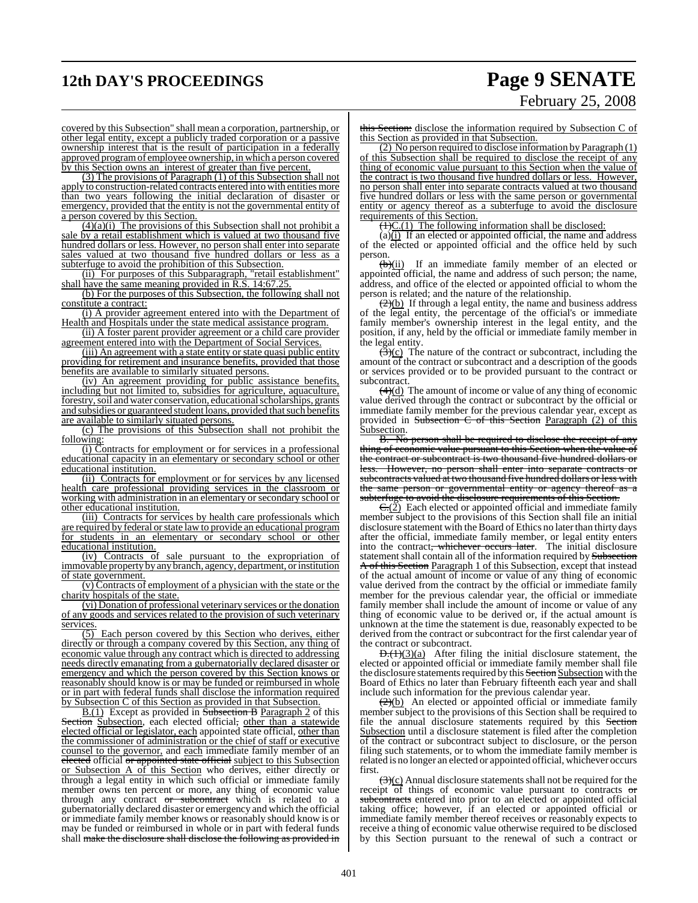covered by this Subsection" shall mean a corporation, partnership, or other legal entity, except a publicly traded corporation or a passive ownership interest that is the result of participation in a federally approved program of employee ownership, in which a person covered by this Section owns an interest of greater than five percent.

(3) The provisions of Paragraph (1) of this Subsection shall not apply to construction-related contracts entered into with entities more than two years following the initial declaration of disaster or emergency, provided that the entity is not the governmental entity of a person covered by this Section.

(4)(a)(i) The provisions of this Subsection shall not prohibit a sale by a retail establishment which is valued at two thousand five hundred dollars or less. However, no person shall enter into separate sales valued at two thousand five hundred dollars or less as a subterfuge to avoid the prohibition of this Subsection.

(ii) For purposes of this Subparagraph, "retail establishment" shall have the same meaning provided in R.S. 14:67.25.

(b) For the purposes of this Subsection, the following shall not constitute a contract:

(i) A provider agreement entered into with the Department of Health and Hospitals under the state medical assistance program.

(ii) A foster parent provider agreement or a child care provider agreement entered into with the Department of Social Services.

(iii) An agreement with a state entity or state quasi public entity providing for retirement and insurance benefits, provided that those benefits are available to similarly situated persons.

(iv) An agreement providing for public assistance benefits, including but not limited to, subsidies for agriculture, aquaculture, forestry, soil and water conservation, educational scholarships, grants and subsidies or guaranteed student loans, provided that such benefits are available to similarly situated persons.

(c) The provisions of this Subsection shall not prohibit the following:

(i) Contracts for employment or for services in a professional educational capacity in an elementary or secondary school or other educational institution.

(ii) Contracts for employment or for services by any licensed health care professional providing services in the classroom or working with administration in an elementary or secondary school or other educational institution.

(iii) Contracts for services by health care professionals which are required by federal or state law to provide an educational program for students in an elementary or secondary school or other educational institution.

(iv) Contracts of sale pursuant to the expropriation of immovable property by any branch, agency, department, or institution of state government.

(v) Contracts of employment of a physician with the state or the charity hospitals of the state.

(vi) Donation of professional veterinary services or the donation of any goods and services related to the provision of such veterinary services.

(5) Each person covered by this Section who derives, either directly or through a company covered by this Section, any thing of economic value through any contract which is directed to addressing needs directly emanating from a gubernatorially declared disaster or emergency and which the person covered by this Section knows or reasonably should know is or may be funded or reimbursed in whole or in part with federal funds shall disclose the information required by Subsection C of this Section as provided in that Subsection.

B.(1) Except as provided in ~~Subsection B~~ Paragraph 2 of this ~~Section~~ Subsection, each elected official~~,~~ other than a statewide elected official or legislator, each appointed state official, other than the commissioner of administration or the chief of staff or executive counsel to the governor, and each immediate family member of an ~~elected~~ official ~~or appointed state official~~ subject to this Subsection or Subsection A of this Section who derives, either directly or through a legal entity in which such official or immediate family member owns ten percent or more, any thing of economic value through any contract ~~or subcontract~~ which is related to a gubernatorially declared disaster or emergency and which the official or immediate family member knows or reasonably should know is or may be funded or reimbursed in whole or in part with federal funds shall ~~make the disclosure shall disclose the following as provided in this Section:~~ disclose the information required by Subsection C of this Section as provided in that Subsection.

(2) No person required to disclose information by Paragraph (1) of this Subsection shall be required to disclose the receipt of any thing of economic value pursuant to this Section when the value of the contract is two thousand five hundred dollars or less. However, no person shall enter into separate contracts valued at two thousand five hundred dollars or less with the same person or governmental entity or agency thereof as a subterfuge to avoid the disclosure requirements of this Section.

~~(1)~~C.(1) The following information shall be disclosed:

(a)(i) If an elected or appointed official, the name and address of the elected or appointed official and the office held by such person.

~~(b)~~(ii) If an immediate family member of an elected or appointed official, the name and address of such person; the name, address, and office of the elected or appointed official to whom the person is related; and the nature of the relationship.

~~(2)~~(b) If through a legal entity, the name and business address of the legal entity, the percentage of the official's or immediate family member's ownership interest in the legal entity, and the position, if any, held by the official or immediate family member in the legal entity.

~~(3)~~(c) The nature of the contract or subcontract, including the amount of the contract or subcontract and a description of the goods or services provided or to be provided pursuant to the contract or subcontract.

~~(4)~~(d) The amount of income or value of any thing of economic value derived through the contract or subcontract by the official or immediate family member for the previous calendar year, except as provided in ~~Subsection C of this Section~~ Paragraph (2) of this Subsection.

~~B. No person shall be required to disclose the receipt of any thing of economic value pursuant to this Section when the value of the contract or subcontract is two thousand five hundred dollars or less. However, no person shall enter into separate contracts or subcontracts valued at two thousand five hundred dollars or less with the same person or governmental entity or agency thereof as a subterfuge to avoid the disclosure requirements of this Section.~~

~~C.~~(2) Each elected or appointed official and immediate family member subject to the provisions of this Section shall file an initial disclosure statement with the Board of Ethics no later than thirty days after the official, immediate family member, or legal entity enters into the contract~~, whichever occurs later~~. The initial disclosure statement shall contain all of the information required by ~~Subsection A of this Section~~ Paragraph 1 of this Subsection, except that instead of the actual amount of income or value of any thing of economic value derived from the contract by the official or immediate family member for the previous calendar year, the official or immediate family member shall include the amount of income or value of any thing of economic value to be derived or, if the actual amount is unknown at the time the statement is due, reasonably expected to be derived from the contract or subcontract for the first calendar year of the contract or subcontract.

~~D.(1)~~(3)(a) After filing the initial disclosure statement, the elected or appointed official or immediate family member shall file the disclosure statements required by this ~~Section~~ Subsection with the Board of Ethics no later than February fifteenth each year and shall include such information for the previous calendar year.

~~(2)~~(b) An elected or appointed official or immediate family member subject to the provisions of this Section shall be required to file the annual disclosure statements required by this ~~Section~~ Subsection until a disclosure statement is filed after the completion of the contract or subcontract subject to disclosure, or the person filing such statements, or to whom the immediate family member is related is no longer an elected or appointed official, whichever occurs first.

~~(3)~~(c) Annual disclosure statements shall not be required for the receipt of things of economic value pursuant to contracts ~~or subcontracts~~ entered into prior to an elected or appointed official taking office; however, if an elected or appointed official or immediate family member thereof receives or reasonably expects to receive a thing of economic value otherwise required to be disclosed by this Section pursuant to the renewal of such a contract or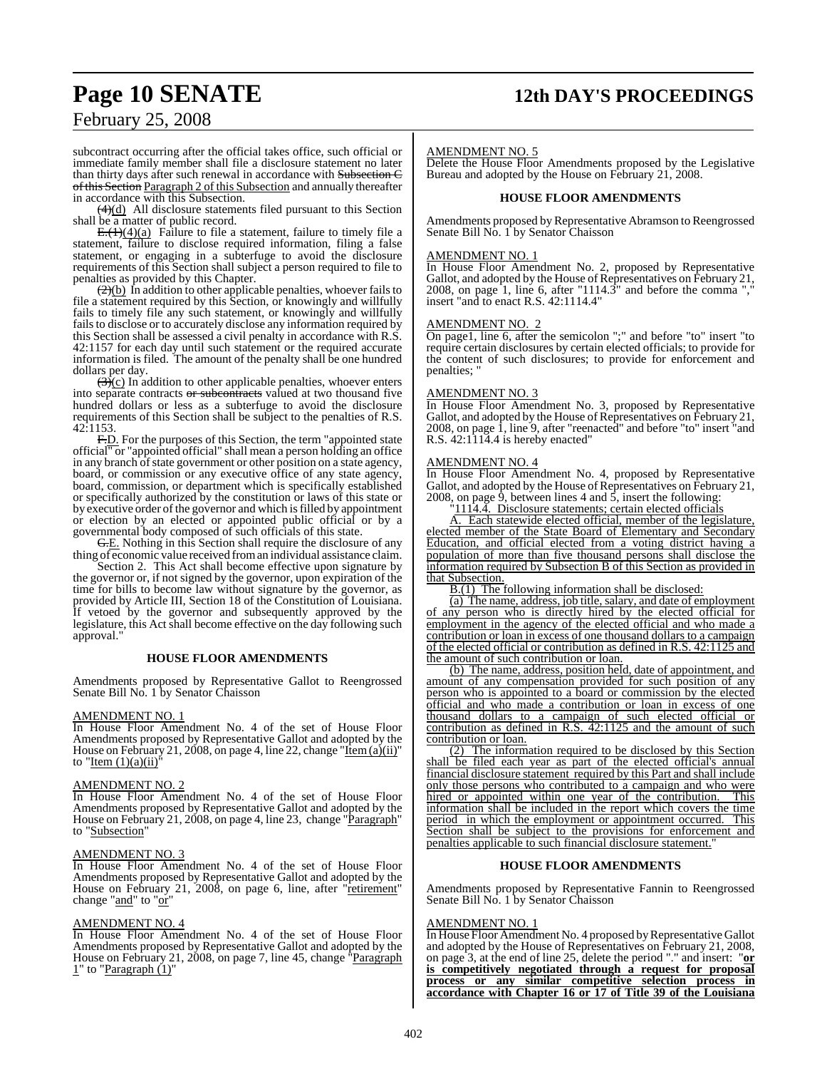subcontract occurring after the official takes office, such official or immediate family member shall file a disclosure statement no later than thirty days after such renewal in accordance with Subsection C of this Section Paragraph 2 of this Subsection and annually thereafter in accordance with this Subsection.

(4)(d) All disclosure statements filed pursuant to this Section shall be a matter of public record.

E.(1)(4)(a) Failure to file a statement, failure to timely file a statement, failure to disclose required information, filing a false statement, or engaging in a subterfuge to avoid the disclosure requirements of this Section shall subject a person required to file to penalties as provided by this Chapter.

(2)(b) In addition to other applicable penalties, whoever fails to file a statement required by this Section, or knowingly and willfully fails to timely file any such statement, or knowingly and willfully fails to disclose or to accurately disclose any information required by this Section shall be assessed a civil penalty in accordance with R.S. 42:1157 for each day until such statement or the required accurate information is filed. The amount of the penalty shall be one hundred dollars per day.

(3)(c) In addition to other applicable penalties, whoever enters into separate contracts or subcontracts valued at two thousand five hundred dollars or less as a subterfuge to avoid the disclosure requirements of this Section shall be subject to the penalties of R.S. 42:1153.

F.D. For the purposes of this Section, the term "appointed state official" or "appointed official" shall mean a person holding an office in any branch of state government or other position on a state agency, board, or commission or any executive office of any state agency, board, commission, or department which is specifically established or specifically authorized by the constitution or laws of this state or by executive order of the governor and which is filled by appointment or election by an elected or appointed public official or by a governmental body composed of such officials of this state.

G.E. Nothing in this Section shall require the disclosure of any thing of economic value received from an individual assistance claim.

Section 2. This Act shall become effective upon signature by the governor or, if not signed by the governor, upon expiration of the time for bills to become law without signature by the governor, as provided by Article III, Section 18 of the Constitution of Louisiana. If vetoed by the governor and subsequently approved by the legislature, this Act shall become effective on the day following such approval."

## HOUSE FLOOR AMENDMENTS

Amendments proposed by Representative Gallot to Reengrossed Senate Bill No. 1 by Senator Chaisson

AMENDMENT NO. 1

In House Floor Amendment No. 4 of the set of House Floor Amendments proposed by Representative Gallot and adopted by the House on February 21, 2008, on page 4, line 22, change "Item (a)(ii)" to "Item (1)(a)(ii)"

AMENDMENT NO. 2

In House Floor Amendment No. 4 of the set of House Floor Amendments proposed by Representative Gallot and adopted by the House on February 21, 2008, on page 4, line 23, change "Paragraph" to "Subsection"

AMENDMENT NO. 3

In House Floor Amendment No. 4 of the set of House Floor Amendments proposed by Representative Gallot and adopted by the House on February 21, 2008, on page 6, line, after "retirement" change "and" to "or"

AMENDMENT NO. 4

In House Floor Amendment No. 4 of the set of House Floor Amendments proposed by Representative Gallot and adopted by the House on February 21, 2008, on page 7, line 45, change "Paragraph 1" to "Paragraph (1)"

AMENDMENT NO. 5

Delete the House Floor Amendments proposed by the Legislative Bureau and adopted by the House on February 21, 2008.

## HOUSE FLOOR AMENDMENTS

Amendments proposed by Representative Abramson to Reengrossed Senate Bill No. 1 by Senator Chaisson

AMENDMENT NO. 1

In House Floor Amendment No. 2, proposed by Representative Gallot, and adopted by the House of Representatives on February 21, 2008, on page 1, line 6, after "1114.3" and before the comma "," insert "and to enact R.S. 42:1114.4"

AMENDMENT NO. 2

On page1, line 6, after the semicolon ";" and before "to" insert "to require certain disclosures by certain elected officials; to provide for the content of such disclosures; to provide for enforcement and penalties; "

AMENDMENT NO. 3

In House Floor Amendment No. 3, proposed by Representative Gallot, and adopted by the House of Representatives on February 21, 2008, on page 1, line 9, after "reenacted" and before "to" insert "and R.S. 42:1114.4 is hereby enacted"

AMENDMENT NO. 4

In House Floor Amendment No. 4, proposed by Representative Gallot, and adopted by the House of Representatives on February 21, 2008, on page 9, between lines 4 and 5, insert the following:

"1114.4. Disclosure statements; certain elected officials

A. Each statewide elected official, member of the legislature, elected member of the State Board of Elementary and Secondary Education, and official elected from a voting district having a population of more than five thousand persons shall disclose the information required by Subsection B of this Section as provided in that Subsection.

B.(1) The following information shall be disclosed:

(a) The name, address, job title, salary, and date of employment of any person who is directly hired by the elected official for employment in the agency of the elected official and who made a contribution or loan in excess of one thousand dollars to a campaign of the elected official or contribution as defined in R.S. 42:1125 and the amount of such contribution or loan.

(b) The name, address, position held, date of appointment, and amount of any compensation provided for such position of any person who is appointed to a board or commission by the elected official and who made a contribution or loan in excess of one thousand dollars to a campaign of such elected official or contribution as defined in R.S. 42:1125 and the amount of such contribution or loan.

(2) The information required to be disclosed by this Section shall be filed each year as part of the elected official's annual financial disclosure statement required by this Part and shall include only those persons who contributed to a campaign and who were hired or appointed within one year of the contribution. This information shall be included in the report which covers the time period in which the employment or appointment occurred. This Section shall be subject to the provisions for enforcement and penalties applicable to such financial disclosure statement."

## HOUSE FLOOR AMENDMENTS

Amendments proposed by Representative Fannin to Reengrossed Senate Bill No. 1 by Senator Chaisson

AMENDMENT NO. 1

In House Floor Amendment No. 4 proposed by Representative Gallot and adopted by the House of Representatives on February 21, 2008, on page 3, at the end of line 25, delete the period "." and insert: "**or is competitively negotiated through a request for proposal process or any similar competitive selection process in accordance with Chapter 16 or 17 of Title 39 of the Louisiana**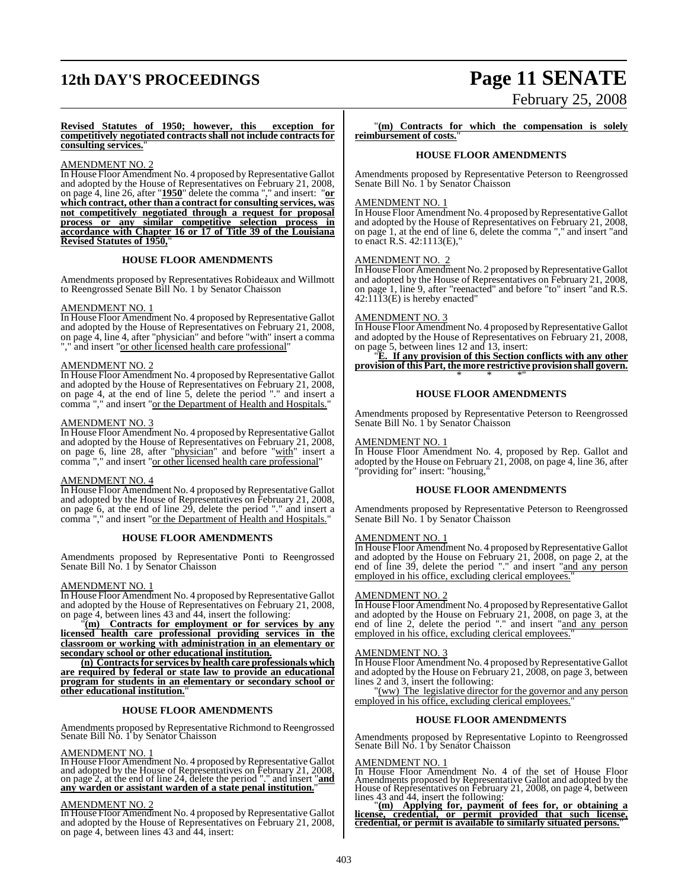**Revised Statutes of 1950; however, this exception for competitively negotiated contracts shall not include contracts for consulting services.**"

AMENDMENT NO. 2

In House Floor Amendment No. 4 proposed by Representative Gallot and adopted by the House of Representatives on February 21, 2008, on page 4, line 26, after "**1950**" delete the comma "," and insert: "**or which contract, other than a contract for consulting services, was not competitively negotiated through a request for proposal process or any similar competitive selection process in accordance with Chapter 16 or 17 of Title 39 of the Louisiana Revised Statutes of 1950,**"

### HOUSE FLOOR AMENDMENTS

Amendments proposed by Representatives Robideaux and Willmott to Reengrossed Senate Bill No. 1 by Senator Chaisson

AMENDMENT NO. 1

In House Floor Amendment No. 4 proposed by Representative Gallot and adopted by the House of Representatives on February 21, 2008, on page 4, line 4, after "physician" and before "with" insert a comma "," and insert "or other licensed health care professional"

AMENDMENT NO. 2

In House Floor Amendment No. 4 proposed by Representative Gallot and adopted by the House of Representatives on February 21, 2008, on page 4, at the end of line 5, delete the period "." and insert a comma "," and insert "or the Department of Health and Hospitals."

AMENDMENT NO. 3

In House Floor Amendment No. 4 proposed by Representative Gallot and adopted by the House of Representatives on February 21, 2008, on page 6, line 28, after "physician" and before "with" insert a comma "," and insert "or other licensed health care professional"

AMENDMENT NO. 4

In House Floor Amendment No. 4 proposed by Representative Gallot and adopted by the House of Representatives on February 21, 2008, on page 6, at the end of line 29, delete the period "." and insert a comma "," and insert "or the Department of Health and Hospitals."

### HOUSE FLOOR AMENDMENTS

Amendments proposed by Representative Ponti to Reengrossed Senate Bill No. 1 by Senator Chaisson

AMENDMENT NO. 1

In House Floor Amendment No. 4 proposed by Representative Gallot and adopted by the House of Representatives on February 21, 2008, on page 4, between lines 43 and 44, insert the following:

"**(m) Contracts for employment or for services by any licensed health care professional providing services in the classroom or working with administration in an elementary or secondary school or other educational institution.**

**(n) Contracts for services by health care professionals which are required by federal or state law to provide an educational program for students in an elementary or secondary school or other educational institution.**"

### HOUSE FLOOR AMENDMENTS

Amendments proposed by Representative Richmond to Reengrossed Senate Bill No. 1 by Senator Chaisson

AMENDMENT NO. 1

In House Floor Amendment No. 4 proposed by Representative Gallot and adopted by the House of Representatives on February 21, 2008, on page 2, at the end of line 24, delete the period "." and insert "**and any warden or assistant warden of a state penal institution.**"

AMENDMENT NO. 2

In House Floor Amendment No. 4 proposed by Representative Gallot and adopted by the House of Representatives on February 21, 2008, on page 4, between lines 43 and 44, insert:

"**(m) Contracts for which the compensation is solely reimbursement of costs.**"

### HOUSE FLOOR AMENDMENTS

Amendments proposed by Representative Peterson to Reengrossed Senate Bill No. 1 by Senator Chaisson

AMENDMENT NO. 1

In House Floor Amendment No. 4 proposed by Representative Gallot and adopted by the House of Representatives on February 21, 2008, on page 1, at the end of line 6, delete the comma "," and insert "and to enact R.S. 42:1113(E),"

AMENDMENT NO. 2

In House Floor Amendment No. 2 proposed by Representative Gallot and adopted by the House of Representatives on February 21, 2008, on page 1, line 9, after "reenacted" and before "to" insert "and R.S. 42:1113(E) is hereby enacted"

AMENDMENT NO. 3

In House Floor Amendment No. 4 proposed by Representative Gallot and adopted by the House of Representatives on February 21, 2008, on page 5, between lines 12 and 13, insert:

"**E. If any provision of this Section conflicts with any other provision of this Part, the more restrictive provision shall govern.**

\* \* \*"

### HOUSE FLOOR AMENDMENTS

Amendments proposed by Representative Peterson to Reengrossed Senate Bill No. 1 by Senator Chaisson

AMENDMENT NO. 1

In House Floor Amendment No. 4, proposed by Rep. Gallot and adopted by the House on February 21, 2008, on page 4, line 36, after "providing for" insert: "housing,"

### HOUSE FLOOR AMENDMENTS

Amendments proposed by Representative Peterson to Reengrossed Senate Bill No. 1 by Senator Chaisson

AMENDMENT NO. 1

In House Floor Amendment No. 4 proposed by Representative Gallot and adopted by the House on February 21, 2008, on page 2, at the end of line 39, delete the period "." and insert "and any person employed in his office, excluding clerical employees."

AMENDMENT NO. 2

In House Floor Amendment No. 4 proposed by Representative Gallot and adopted by the House on February 21, 2008, on page 3, at the end of line 2, delete the period "." and insert "and any person employed in his office, excluding clerical employees."

AMENDMENT NO. 3

In House Floor Amendment No. 4 proposed by Representative Gallot and adopted by the House on February 21, 2008, on page 3, between lines 2 and 3, insert the following:

"(ww) The legislative director for the governor and any person employed in his office, excluding clerical employees."

### HOUSE FLOOR AMENDMENTS

Amendments proposed by Representative Lopinto to Reengrossed Senate Bill No. 1 by Senator Chaisson

AMENDMENT NO. 1

In House Floor Amendment No. 4 of the set of House Floor Amendments proposed by Representative Gallot and adopted by the House of Representatives on February 21, 2008, on page 4, between lines 43 and 44, insert the following:

"**(m) Applying for, payment of fees for, or obtaining a license, credential, or permit provided that such license, credential, or permit is available to similarly situated persons.**"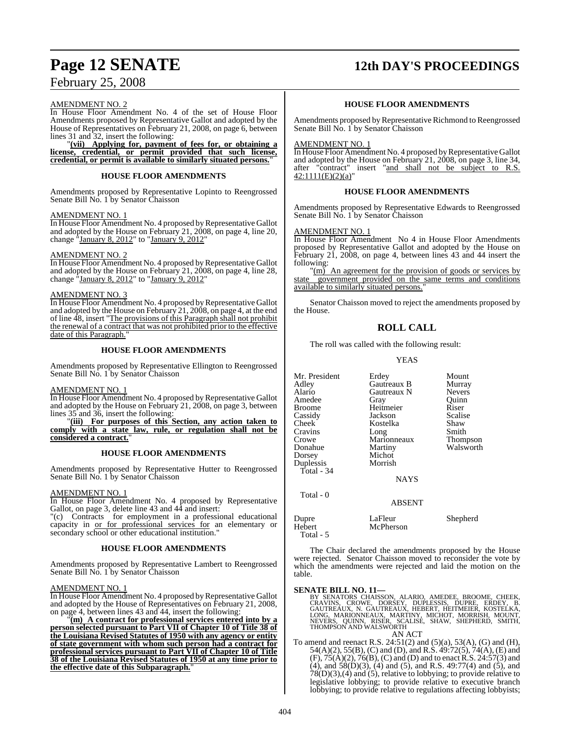AMENDMENT NO. 2

In House Floor Amendment No. 4 of the set of House Floor Amendments proposed by Representative Gallot and adopted by the House of Representatives on February 21, 2008, on page 6, between lines 31 and 32, insert the following:

"**(vii) Applying for, payment of fees for, or obtaining a license, credential, or permit provided that such license, credential, or permit is available to similarly situated persons.**"

### HOUSE FLOOR AMENDMENTS

Amendments proposed by Representative Lopinto to Reengrossed Senate Bill No. 1 by Senator Chaisson

AMENDMENT NO. 1

In House Floor Amendment No. 4 proposed by Representative Gallot and adopted by the House on February 21, 2008, on page 4, line 20, change "January 8, 2012" to "January 9, 2012"

AMENDMENT NO. 2

In House Floor Amendment No. 4 proposed by Representative Gallot and adopted by the House on February 21, 2008, on page 4, line 28, change "January 8, 2012" to "January 9, 2012"

AMENDMENT NO. 3

In House Floor Amendment No. 4 proposed by Representative Gallot and adopted by the House on February 21, 2008, on page 4, at the end of line 48, insert "The provisions of this Paragraph shall not prohibit the renewal of a contract that was not prohibited prior to the effective date of this Paragraph."

### HOUSE FLOOR AMENDMENTS

Amendments proposed by Representative Ellington to Reengrossed Senate Bill No. 1 by Senator Chaisson

AMENDMENT NO. 1

In House Floor Amendment No. 4 proposed by Representative Gallot and adopted by the House on February 21, 2008, on page 3, between lines 35 and 36, insert the following:

"**(iii) For purposes of this Section, any action taken to comply with a state law, rule, or regulation shall not be considered a contract.**"

### HOUSE FLOOR AMENDMENTS

Amendments proposed by Representative Hutter to Reengrossed Senate Bill No. 1 by Senator Chaisson

AMENDMENT NO. 1

In House Floor Amendment No. 4 proposed by Representative Gallot, on page 3, delete line 43 and 44 and insert:

"(c) Contracts for employment in a professional educational capacity in or for professional services for an elementary or secondary school or other educational institution."

### HOUSE FLOOR AMENDMENTS

Amendments proposed by Representative Lambert to Reengrossed Senate Bill No. 1 by Senator Chaisson

AMENDMENT NO. 1

In House Floor Amendment No. 4 proposed by Representative Gallot and adopted by the House of Representatives on February 21, 2008, on page 4, between lines 43 and 44, insert the following:

"**(m) A contract for professional services entered into by a person selected pursuant to Part VII of Chapter 10 of Title 38 of the Louisiana Revised Statutes of 1950 with any agency or entity of state government with whom such person had a contract for professional services pursuant to Part VII of Chapter 10 of Title 38 of the Louisiana Revised Statutes of 1950 at any time prior to the effective date of this Subparagraph.**"

### HOUSE FLOOR AMENDMENTS

Amendments proposed by Representative Richmond to Reengrossed Senate Bill No. 1 by Senator Chaisson

AMENDMENT NO. 1

In House Floor Amendment No. 4 proposed by Representative Gallot and adopted by the House on February 21, 2008, on page 3, line 34, after "contract" insert "and shall not be subject to R.S. 42:1111(E)(2)(a)"

### HOUSE FLOOR AMENDMENTS

Amendments proposed by Representative Edwards to Reengrossed Senate Bill No. 1 by Senator Chaisson

AMENDMENT NO. 1

In House Floor Amendment No 4 in House Floor Amendments proposed by Representative Gallot and adopted by the House on February 21, 2008, on page 4, between lines 43 and 44 insert the following:

"(m) An agreement for the provision of goods or services by state government provided on the same terms and conditions available to similarly situated persons."

Senator Chaisson moved to reject the amendments proposed by the House.

## ROLL CALL

The roll was called with the following result:

YEAS

| | | |
|---|---|---|
| Mr. President | Erdey | Mount |
| Adley | Gautreaux B | Murray |
| Alario | Gautreaux N | Nevers |
| Amedee | Gray | Quinn |
| Broome | Heitmeier | Riser |
| Cassidy | Jackson | Scalise |
| Cheek | Kostelka | Shaw |
| Cravins | Long | Smith |
| Crowe | Marionneaux | Thompson |
| Donahue | Martiny | Walsworth |
| Dorsey | Michot | |
| Duplessis | Morrish | |

Total - 34

NAYS

Total - 0

ABSENT

| | | |
|---|---|---|
| Dupre | LaFleur | Shepherd |
| Hebert | McPherson | |

Total - 5

The Chair declared the amendments proposed by the House were rejected. Senator Chaisson moved to reconsider the vote by which the amendments were rejected and laid the motion on the table.

**SENATE BILL NO. 11—**

BY SENATORS CHAISSON, ALARIO, AMEDEE, BROOME, CHEEK, CRAVINS, CROWE, DORSEY, DUPLESSIS, DUPRE, ERDEY, B. GAUTREAUX, N. GAUTREAUX, HEBERT, HEITMEIER, KOSTELKA, LONG, MARIONNEAUX, MARTINY, MICHOT, MORRISH, MOUNT, NEVERS, QUINN, RISER, SCALISE, SHAW, SHEPHERD, SMITH, THOMPSON AND WALSWORTH

AN ACT

To amend and reenact R.S. 24:51(2) and (5)(a), 53(A), (G) and (H), 54(A)(2), 55(B), (C) and (D), and R.S. 49:72(5), 74(A), (E) and (F), 75(A)(2), 76(B), (C) and (D) and to enact R.S. 24:57(3) and (4), and 58(D)(3), (4) and (5), and R.S. 49:77(4) and (5), and 78(D)(3),(4) and (5), relative to lobbying; to provide relative to legislative lobbying; to provide relative to executive branch lobbying; to provide relative to regulations affecting lobbyists;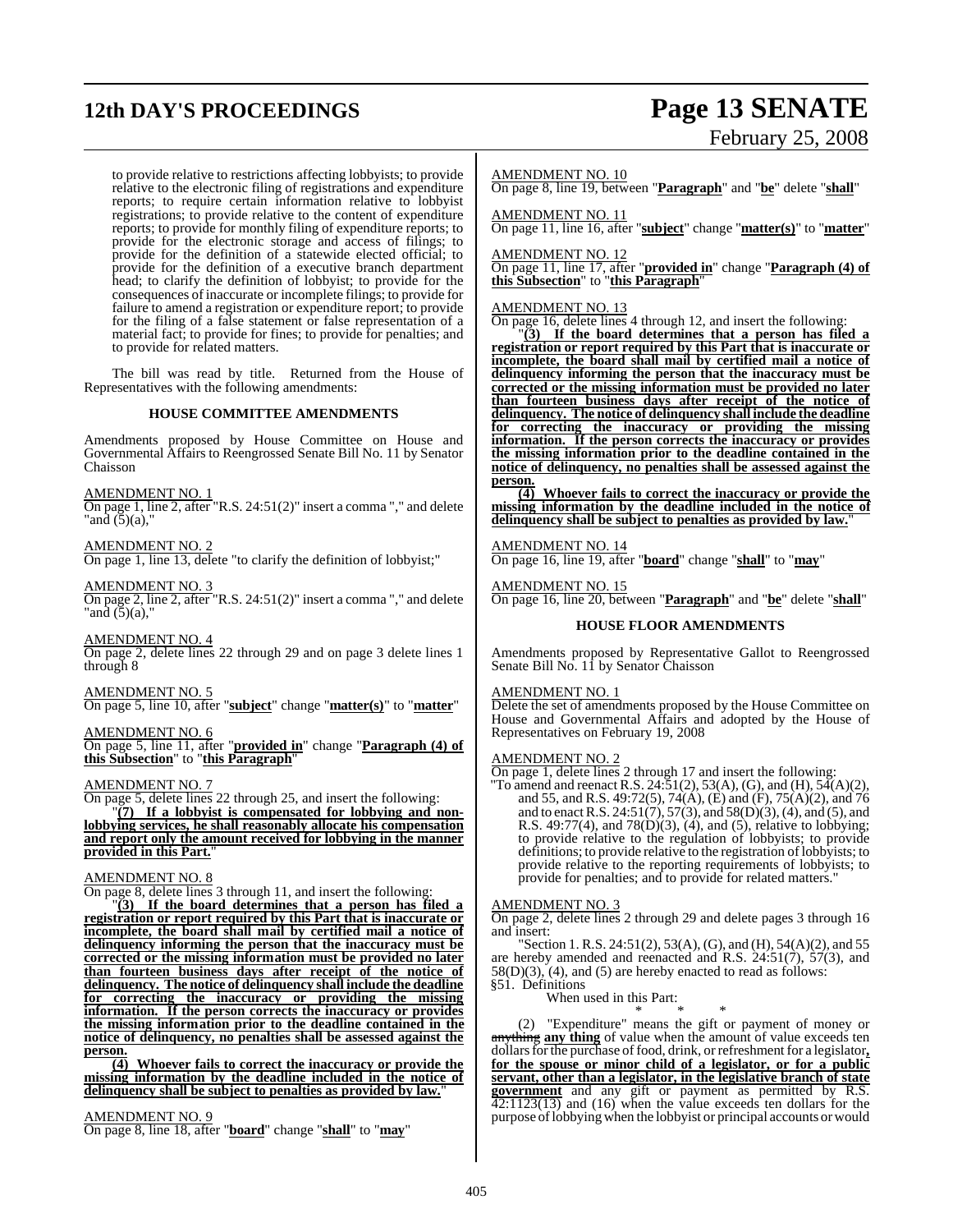to provide relative to restrictions affecting lobbyists; to provide relative to the electronic filing of registrations and expenditure reports; to require certain information relative to lobbyist registrations; to provide relative to the content of expenditure reports; to provide for monthly filing of expenditure reports; to provide for the electronic storage and access of filings; to provide for the definition of a statewide elected official; to provide for the definition of a executive branch department head; to clarify the definition of lobbyist; to provide for the consequences of inaccurate or incomplete filings; to provide for failure to amend a registration or expenditure report; to provide for the filing of a false statement or false representation of a material fact; to provide for fines; to provide for penalties; and to provide for related matters.

The bill was read by title. Returned from the House of Representatives with the following amendments:

### HOUSE COMMITTEE AMENDMENTS

Amendments proposed by House Committee on House and Governmental Affairs to Reengrossed Senate Bill No. 11 by Senator Chaisson

AMENDMENT NO. 1
On page 1, line 2, after "R.S. 24:51(2)" insert a comma "," and delete "and (5)(a),"

AMENDMENT NO. 2
On page 1, line 13, delete "to clarify the definition of lobbyist;"

AMENDMENT NO. 3
On page 2, line 2, after "R.S. 24:51(2)" insert a comma "," and delete "and (5)(a),"

AMENDMENT NO. 4
On page 2, delete lines 22 through 29 and on page 3 delete lines 1 through 8

AMENDMENT NO. 5
On page 5, line 10, after "**subject**" change "**matter(s)**" to "**matter**"

AMENDMENT NO. 6
On page 5, line 11, after "**provided in**" change "**Paragraph (4) of this Subsection**" to "**this Paragraph**"

AMENDMENT NO. 7
On page 5, delete lines 22 through 25, and insert the following:

"**(7) If a lobbyist is compensated for lobbying and non-lobbying services, he shall reasonably allocate his compensation and report only the amount received for lobbying in the manner provided in this Part.**"

AMENDMENT NO. 8
On page 8, delete lines 3 through 11, and insert the following:

"**(3) If the board determines that a person has filed a registration or report required by this Part that is inaccurate or incomplete, the board shall mail by certified mail a notice of delinquency informing the person that the inaccuracy must be corrected or the missing information must be provided no later than fourteen business days after receipt of the notice of delinquency. The notice of delinquency shall include the deadline for correcting the inaccuracy or providing the missing information. If the person corrects the inaccuracy or provides the missing information prior to the deadline contained in the notice of delinquency, no penalties shall be assessed against the person.**

**(4) Whoever fails to correct the inaccuracy or provide the missing information by the deadline included in the notice of delinquency shall be subject to penalties as provided by law.**"

AMENDMENT NO. 9
On page 8, line 18, after "**board**" change "**shall**" to "**may**"

AMENDMENT NO. 10
On page 8, line 19, between "**Paragraph**" and "**be**" delete "**shall**"

AMENDMENT NO. 11
On page 11, line 16, after "**subject**" change "**matter(s)**" to "**matter**"

AMENDMENT NO. 12
On page 11, line 17, after "**provided in**" change "**Paragraph (4) of this Subsection**" to "**this Paragraph**"

AMENDMENT NO. 13
On page 16, delete lines 4 through 12, and insert the following:

"**(3) If the board determines that a person has filed a registration or report required by this Part that is inaccurate or incomplete, the board shall mail by certified mail a notice of delinquency informing the person that the inaccuracy must be corrected or the missing information must be provided no later than fourteen business days after receipt of the notice of delinquency. The notice of delinquency shall include the deadline for correcting the inaccuracy or providing the missing information. If the person corrects the inaccuracy or provides the missing information prior to the deadline contained in the notice of delinquency, no penalties shall be assessed against the person.**

**(4) Whoever fails to correct the inaccuracy or provide the missing information by the deadline included in the notice of delinquency shall be subject to penalties as provided by law.**"

AMENDMENT NO. 14
On page 16, line 19, after "**board**" change "**shall**" to "**may**"

AMENDMENT NO. 15
On page 16, line 20, between "**Paragraph**" and "**be**" delete "**shall**"

### HOUSE FLOOR AMENDMENTS

Amendments proposed by Representative Gallot to Reengrossed Senate Bill No. 11 by Senator Chaisson

AMENDMENT NO. 1
Delete the set of amendments proposed by the House Committee on House and Governmental Affairs and adopted by the House of Representatives on February 19, 2008

AMENDMENT NO. 2
On page 1, delete lines 2 through 17 and insert the following:

"To amend and reenact R.S. 24:51(2), 53(A), (G), and (H), 54(A)(2), and 55, and R.S. 49:72(5), 74(A), (E) and (F), 75(A)(2), and 76 and to enact R.S. 24:51(7), 57(3), and 58(D)(3), (4), and (5), and R.S. 49:77(4), and 78(D)(3), (4), and (5), relative to lobbying; to provide relative to the regulation of lobbyists; to provide definitions; to provide relative to the registration of lobbyists; to provide relative to the reporting requirements of lobbyists; to provide for penalties; and to provide for related matters."

AMENDMENT NO. 3
On page 2, delete lines 2 through 29 and delete pages 3 through 16 and insert:

"Section 1. R.S. 24:51(2), 53(A), (G), and (H), 54(A)(2), and 55 are hereby amended and reenacted and R.S. 24:51(7), 57(3), and 58(D)(3), (4), and (5) are hereby enacted to read as follows:

§51. Definitions

When used in this Part:

\* \* \*

(2) "Expenditure" means the gift or payment of money or ~~anything~~ **any thing** of value when the amount of value exceeds ten dollars for the purchase of food, drink, or refreshment for a legislator**, for the spouse or minor child of a legislator, or for a public servant, other than a legislator, in the legislative branch of state government** and any gift or payment as permitted by R.S. 42:1123(13) and (16) when the value exceeds ten dollars for the purpose of lobbying when the lobbyist or principal accounts or would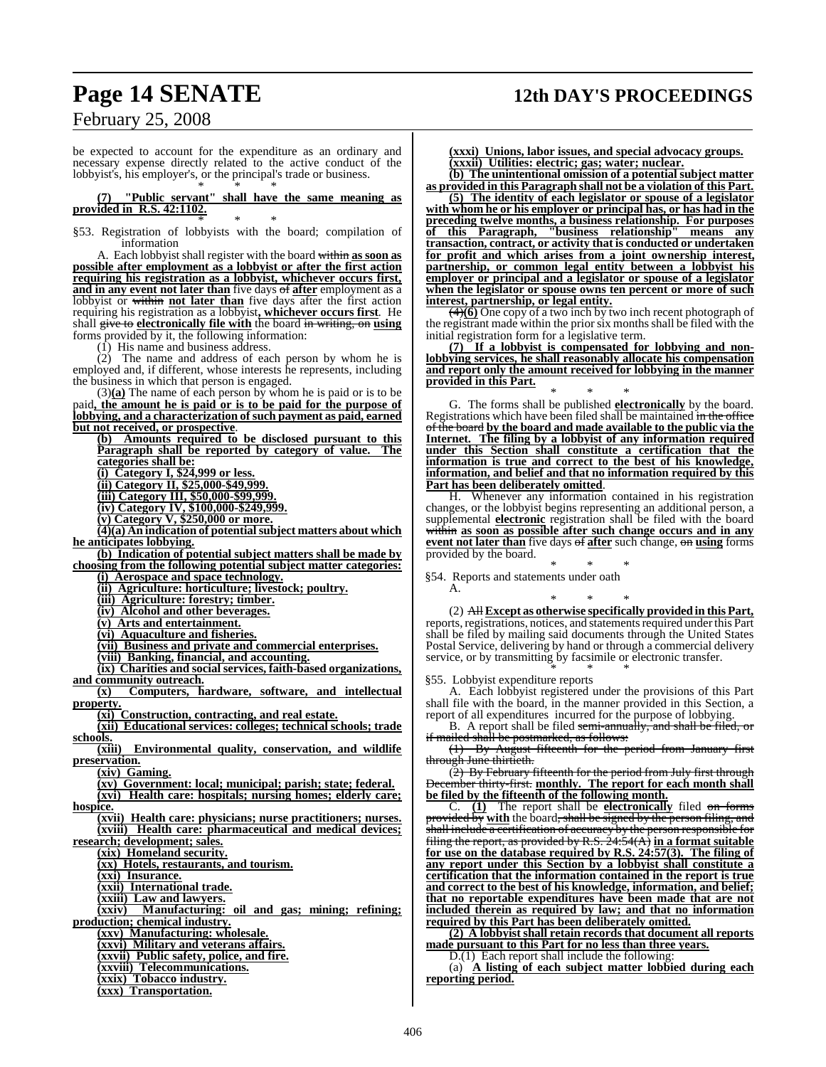be expected to account for the expenditure as an ordinary and necessary expense directly related to the active conduct of the lobbyist's, his employer's, or the principal's trade or business.

\* \* \*

**(7) "Public servant" shall have the same meaning as provided in R.S. 42:1102.**

\* \* \*

§53. Registration of lobbyists with the board; compilation of information

A. Each lobbyist shall register with the board ~~within~~ **as soon as possible after employment as a lobbyist or after the first action requiring his registration as a lobbyist, whichever occurs first, and in any event not later than** five days ~~of~~ **after** employment as a lobbyist or ~~within~~ **not later than** five days after the first action requiring his registration as a lobbyist**, whichever occurs first**. He shall ~~give to~~ **electronically file with** the board ~~in writing, on~~ **using** forms provided by it, the following information:

(1) His name and business address.

(2) The name and address of each person by whom he is employed and, if different, whose interests he represents, including the business in which that person is engaged.

(3)**(a)** The name of each person by whom he is paid or is to be paid**, the amount he is paid or is to be paid for the purpose of lobbying, and a characterization of such payment as paid, earned but not received, or prospective**.

**(b) Amounts required to be disclosed pursuant to this Paragraph shall be reported by category of value. The categories shall be:**

**(i) Category I, $24,999 or less.**

**(ii) Category II, $25,000-$49,999.**

**(iii) Category III, $50,000-$99,999.**

**(iv) Category IV, $100,000-$249,999.**

**(v) Category V, $250,000 or more.**

**(4)(a) An indication of potential subject matters about which he anticipates lobbying.**

**(b) Indication of potential subject matters shall be made by choosing from the following potential subject matter categories:**

**(i) Aerospace and space technology.**

**(ii) Agriculture: horticulture; livestock; poultry.**

**(iii) Agriculture: forestry; timber.**

**(iv) Alcohol and other beverages.**

**(v) Arts and entertainment.**

**(vi) Aquaculture and fisheries.**

**(vii) Business and private and commercial enterprises.**

**(viii) Banking, financial, and accounting.**

**(ix) Charities and social services, faith-based organizations, and community outreach.**

**(x) Computers, hardware, software, and intellectual property.**

**(xi) Construction, contracting, and real estate.**

**(xii) Educational services: colleges; technical schools; trade schools.**

**(xiii) Environmental quality, conservation, and wildlife preservation.**

**(xiv) Gaming.**

**(xv) Government: local; municipal; parish; state; federal.**

**(xvi) Health care: hospitals; nursing homes; elderly care; hospice.**

**(xvii) Health care: physicians; nurse practitioners; nurses.**

**(xviii) Health care: pharmaceutical and medical devices; research; development; sales.**

**(xix) Homeland security.**

**(xx) Hotels, restaurants, and tourism.**

**(xxi) Insurance.**

**(xxii) International trade.**

**(xxiii) Law and lawyers.**

**(xxiv) Manufacturing: oil and gas; mining; refining; production; chemical industry.**

**(xxv) Manufacturing: wholesale.**

**(xxvi) Military and veterans affairs.**

**(xxvii) Public safety, police, and fire.**

**(xxviii) Telecommunications.**

**(xxix) Tobacco industry.**

**(xxx) Transportation.**

**(xxxi) Unions, labor issues, and special advocacy groups.**

**(xxxii) Utilities: electric; gas; water; nuclear.**

**(b) The unintentional omission of a potential subject matter as provided in this Paragraph shall not be a violation of this Part.**

**(5) The identity of each legislator or spouse of a legislator with whom he or his employer or principal has, or has had in the preceding twelve months, a business relationship. For purposes of this Paragraph, "business relationship" means any transaction, contract, or activity that is conducted or undertaken for profit and which arises from a joint ownership interest, partnership, or common legal entity between a lobbyist his employer or principal and a legislator or spouse of a legislator when the legislator or spouse owns ten percent or more of such interest, partnership, or legal entity.**

~~(4)~~**(6)** One copy of a two inch by two inch recent photograph of the registrant made within the prior six months shall be filed with the initial registration form for a legislative term.

**(7) If a lobbyist is compensated for lobbying and non-lobbying services, he shall reasonably allocate his compensation and report only the amount received for lobbying in the manner provided in this Part.**

\* \* \*

G. The forms shall be published **electronically** by the board. Registrations which have been filed shall be maintained ~~in the office of the board~~ **by the board and made available to the public via the Internet. The filing by a lobbyist of any information required under this Section shall constitute a certification that the information is true and correct to the best of his knowledge, information, and belief and that no information required by this Part has been deliberately omitted**.

H. Whenever any information contained in his registration changes, or the lobbyist begins representing an additional person, a supplemental **electronic** registration shall be filed with the board ~~within~~ **as soon as possible after such change occurs and in any event not later than** five days ~~of~~ **after** such change, ~~on~~ **using** forms provided by the board.

\* \* \*

§54. Reports and statements under oath

A.

\* \* \*

(2) ~~All~~ **Except as otherwise specifically provided in this Part,** reports, registrations, notices, and statements required under this Part shall be filed by mailing said documents through the United States Postal Service, delivering by hand or through a commercial delivery service, or by transmitting by facsimile or electronic transfer.

\* \* \*

§55. Lobbyist expenditure reports

A. Each lobbyist registered under the provisions of this Part shall file with the board, in the manner provided in this Section, a report of all expenditures incurred for the purpose of lobbying.

B. A report shall be filed ~~semi-annually, and shall be filed, or if mailed shall be postmarked, as follows:~~

~~(1) By August fifteenth for the period from January first through June thirtieth.~~

~~(2) By February fifteenth for the period from July first through December thirty-first.~~ **monthly. The report for each month shall be filed by the fifteenth of the following month.**

C. **(1)** The report shall be **electronically** filed ~~on forms provided by~~ **with** the board~~, shall be signed by the person filing, and shall include a certification of accuracy by the person responsible for filing the report, as provided by R.S. 24:54(A)~~ **in a format suitable for use on the database required by R.S. 24:57(3). The filing of any report under this Section by a lobbyist shall constitute a certification that the information contained in the report is true and correct to the best of his knowledge, information, and belief; that no reportable expenditures have been made that are not included therein as required by law; and that no information required by this Part has been deliberately omitted.**

**(2) A lobbyist shall retain records that document all reports made pursuant to this Part for no less than three years.**

D.(1) Each report shall include the following:

(a) **A listing of each subject matter lobbied during each reporting period.**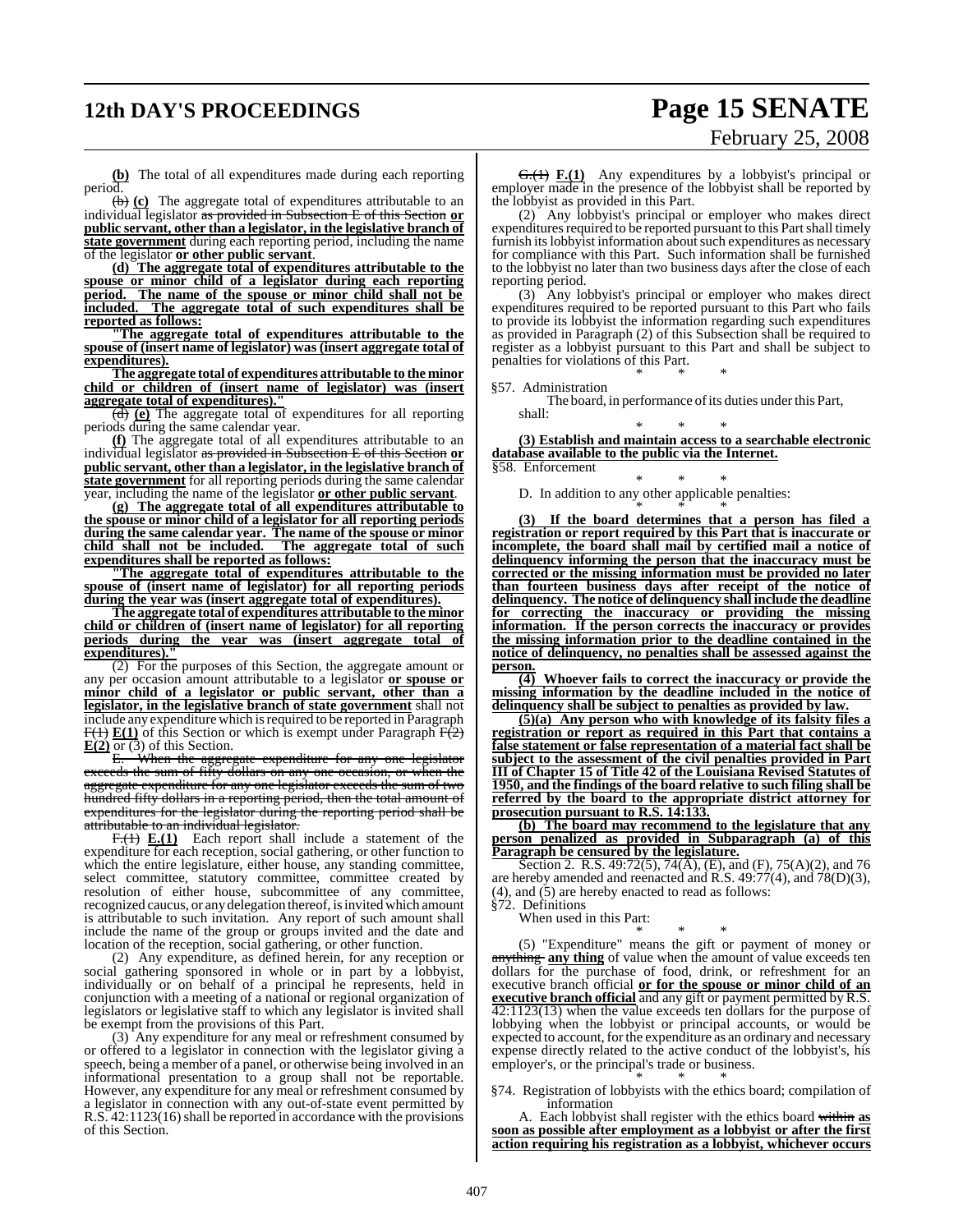**(b)** The total of all expenditures made during each reporting period.

~~(b)~~ **(c)** The aggregate total of expenditures attributable to an individual legislator ~~as provided in Subsection E of this Section~~ **or public servant, other than a legislator, in the legislative branch of state government** during each reporting period, including the name of the legislator **or other public servant**.

**(d) The aggregate total of expenditures attributable to the spouse or minor child of a legislator during each reporting period. The name of the spouse or minor child shall not be included. The aggregate total of such expenditures shall be reported as follows:**

**"The aggregate total of expenditures attributable to the spouse of (insert name of legislator) was (insert aggregate total of expenditures).**

**The aggregate total of expenditures attributable to the minor child or children of (insert name of legislator) was (insert aggregate total of expenditures)."**

~~(d)~~ **(e)** The aggregate total of expenditures for all reporting periods during the same calendar year.

**(f)** The aggregate total of all expenditures attributable to an individual legislator ~~as provided in Subsection E of this Section~~ **or public servant, other than a legislator, in the legislative branch of state government** for all reporting periods during the same calendar year, including the name of the legislator **or other public servant**.

**(g) The aggregate total of all expenditures attributable to the spouse or minor child of a legislator for all reporting periods during the same calendar year. The name of the spouse or minor child shall not be included. The aggregate total of such expenditures shall be reported as follows:**

**"The aggregate total of expenditures attributable to the spouse of (insert name of legislator) for all reporting periods during the year was (insert aggregate total of expenditures).**

**The aggregate total of expenditures attributable to the minor child or children of (insert name of legislator) for all reporting periods during the year was (insert aggregate total of expenditures)."**

(2) For the purposes of this Section, the aggregate amount or any per occasion amount attributable to a legislator **or spouse or minor child of a legislator or public servant, other than a legislator, in the legislative branch of state government** shall not include any expenditure which is required to be reported in Paragraph ~~F(1)~~ **E(1)** of this Section or which is exempt under Paragraph ~~F(2)~~ **E(2)** or (3) of this Section.

~~E. When the aggregate expenditure for any one legislator exceeds the sum of fifty dollars on any one occasion, or when the aggregate expenditure for any one legislator exceeds the sum of two hundred fifty dollars in a reporting period, then the total amount of expenditures for the legislator during the reporting period shall be attributable to an individual legislator.~~

~~F.(1)~~ **E.(1)** Each report shall include a statement of the expenditure for each reception, social gathering, or other function to which the entire legislature, either house, any standing committee, select committee, statutory committee, committee created by resolution of either house, subcommittee of any committee, recognized caucus, or any delegation thereof, is invited which amount is attributable to such invitation. Any report of such amount shall include the name of the group or groups invited and the date and location of the reception, social gathering, or other function.

(2) Any expenditure, as defined herein, for any reception or social gathering sponsored in whole or in part by a lobbyist, individually or on behalf of a principal he represents, held in conjunction with a meeting of a national or regional organization of legislators or legislative staff to which any legislator is invited shall be exempt from the provisions of this Part.

(3) Any expenditure for any meal or refreshment consumed by or offered to a legislator in connection with the legislator giving a speech, being a member of a panel, or otherwise being involved in an informational presentation to a group shall not be reportable. However, any expenditure for any meal or refreshment consumed by a legislator in connection with any out-of-state event permitted by R.S. 42:1123(16) shall be reported in accordance with the provisions of this Section.

~~G.(1)~~ **F.(1)** Any expenditures by a lobbyist's principal or employer made in the presence of the lobbyist shall be reported by the lobbyist as provided in this Part.

(2) Any lobbyist's principal or employer who makes direct expenditures required to be reported pursuant to this Part shall timely furnish its lobbyist information about such expenditures as necessary for compliance with this Part. Such information shall be furnished to the lobbyist no later than two business days after the close of each reporting period.

(3) Any lobbyist's principal or employer who makes direct expenditures required to be reported pursuant to this Part who fails to provide its lobbyist the information regarding such expenditures as provided in Paragraph (2) of this Subsection shall be required to register as a lobbyist pursuant to this Part and shall be subject to penalties for violations of this Part.

\* \* \*

§57. Administration

The board, in performance of its duties under this Part, shall:

\* \* \*

**(3) Establish and maintain access to a searchable electronic database available to the public via the Internet.**

§58. Enforcement

\* \* \*

D. In addition to any other applicable penalties:

\* \* \*

**(3) If the board determines that a person has filed a registration or report required by this Part that is inaccurate or incomplete, the board shall mail by certified mail a notice of delinquency informing the person that the inaccuracy must be corrected or the missing information must be provided no later than fourteen business days after receipt of the notice of delinquency. The notice of delinquency shall include the deadline for correcting the inaccuracy or providing the missing information. If the person corrects the inaccuracy or provides the missing information prior to the deadline contained in the notice of delinquency, no penalties shall be assessed against the person.**

**(4) Whoever fails to correct the inaccuracy or provide the missing information by the deadline included in the notice of delinquency shall be subject to penalties as provided by law.**

**(5)(a) Any person who with knowledge of its falsity files a registration or report as required in this Part that contains a false statement or false representation of a material fact shall be subject to the assessment of the civil penalties provided in Part III of Chapter 15 of Title 42 of the Louisiana Revised Statutes of 1950, and the findings of the board relative to such filing shall be referred by the board to the appropriate district attorney for prosecution pursuant to R.S. 14:133.**

**(b) The board may recommend to the legislature that any person penalized as provided in Subparagraph (a) of this Paragraph be censured by the legislature.**

Section 2. R.S. 49:72(5), 74(A), (E), and (F), 75(A)(2), and 76 are hereby amended and reenacted and R.S. 49:77(4), and 78(D)(3), (4), and (5) are hereby enacted to read as follows:

§72. Definitions

When used in this Part:

\* \* \*

(5) "Expenditure" means the gift or payment of money or ~~anything~~ **any thing** of value when the amount of value exceeds ten dollars for the purchase of food, drink, or refreshment for an executive branch official **or for the spouse or minor child of an executive branch official** and any gift or payment permitted by R.S. 42:1123(13) when the value exceeds ten dollars for the purpose of lobbying when the lobbyist or principal accounts, or would be expected to account, for the expenditure as an ordinary and necessary expense directly related to the active conduct of the lobbyist's, his employer's, or the principal's trade or business.

\* \* \*

§74. Registration of lobbyists with the ethics board; compilation of information

A. Each lobbyist shall register with the ethics board ~~within~~ **as soon as possible after employment as a lobbyist or after the first action requiring his registration as a lobbyist, whichever occurs**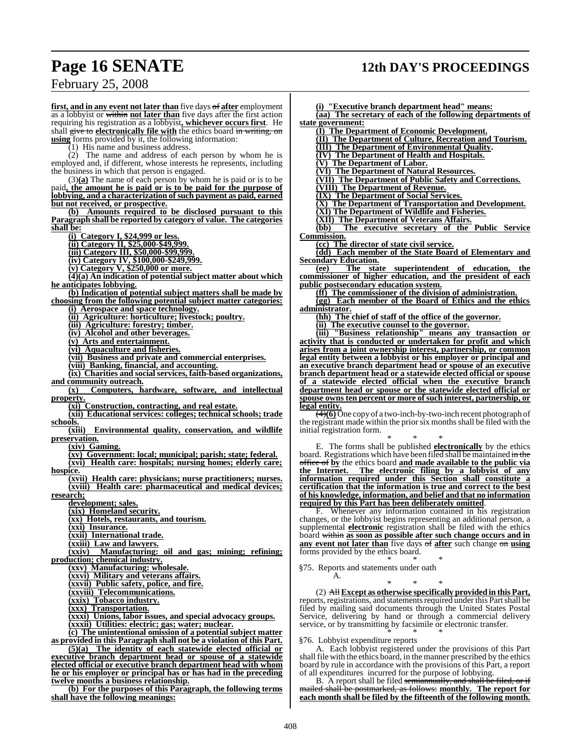**first, and in any event not later than** five days ~~of~~ **after** employment as a lobbyist or ~~within~~ **not later than** five days after the first action requiring his registration as a lobbyist**, whichever occurs first**. He shall ~~give to~~ **electronically file with** the ethics board ~~in writing, on~~ **using** forms provided by it, the following information:

(1) His name and business address.

(2) The name and address of each person by whom he is employed and, if different, whose interests he represents, including the business in which that person is engaged.

(3)**(a)** The name of each person by whom he is paid or is to be paid**, the amount he is paid or is to be paid for the purpose of lobbying, and a characterization of such payment as paid, earned but not received, or prospective.**

**(b) Amounts required to be disclosed pursuant to this Paragraph shall be reported by category of value. The categories shall be:**

**(i) Category I, $24,999 or less.**

**(ii) Category II, $25,000-$49,999.**

**(iii) Category III, $50,000-$99,999.**

**(iv) Category IV, $100,000-$249,999.**

**(v) Category V, $250,000 or more.**

**(4)(a) An indication of potential subject matter about which he anticipates lobbying.**

**(b) Indication of potential subject matters shall be made by choosing from the following potential subject matter categories:**

**(i) Aerospace and space technology.**

**(ii) Agriculture: horticulture; livestock; poultry.**

**(iii) Agriculture: forestry; timber.**

**(iv) Alcohol and other beverages.**

**(v) Arts and entertainment.**

**(vi) Aquaculture and fisheries.**

**(vii) Business and private and commercial enterprises.**

**(viii) Banking, financial, and accounting.**

**(ix) Charities and social services, faith-based organizations, and community outreach.**

**(x) Computers, hardware, software, and intellectual property.**

**(xi) Construction, contracting, and real estate.**

**(xii) Educational services: colleges; technical schools; trade schools.**

**(xiii) Environmental quality, conservation, and wildlife preservation.**

**(xiv) Gaming.**

**(xv) Government: local; municipal; parish; state; federal.**

**(xvi) Health care: hospitals; nursing homes; elderly care; hospice.**

**(xvii) Health care: physicians; nurse practitioners; nurses.**

**(xviii) Health care: pharmaceutical and medical devices; research;**

**development; sales.**

**(xix) Homeland security.**

**(xx) Hotels, restaurants, and tourism.**

**(xxi) Insurance.**

**(xxii) International trade.**

**(xxiii) Law and lawyers.**

**(xxiv) Manufacturing: oil and gas; mining; refining; production; chemical industry.**

**(xxv) Manufacturing: wholesale.**

**(xxvi) Military and veterans affairs.**

**(xxvii) Public safety, police, and fire.**

**(xxviii) Telecommunications.**

**(xxix) Tobacco industry.**

**(xxx) Transportation.**

**(xxxi) Unions, labor issues, and special advocacy groups.**

**(xxxii) Utilities: electric; gas; water; nuclear.**

**(c) The unintentional omission of a potential subject matter as provided in this Paragraph shall not be a violation of this Part.**

**(5)(a) The identity of each statewide elected official or executive branch department head or spouse of a statewide elected official or executive branch department head with whom he or his employer or principal has or has had in the preceding twelve months a business relationship.**

**(b) For the purposes of this Paragraph, the following terms shall have the following meanings:**

**(i) "Executive branch department head" means:**

**(aa) The secretary of each of the following departments of state government:**

**(I) The Department of Economic Development.**

**(II) The Department of Culture, Recreation and Tourism.**

**(III) The Department of Environmental Quality.**

**(IV) The Department of Health and Hospitals.**

**(V) The Department of Labor.**

**(VI) The Department of Natural Resources.**

**(VII) The Department of Public Safety and Corrections.**

**(VIII) The Department of Revenue.**

**(IX) The Department of Social Services.**

**(X) The Department of Transportation and Development.**

**(XI) The Department of Wildlife and Fisheries.**

**(XII) The Department of Veterans Affairs.**

**(bb) The executive secretary of the Public Service Commission.**

**(cc) The director of state civil service.**

**(dd) Each member of the State Board of Elementary and Secondary Education.**

**(ee) The state superintendent of education, the commissioner of higher education, and the president of each public postsecondary education system.**

**(ff) The commissioner of the division of administration.**

**(gg) Each member of the Board of Ethics and the ethics administrator.**

**(hh) The chief of staff of the office of the governor.**

**(ii) The executive counsel to the governor.**

**(iii) "Business relationship" means any transaction or activity that is conducted or undertaken for profit and which arises from a joint ownership interest, partnership, or common legal entity between a lobbyist or his employer or principal and an executive branch department head or spouse of an executive branch department head or a statewide elected official or spouse of a statewide elected official when the executive branch department head or spouse or the statewide elected official or spouse owns ten percent or more of such interest, partnership, or legal entity.**

~~(4)~~**(6)** One copy of a two-inch-by-two-inch recent photograph of the registrant made within the prior six months shall be filed with the initial registration form.

\* \* \*

E. The forms shall be published **electronically** by the ethics board. Registrations which have been filed shall be maintained ~~in the office of~~ **by** the ethics board **and made available to the public via the Internet. The electronic filing by a lobbyist of any information required under this Section shall constitute a certification that the information is true and correct to the best of his knowledge, information, and belief and that no information required by this Part has been deliberately omitted**.

F. Whenever any information contained in his registration changes, or the lobbyist begins representing an additional person, a supplemental **electronic** registration shall be filed with the ethics board ~~within~~ **as soon as possible after such change occurs and in any event not later than** five days ~~of~~ **after** such change ~~on~~ **using** forms provided by the ethics board.

\* \* \*

§75. Reports and statements under oath

A.

\* \* \*

(2) ~~All~~ **Except as otherwise specifically provided in this Part,** reports, registrations, and statements required under this Part shall be filed by mailing said documents through the United States Postal Service, delivering by hand or through a commercial delivery service, or by transmitting by facsimile or electronic transfer.

\* \* \*

§76. Lobbyist expenditure reports

A. Each lobbyist registered under the provisions of this Part shall file with the ethics board, in the manner prescribed by the ethics board by rule in accordance with the provisions of this Part, a report of all expenditures incurred for the purpose of lobbying.

B. A report shall be filed ~~semiannually, and shall be filed, or if mailed shall be postmarked, as follows:~~ **monthly. The report for each month shall be filed by the fifteenth of the following month.**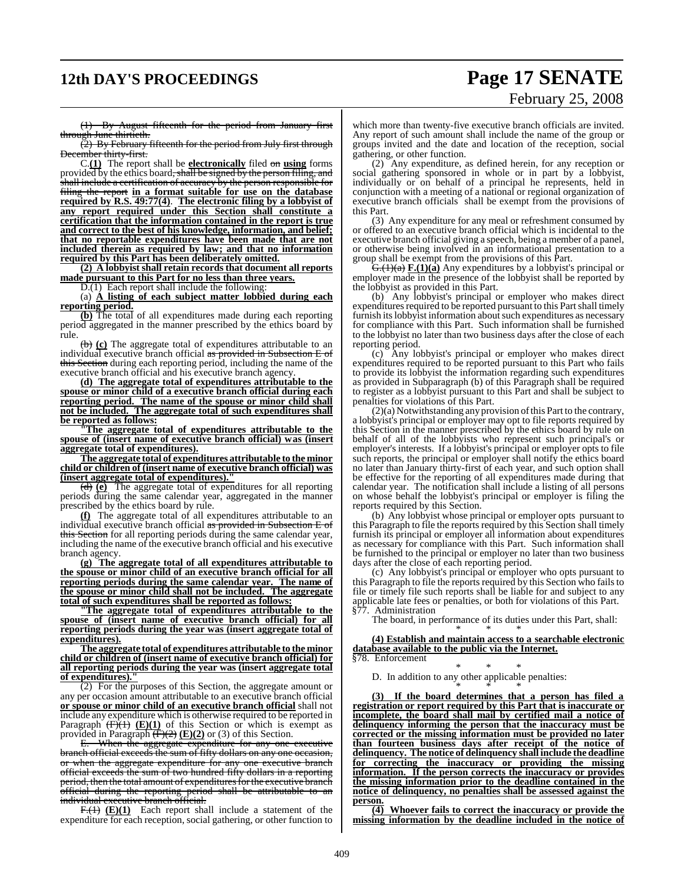(1) By August fifteenth for the period from January first through June thirtieth.

(2) By February fifteenth for the period from July first through December thirty-first.

C.**(1)** The report shall be **electronically** filed on **using** forms provided by the ethics board, shall be signed by the person filing, and shall include a certification of accuracy by the person responsible for filing the report **in a format suitable for use on the database required by R.S. 49:77(4)**. **The electronic filing by a lobbyist of any report required under this Section shall constitute a certification that the information contained in the report is true and correct to the best of his knowledge, information, and belief; that no reportable expenditures have been made that are not included therein as required by law; and that no information required by this Part has been deliberately omitted.**

**(2) A lobbyist shall retain records that document all reports made pursuant to this Part for no less than three years.**

D.(1) Each report shall include the following:

(a) **A listing of each subject matter lobbied during each reporting period.**

**(b)** The total of all expenditures made during each reporting period aggregated in the manner prescribed by the ethics board by rule.

(b) **(c)** The aggregate total of expenditures attributable to an individual executive branch official as provided in Subsection E of this Section during each reporting period, including the name of the executive branch official and his executive branch agency.

**(d) The aggregate total of expenditures attributable to the spouse or minor child of a executive branch official during each reporting period. The name of the spouse or minor child shall not be included. The aggregate total of such expenditures shall be reported as follows:**

**"The aggregate total of expenditures attributable to the spouse of (insert name of executive branch official) was (insert aggregate total of expenditures).**

**The aggregate total of expenditures attributable to the minor child or children of (insert name of executive branch official) was (insert aggregate total of expenditures)."**

(d) **(e)** The aggregate total of expenditures for all reporting periods during the same calendar year, aggregated in the manner prescribed by the ethics board by rule.

**(f)** The aggregate total of all expenditures attributable to an individual executive branch official as provided in Subsection E of this Section for all reporting periods during the same calendar year, including the name of the executive branch official and his executive branch agency.

**(g) The aggregate total of all expenditures attributable to the spouse or minor child of an executive branch official for all reporting periods during the same calendar year. The name of the spouse or minor child shall not be included. The aggregate total of such expenditures shall be reported as follows:**

**"The aggregate total of expenditures attributable to the spouse of (insert name of executive branch official) for all reporting periods during the year was (insert aggregate total of expenditures).**

**The aggregate total of expenditures attributable to the minor child or children of (insert name of executive branch official) for all reporting periods during the year was (insert aggregate total of expenditures)."**

(2) For the purposes of this Section, the aggregate amount or any per occasion amount attributable to an executive branch official **or spouse or minor child of an executive branch official** shall not include any expenditure which is otherwise required to be reported in Paragraph (F)(1) **(E)(1)** of this Section or which is exempt as provided in Paragraph (F)(2) **(E)(2)** or (3) of this Section.

E. When the aggregate expenditure for any one executive branch official exceeds the sum of fifty dollars on any one occasion, or when the aggregate expenditure for any one executive branch official exceeds the sum of two hundred fifty dollars in a reporting period, then the total amount of expenditures for the executive branch official during the reporting period shall be attributable to an individual executive branch official.

F.(1) **(E)(1)** Each report shall include a statement of the expenditure for each reception, social gathering, or other function to which more than twenty-five executive branch officials are invited. Any report of such amount shall include the name of the group or groups invited and the date and location of the reception, social gathering, or other function.

(2) Any expenditure, as defined herein, for any reception or social gathering sponsored in whole or in part by a lobbyist, individually or on behalf of a principal he represents, held in conjunction with a meeting of a national or regional organization of executive branch officials shall be exempt from the provisions of this Part.

(3) Any expenditure for any meal or refreshment consumed by or offered to an executive branch official which is incidental to the executive branch official giving a speech, being a member of a panel, or otherwise being involved in an informational presentation to a group shall be exempt from the provisions of this Part.

G.(1)(a) **F.(1)(a)** Any expenditures by a lobbyist's principal or employer made in the presence of the lobbyist shall be reported by the lobbyist as provided in this Part.

(b) Any lobbyist's principal or employer who makes direct expenditures required to be reported pursuant to this Part shall timely furnish its lobbyist information about such expenditures as necessary for compliance with this Part. Such information shall be furnished to the lobbyist no later than two business days after the close of each reporting period.

(c) Any lobbyist's principal or employer who makes direct expenditures required to be reported pursuant to this Part who fails to provide its lobbyist the information regarding such expenditures as provided in Subparagraph (b) of this Paragraph shall be required to register as a lobbyist pursuant to this Part and shall be subject to penalties for violations of this Part.

(2)(a) Notwithstanding any provision of this Part to the contrary, a lobbyist's principal or employer may opt to file reports required by this Section in the manner prescribed by the ethics board by rule on behalf of all of the lobbyists who represent such principal's or employer's interests. If a lobbyist's principal or employer opts to file such reports, the principal or employer shall notify the ethics board no later than January thirty-first of each year, and such option shall be effective for the reporting of all expenditures made during that calendar year. The notification shall include a listing of all persons on whose behalf the lobbyist's principal or employer is filing the reports required by this Section.

(b) Any lobbyist whose principal or employer opts pursuant to this Paragraph to file the reports required by this Section shall timely furnish its principal or employer all information about expenditures as necessary for compliance with this Part. Such information shall be furnished to the principal or employer no later than two business days after the close of each reporting period.

(c) Any lobbyist's principal or employer who opts pursuant to this Paragraph to file the reports required by this Section who fails to file or timely file such reports shall be liable for and subject to any applicable late fees or penalties, or both for violations of this Part.

§77. Administration

The board, in performance of its duties under this Part, shall:

\* \* \*

**(4) Establish and maintain access to a searchable electronic database available to the public via the Internet.**

§78. Enforcement

\* \* \*

D. In addition to any other applicable penalties:

\* \* \*

**(3) If the board determines that a person has filed a registration or report required by this Part that is inaccurate or incomplete, the board shall mail by certified mail a notice of delinquency informing the person that the inaccuracy must be corrected or the missing information must be provided no later than fourteen business days after receipt of the notice of delinquency. The notice of delinquency shall include the deadline for correcting the inaccuracy or providing the missing information. If the person corrects the inaccuracy or provides the missing information prior to the deadline contained in the notice of delinquency, no penalties shall be assessed against the person.**

**(4) Whoever fails to correct the inaccuracy or provide the missing information by the deadline included in the notice of**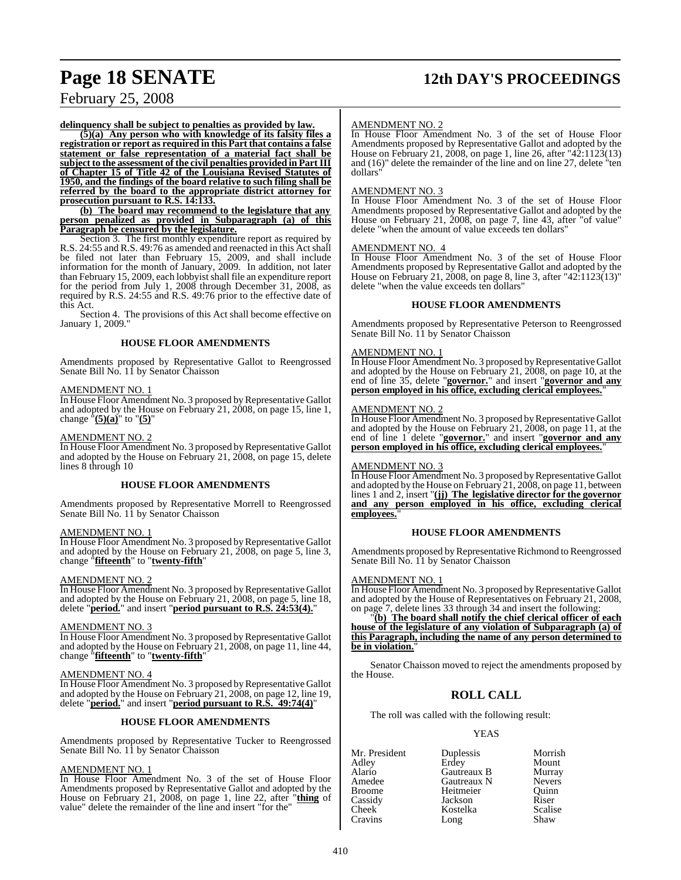**delinquency shall be subject to penalties as provided by law.**

**(5)(a) Any person who with knowledge of its falsity files a registration or report as required in this Part that contains a false statement or false representation of a material fact shall be subject to the assessment of the civil penalties provided in Part III of Chapter 15 of Title 42 of the Louisiana Revised Statutes of 1950, and the findings of the board relative to such filing shall be referred by the board to the appropriate district attorney for prosecution pursuant to R.S. 14:133.**

**(b) The board may recommend to the legislature that any person penalized as provided in Subparagraph (a) of this Paragraph be censured by the legislature.**

Section 3. The first monthly expenditure report as required by R.S. 24:55 and R.S. 49:76 as amended and reenacted in this Act shall be filed not later than February 15, 2009, and shall include information for the month of January, 2009. In addition, not later than February 15, 2009, each lobbyist shall file an expenditure report for the period from July 1, 2008 through December 31, 2008, as required by R.S. 24:55 and R.S. 49:76 prior to the effective date of this Act.

Section 4. The provisions of this Act shall become effective on January 1, 2009."

### HOUSE FLOOR AMENDMENTS

Amendments proposed by Representative Gallot to Reengrossed Senate Bill No. 11 by Senator Chaisson

AMENDMENT NO. 1

In House Floor Amendment No. 3 proposed by Representative Gallot and adopted by the House on February 21, 2008, on page 15, line 1, change "**(5)(a)**" to "**(5)**"

AMENDMENT NO. 2

In House Floor Amendment No. 3 proposed by Representative Gallot and adopted by the House on February 21, 2008, on page 15, delete lines 8 through 10

### HOUSE FLOOR AMENDMENTS

Amendments proposed by Representative Morrell to Reengrossed Senate Bill No. 11 by Senator Chaisson

AMENDMENT NO. 1

In House Floor Amendment No. 3 proposed by Representative Gallot and adopted by the House on February 21, 2008, on page 5, line 3, change "**fifteenth**" to "**twenty-fifth**"

AMENDMENT NO. 2

In House Floor Amendment No. 3 proposed by Representative Gallot and adopted by the House on February 21, 2008, on page 5, line 18, delete "**period.**" and insert "**period pursuant to R.S. 24:53(4).**"

AMENDMENT NO. 3

In House Floor Amendment No. 3 proposed by Representative Gallot and adopted by the House on February 21, 2008, on page 11, line 44, change "**fifteenth**" to "**twenty-fifth**"

AMENDMENT NO. 4

In House Floor Amendment No. 3 proposed by Representative Gallot and adopted by the House on February 21, 2008, on page 12, line 19, delete "**period.**" and insert "**period pursuant to R.S. 49:74(4)**"

### HOUSE FLOOR AMENDMENTS

Amendments proposed by Representative Tucker to Reengrossed Senate Bill No. 11 by Senator Chaisson

AMENDMENT NO. 1

In House Floor Amendment No. 3 of the set of House Floor Amendments proposed by Representative Gallot and adopted by the House on February 21, 2008, on page 1, line 22, after "**thing** of value" delete the remainder of the line and insert "for the"

AMENDMENT NO. 2

In House Floor Amendment No. 3 of the set of House Floor Amendments proposed by Representative Gallot and adopted by the House on February 21, 2008, on page 1, line 26, after "42:1123(13) and (16)" delete the remainder of the line and on line 27, delete "ten dollars"

AMENDMENT NO. 3

In House Floor Amendment No. 3 of the set of House Floor Amendments proposed by Representative Gallot and adopted by the House on February 21, 2008, on page 7, line 43, after "of value" delete "when the amount of value exceeds ten dollars"

AMENDMENT NO. 4

In House Floor Amendment No. 3 of the set of House Floor Amendments proposed by Representative Gallot and adopted by the House on February 21, 2008, on page 8, line 3, after "42:1123(13)" delete "when the value exceeds ten dollars"

### HOUSE FLOOR AMENDMENTS

Amendments proposed by Representative Peterson to Reengrossed Senate Bill No. 11 by Senator Chaisson

AMENDMENT NO. 1

In House Floor Amendment No. 3 proposed by Representative Gallot and adopted by the House on February 21, 2008, on page 10, at the end of line 35, delete "**governor.**" and insert "**governor and any person employed in his office, excluding clerical employees.**"

AMENDMENT NO. 2

In House Floor Amendment No. 3 proposed by Representative Gallot and adopted by the House on February 21, 2008, on page 11, at the end of line 1 delete "**governor.**" and insert "**governor and any person employed in his office, excluding clerical employees.**"

AMENDMENT NO. 3

In House Floor Amendment No. 3 proposed by Representative Gallot and adopted by the House on February 21, 2008, on page 11, between lines 1 and 2, insert "**(jj) The legislative director for the governor and any person employed in his office, excluding clerical employees.**"

### HOUSE FLOOR AMENDMENTS

Amendments proposed by Representative Richmond to Reengrossed Senate Bill No. 11 by Senator Chaisson

AMENDMENT NO. 1

In House Floor Amendment No. 3 proposed by Representative Gallot and adopted by the House of Representatives on February 21, 2008, on page 7, delete lines 33 through 34 and insert the following:

"**(b) The board shall notify the chief clerical officer of each house of the legislature of any violation of Subparagraph (a) of this Paragraph, including the name of any person determined to be in violation.**"

Senator Chaisson moved to reject the amendments proposed by the House.

## ROLL CALL

The roll was called with the following result:

YEAS

| | | |
|---|---|---|
| Mr. President | Duplessis | Morrish |
| Adley | Erdey | Mount |
| Alario | Gautreaux B | Murray |
| Amedee | Gautreaux N | Nevers |
| Broome | Heitmeier | Quinn |
| Cassidy | Jackson | Riser |
| Cheek | Kostelka | Scalise |
| Cravins | Long | Shaw |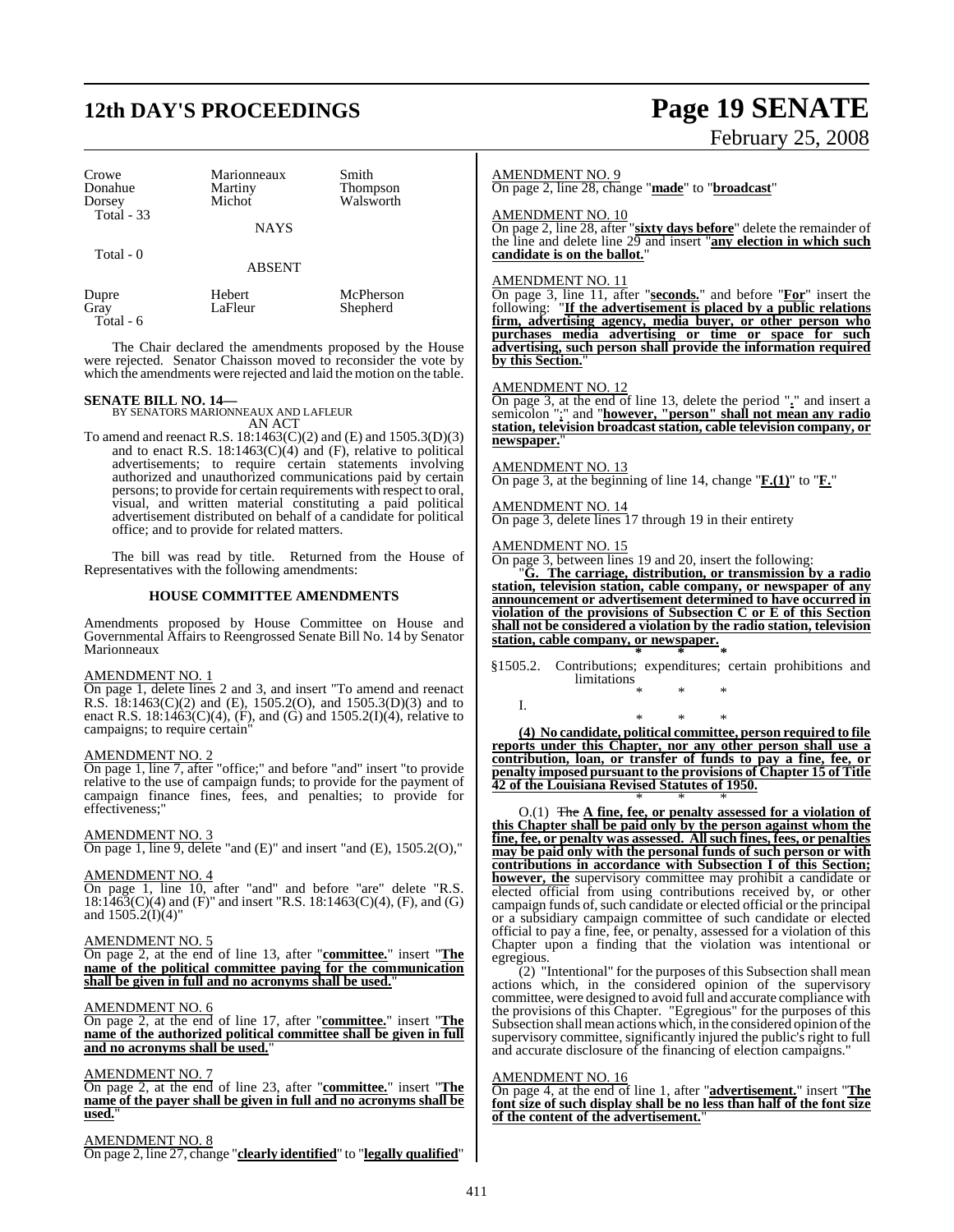| Crowe | Marionneaux | Smith |
|---|---|---|
| Donahue | Martiny | Thompson |
| Dorsey | Michot | Walsworth |
| Total - 33 | | |

NAYS

Total - 0

ABSENT

| Dupre | Hebert | McPherson |
|---|---|---|
| Gray | LaFleur | Shepherd |
| Total - 6 | | |

The Chair declared the amendments proposed by the House were rejected. Senator Chaisson moved to reconsider the vote by which the amendments were rejected and laid the motion on the table.

**SENATE BILL NO. 14—**
BY SENATORS MARIONNEAUX AND LAFLEUR
AN ACT

To amend and reenact R.S. 18:1463(C)(2) and (E) and 1505.3(D)(3) and to enact R.S. 18:1463(C)(4) and (F), relative to political advertisements; to require certain statements involving authorized and unauthorized communications paid by certain persons; to provide for certain requirements with respect to oral, visual, and written material constituting a paid political advertisement distributed on behalf of a candidate for political office; and to provide for related matters.

The bill was read by title. Returned from the House of Representatives with the following amendments:

**HOUSE COMMITTEE AMENDMENTS**

Amendments proposed by House Committee on House and Governmental Affairs to Reengrossed Senate Bill No. 14 by Senator Marionneaux

AMENDMENT NO. 1
On page 1, delete lines 2 and 3, and insert "To amend and reenact R.S. 18:1463(C)(2) and (E), 1505.2(O), and 1505.3(D)(3) and to enact R.S. 18:1463(C)(4), (F), and (G) and 1505.2(I)(4), relative to campaigns; to require certain"

AMENDMENT NO. 2
On page 1, line 7, after "office;" and before "and" insert "to provide relative to the use of campaign funds; to provide for the payment of campaign finance fines, fees, and penalties; to provide for effectiveness;"

AMENDMENT NO. 3
On page 1, line 9, delete "and (E)" and insert "and (E), 1505.2(O),"

AMENDMENT NO. 4
On page 1, line 10, after "and" and before "are" delete "R.S. 18:1463(C)(4) and (F)" and insert "R.S. 18:1463(C)(4), (F), and (G) and 1505.2(I)(4)"

AMENDMENT NO. 5
On page 2, at the end of line 13, after "**committee.**" insert "**The name of the political committee paying for the communication shall be given in full and no acronyms shall be used.**"

AMENDMENT NO. 6
On page 2, at the end of line 17, after "**committee.**" insert "**The name of the authorized political committee shall be given in full and no acronyms shall be used.**"

AMENDMENT NO. 7
On page 2, at the end of line 23, after "**committee.**" insert "**The name of the payer shall be given in full and no acronyms shall be used.**"

AMENDMENT NO. 8
On page 2, line 27, change "**clearly identified**" to "**legally qualified**"

AMENDMENT NO. 9
On page 2, line 28, change "**made**" to "**broadcast**"

AMENDMENT NO. 10
On page 2, line 28, after "**sixty days before**" delete the remainder of the line and delete line 29 and insert "**any election in which such candidate is on the ballot.**"

AMENDMENT NO. 11
On page 3, line 11, after "**seconds.**" and before "**For**" insert the following: "**If the advertisement is placed by a public relations firm, advertising agency, media buyer, or other person who purchases media advertising or time or space for such advertising, such person shall provide the information required by this Section.**"

AMENDMENT NO. 12
On page 3, at the end of line 13, delete the period "**.**" and insert a semicolon "**;**" and "**however, "person" shall not mean any radio station, television broadcast station, cable television company, or newspaper.**"

AMENDMENT NO. 13
On page 3, at the beginning of line 14, change "**F.(1)**" to "**F.**"

AMENDMENT NO. 14
On page 3, delete lines 17 through 19 in their entirety

AMENDMENT NO. 15
On page 3, between lines 19 and 20, insert the following:

"**G. The carriage, distribution, or transmission by a radio station, television station, cable company, or newspaper of any announcement or advertisement determined to have occurred in violation of the provisions of Subsection C or E of this Section shall not be considered a violation by the radio station, television station, cable company, or newspaper.**

\* \* \*

§1505.2. Contributions; expenditures; certain prohibitions and limitations

\* \* \*

I.

\* \* \*

**(4) No candidate, political committee, person required to file reports under this Chapter, nor any other person shall use a contribution, loan, or transfer of funds to pay a fine, fee, or penalty imposed pursuant to the provisions of Chapter 15 of Title 42 of the Louisiana Revised Statutes of 1950.**

\* \* \*

O.(1) ~~The~~ **A fine, fee, or penalty assessed for a violation of this Chapter shall be paid only by the person against whom the fine, fee, or penalty was assessed. All such fines, fees, or penalties may be paid only with the personal funds of such person or with contributions in accordance with Subsection I of this Section; however, the** supervisory committee may prohibit a candidate or elected official from using contributions received by, or other campaign funds of, such candidate or elected official or the principal or a subsidiary campaign committee of such candidate or elected official to pay a fine, fee, or penalty, assessed for a violation of this Chapter upon a finding that the violation was intentional or egregious.

(2) "Intentional" for the purposes of this Subsection shall mean actions which, in the considered opinion of the supervisory committee, were designed to avoid full and accurate compliance with the provisions of this Chapter. "Egregious" for the purposes of this Subsection shall mean actions which, in the considered opinion of the supervisory committee, significantly injured the public's right to full and accurate disclosure of the financing of election campaigns."

AMENDMENT NO. 16
On page 4, at the end of line 1, after "**advertisement.**" insert "**The font size of such display shall be no less than half of the font size of the content of the advertisement.**"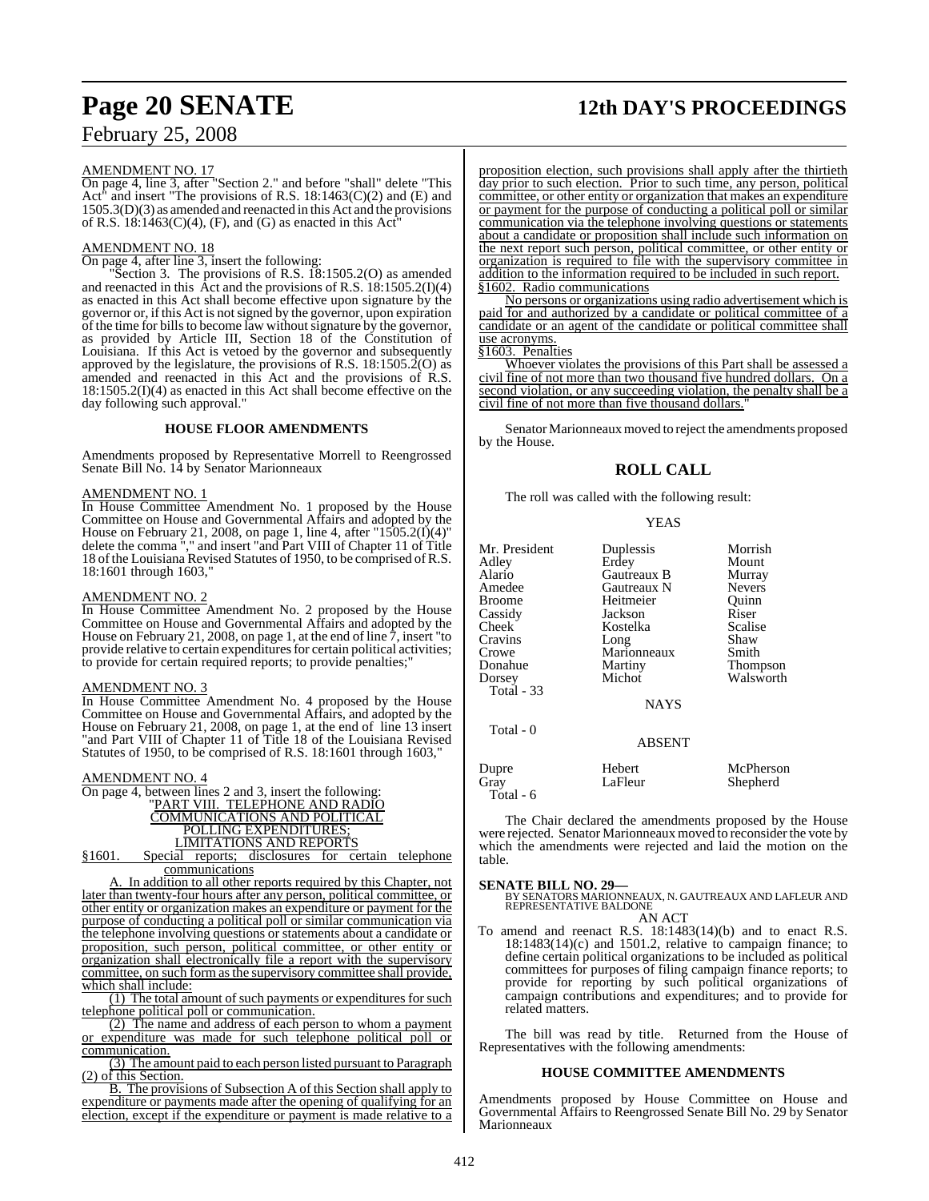AMENDMENT NO. 17

On page 4, line 3, after "Section 2." and before "shall" delete "This Act" and insert "The provisions of R.S. 18:1463(C)(2) and (E) and 1505.3(D)(3) as amended and reenacted in this Act and the provisions of R.S. 18:1463(C)(4), (F), and (G) as enacted in this Act"

AMENDMENT NO. 18

On page 4, after line 3, insert the following:

"Section 3. The provisions of R.S. 18:1505.2(O) as amended and reenacted in this Act and the provisions of R.S. 18:1505.2(I)(4) as enacted in this Act shall become effective upon signature by the governor or, if this Act is not signed by the governor, upon expiration of the time for bills to become law without signature by the governor, as provided by Article III, Section 18 of the Constitution of Louisiana. If this Act is vetoed by the governor and subsequently approved by the legislature, the provisions of R.S. 18:1505.2(O) as amended and reenacted in this Act and the provisions of R.S. 18:1505.2(I)(4) as enacted in this Act shall become effective on the day following such approval."

### HOUSE FLOOR AMENDMENTS

Amendments proposed by Representative Morrell to Reengrossed Senate Bill No. 14 by Senator Marionneaux

AMENDMENT NO. 1

In House Committee Amendment No. 1 proposed by the House Committee on House and Governmental Affairs and adopted by the House on February 21, 2008, on page 1, line 4, after "1505.2(I)(4)" delete the comma "," and insert "and Part VIII of Chapter 11 of Title 18 of the Louisiana Revised Statutes of 1950, to be comprised of R.S. 18:1601 through 1603,"

AMENDMENT NO. 2

In House Committee Amendment No. 2 proposed by the House Committee on House and Governmental Affairs and adopted by the House on February 21, 2008, on page 1, at the end of line 7, insert "to provide relative to certain expenditures for certain political activities; to provide for certain required reports; to provide penalties;"

AMENDMENT NO. 3

In House Committee Amendment No. 4 proposed by the House Committee on House and Governmental Affairs, and adopted by the House on February 21, 2008, on page 1, at the end of line 13 insert "and Part VIII of Chapter 11 of Title 18 of the Louisiana Revised Statutes of 1950, to be comprised of R.S. 18:1601 through 1603,"

AMENDMENT NO. 4

On page 4, between lines 2 and 3, insert the following:

"PART VIII. TELEPHONE AND RADIO COMMUNICATIONS AND POLITICAL POLLING EXPENDITURES; LIMITATIONS AND REPORTS

§1601. Special reports; disclosures for certain telephone communications

A. In addition to all other reports required by this Chapter, not later than twenty-four hours after any person, political committee, or other entity or organization makes an expenditure or payment for the purpose of conducting a political poll or similar communication via the telephone involving questions or statements about a candidate or proposition, such person, political committee, or other entity or organization shall electronically file a report with the supervisory committee, on such form as the supervisory committee shall provide, which shall include:

(1) The total amount of such payments or expenditures for such telephone political poll or communication.

(2) The name and address of each person to whom a payment or expenditure was made for such telephone political poll or communication.

(3) The amount paid to each person listed pursuant to Paragraph (2) of this Section.

B. The provisions of Subsection A of this Section shall apply to expenditure or payments made after the opening of qualifying for an election, except if the expenditure or payment is made relative to a proposition election, such provisions shall apply after the thirtieth day prior to such election. Prior to such time, any person, political committee, or other entity or organization that makes an expenditure or payment for the purpose of conducting a political poll or similar communication via the telephone involving questions or statements about a candidate or proposition shall include such information on the next report such person, political committee, or other entity or organization is required to file with the supervisory committee in addition to the information required to be included in such report.

§1602. Radio communications

No persons or organizations using radio advertisement which is paid for and authorized by a candidate or political committee of a candidate or an agent of the candidate or political committee shall use acronyms.

§1603. Penalties

Whoever violates the provisions of this Part shall be assessed a civil fine of not more than two thousand five hundred dollars. On a second violation, or any succeeding violation, the penalty shall be a civil fine of not more than five thousand dollars."

Senator Marionneaux moved to reject the amendments proposed by the House.

## ROLL CALL

The roll was called with the following result:

YEAS

| | | |
|---|---|---|
| Mr. President | Duplessis | Morrish |
| Adley | Erdey | Mount |
| Alario | Gautreaux B | Murray |
| Amedee | Gautreaux N | Nevers |
| Broome | Heitmeier | Quinn |
| Cassidy | Jackson | Riser |
| Cheek | Kostelka | Scalise |
| Cravins | Long | Shaw |
| Crowe | Marionneaux | Smith |
| Donahue | Martiny | Thompson |
| Dorsey | Michot | Walsworth |

Total - 33

NAYS

Total - 0

ABSENT

| | | |
|---|---|---|
| Dupre | Hebert | McPherson |
| Gray | LaFleur | Shepherd |

Total - 6

The Chair declared the amendments proposed by the House were rejected. Senator Marionneaux moved to reconsider the vote by which the amendments were rejected and laid the motion on the table.

**SENATE BILL NO. 29—**
BY SENATORS MARIONNEAUX, N. GAUTREAUX AND LAFLEUR AND REPRESENTATIVE BALDONE
AN ACT

To amend and reenact R.S. 18:1483(14)(b) and to enact R.S. 18:1483(14)(c) and 1501.2, relative to campaign finance; to define certain political organizations to be included as political committees for purposes of filing campaign finance reports; to provide for reporting by such political organizations of campaign contributions and expenditures; and to provide for related matters.

The bill was read by title. Returned from the House of Representatives with the following amendments:

### HOUSE COMMITTEE AMENDMENTS

Amendments proposed by House Committee on House and Governmental Affairs to Reengrossed Senate Bill No. 29 by Senator Marionneaux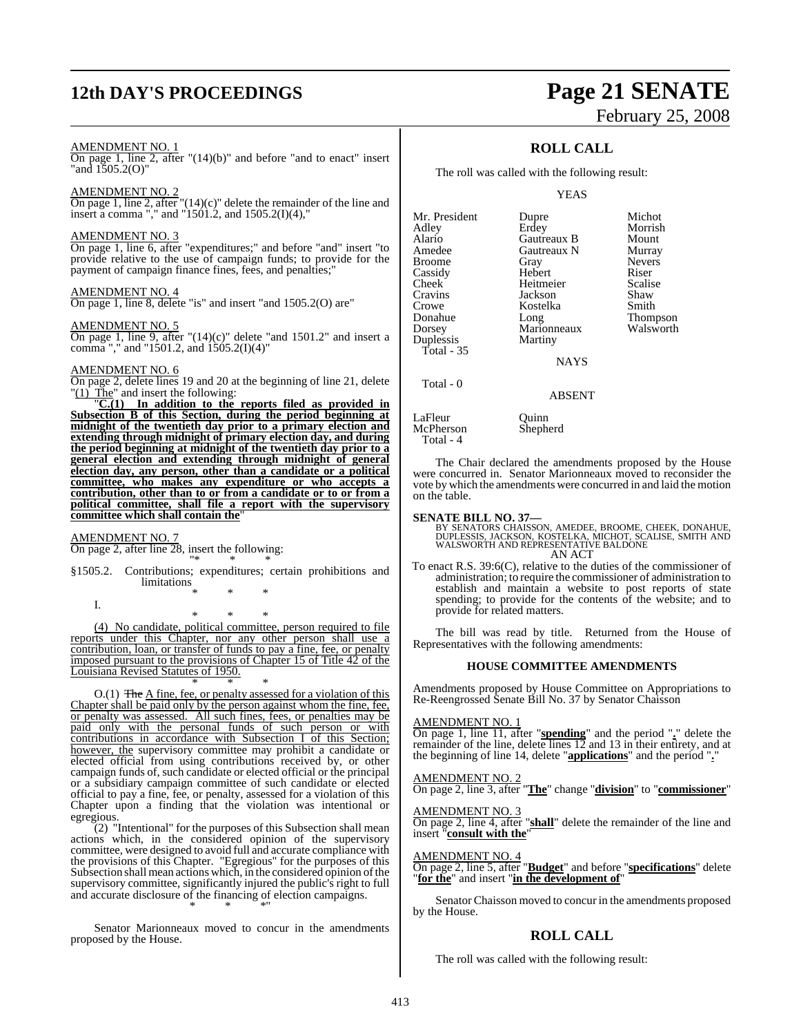AMENDMENT NO. 1
On page 1, line 2, after "(14)(b)" and before "and to enact" insert "and 1505.2(O)"

AMENDMENT NO. 2
On page 1, line 2, after "(14)(c)" delete the remainder of the line and insert a comma "," and "1501.2, and 1505.2(I)(4),"

AMENDMENT NO. 3
On page 1, line 6, after "expenditures;" and before "and" insert "to provide relative to the use of campaign funds; to provide for the payment of campaign finance fines, fees, and penalties;"

AMENDMENT NO. 4
On page 1, line 8, delete "is" and insert "and 1505.2(O) are"

AMENDMENT NO. 5
On page 1, line 9, after "(14)(c)" delete "and 1501.2" and insert a comma "," and "1501.2, and 1505.2(I)(4)"

AMENDMENT NO. 6
On page 2, delete lines 19 and 20 at the beginning of line 21, delete "(1) The" and insert the following:

"**C.(1) In addition to the reports filed as provided in Subsection B of this Section, during the period beginning at midnight of the twentieth day prior to a primary election and extending through midnight of primary election day, and during the period beginning at midnight of the twentieth day prior to a general election and extending through midnight of general election day, any person, other than a candidate or a political committee, who makes any expenditure or who accepts a contribution, other than to or from a candidate or to or from a political committee, shall file a report with the supervisory committee which shall contain the**"

AMENDMENT NO. 7
On page 2, after line 28, insert the following:

"* * *

§1505.2. Contributions; expenditures; certain prohibitions and limitations

* * *

I.

* * *

(4) No candidate, political committee, person required to file reports under this Chapter, nor any other person shall use a contribution, loan, or transfer of funds to pay a fine, fee, or penalty imposed pursuant to the provisions of Chapter 15 of Title 42 of the Louisiana Revised Statutes of 1950.

* * *

O.(1) ~~The~~ A fine, fee, or penalty assessed for a violation of this Chapter shall be paid only by the person against whom the fine, fee, or penalty was assessed. All such fines, fees, or penalties may be paid only with the personal funds of such person or with contributions in accordance with Subsection I of this Section; however, the supervisory committee may prohibit a candidate or elected official from using contributions received by, or other campaign funds of, such candidate or elected official or the principal or a subsidiary campaign committee of such candidate or elected official to pay a fine, fee, or penalty, assessed for a violation of this Chapter upon a finding that the violation was intentional or egregious.

(2) "Intentional" for the purposes of this Subsection shall mean actions which, in the considered opinion of the supervisory committee, were designed to avoid full and accurate compliance with the provisions of this Chapter. "Egregious" for the purposes of this Subsection shall mean actions which, in the considered opinion of the supervisory committee, significantly injured the public's right to full and accurate disclosure of the financing of election campaigns.

* * *"

Senator Marionneaux moved to concur in the amendments proposed by the House.

## ROLL CALL

The roll was called with the following result:

YEAS

| | | |
|---|---|---|
| Mr. President | Dupre | Michot |
| Adley | Erdey | Morrish |
| Alario | Gautreaux B | Mount |
| Amedee | Gautreaux N | Murray |
| Broome | Gray | Nevers |
| Cassidy | Hebert | Riser |
| Cheek | Heitmeier | Scalise |
| Cravins | Jackson | Shaw |
| Crowe | Kostelka | Smith |
| Donahue | Long | Thompson |
| Dorsey | Marionneaux | Walsworth |
| Duplessis | Martiny | |
| Total - 35 | | |

NAYS

Total - 0

ABSENT

| | |
|---|---|
| LaFleur | Quinn |
| McPherson | Shepherd |
| Total - 4 | |

The Chair declared the amendments proposed by the House were concurred in. Senator Marionneaux moved to reconsider the vote by which the amendments were concurred in and laid the motion on the table.

**SENATE BILL NO. 37—**
BY SENATORS CHAISSON, AMEDEE, BROOME, CHEEK, DONAHUE, DUPLESSIS, JACKSON, KOSTELKA, MICHOT, SCALISE, SMITH AND WALSWORTH AND REPRESENTATIVE BALDONE
AN ACT

To enact R.S. 39:6(C), relative to the duties of the commissioner of administration; to require the commissioner of administration to establish and maintain a website to post reports of state spending; to provide for the contents of the website; and to provide for related matters.

The bill was read by title. Returned from the House of Representatives with the following amendments:

### HOUSE COMMITTEE AMENDMENTS

Amendments proposed by House Committee on Appropriations to Re-Reengrossed Senate Bill No. 37 by Senator Chaisson

AMENDMENT NO. 1
On page 1, line 11, after "**spending**" and the period "**.**" delete the remainder of the line, delete lines 12 and 13 in their entirety, and at the beginning of line 14, delete "**applications**" and the period "**.**"

AMENDMENT NO. 2
On page 2, line 3, after "**The**" change "**division**" to "**commissioner**"

AMENDMENT NO. 3
On page 2, line 4, after "**shall**" delete the remainder of the line and insert "**consult with the**"

AMENDMENT NO. 4
On page 2, line 5, after "**Budget**" and before "**specifications**" delete "**for the**" and insert "**in the development of**"

Senator Chaisson moved to concur in the amendments proposed by the House.

## ROLL CALL

The roll was called with the following result: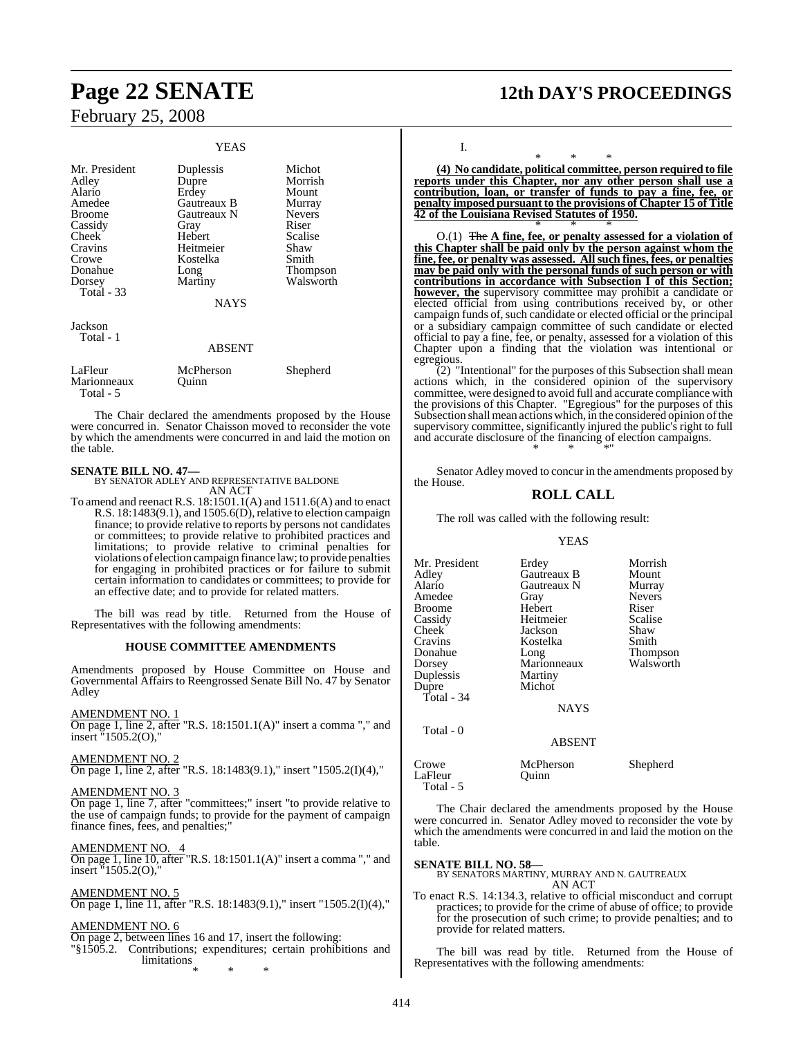YEAS

| | | |
|---|---|---|
| Mr. President | Duplessis | Michot |
| Adley | Dupre | Morrish |
| Alario | Erdey | Mount |
| Amedee | Gautreaux B | Murray |
| Broome | Gautreaux N | Nevers |
| Cassidy | Gray | Riser |
| Cheek | Hebert | Scalise |
| Cravins | Heitmeier | Shaw |
| Crowe | Kostelka | Smith |
| Donahue | Long | Thompson |
| Dorsey | Martiny | Walsworth |
| Total - 33 | | |

NAYS

Jackson
Total - 1

ABSENT

| | | |
|---|---|---|
| LaFleur | McPherson | Shepherd |
| Marionneaux | Quinn | |
| Total - 5 | | |

The Chair declared the amendments proposed by the House were concurred in. Senator Chaisson moved to reconsider the vote by which the amendments were concurred in and laid the motion on the table.

**SENATE BILL NO. 47—**
BY SENATOR ADLEY AND REPRESENTATIVE BALDONE
AN ACT

To amend and reenact R.S. 18:1501.1(A) and 1511.6(A) and to enact R.S. 18:1483(9.1), and 1505.6(D), relative to election campaign finance; to provide relative to reports by persons not candidates or committees; to provide relative to prohibited practices and limitations; to provide relative to criminal penalties for violations of election campaign finance law; to provide penalties for engaging in prohibited practices or for failure to submit certain information to candidates or committees; to provide for an effective date; and to provide for related matters.

The bill was read by title. Returned from the House of Representatives with the following amendments:

**HOUSE COMMITTEE AMENDMENTS**

Amendments proposed by House Committee on House and Governmental Affairs to Reengrossed Senate Bill No. 47 by Senator Adley

AMENDMENT NO. 1
On page 1, line 2, after "R.S. 18:1501.1(A)" insert a comma "," and insert "1505.2(O),"

AMENDMENT NO. 2
On page 1, line 2, after "R.S. 18:1483(9.1)," insert "1505.2(I)(4),"

AMENDMENT NO. 3
On page 1, line 7, after "committees;" insert "to provide relative to the use of campaign funds; to provide for the payment of campaign finance fines, fees, and penalties;"

AMENDMENT NO. 4
On page 1, line 10, after "R.S. 18:1501.1(A)" insert a comma "," and insert "1505.2(O),"

AMENDMENT NO. 5
On page 1, line 11, after "R.S. 18:1483(9.1)," insert "1505.2(I)(4),"

AMENDMENT NO. 6
On page 2, between lines 16 and 17, insert the following:
"§1505.2. Contributions; expenditures; certain prohibitions and limitations

\* \* \*

I.

\* \* \*

**(4) No candidate, political committee, person required to file reports under this Chapter, nor any other person shall use a contribution, loan, or transfer of funds to pay a fine, fee, or penalty imposed pursuant to the provisions of Chapter 15 of Title 42 of the Louisiana Revised Statutes of 1950.**

\* \* \*

O.(1) ~~The~~ **A fine, fee, or penalty assessed for a violation of this Chapter shall be paid only by the person against whom the fine, fee, or penalty was assessed. All such fines, fees, or penalties may be paid only with the personal funds of such person or with contributions in accordance with Subsection I of this Section; however, the** supervisory committee may prohibit a candidate or elected official from using contributions received by, or other campaign funds of, such candidate or elected official or the principal or a subsidiary campaign committee of such candidate or elected official to pay a fine, fee, or penalty, assessed for a violation of this Chapter upon a finding that the violation was intentional or egregious.

(2) "Intentional" for the purposes of this Subsection shall mean actions which, in the considered opinion of the supervisory committee, were designed to avoid full and accurate compliance with the provisions of this Chapter. "Egregious" for the purposes of this Subsection shall mean actions which, in the considered opinion of the supervisory committee, significantly injured the public's right to full and accurate disclosure of the financing of election campaigns.

\* \* \*"

Senator Adley moved to concur in the amendments proposed by the House.

## ROLL CALL

The roll was called with the following result:

YEAS

| | | |
|---|---|---|
| Mr. President | Erdey | Morrish |
| Adley | Gautreaux B | Mount |
| Alario | Gautreaux N | Murray |
| Amedee | Gray | Nevers |
| Broome | Hebert | Riser |
| Cassidy | Heitmeier | Scalise |
| Cheek | Jackson | Shaw |
| Cravins | Kostelka | Smith |
| Donahue | Long | Thompson |
| Dorsey | Marionneaux | Walsworth |
| Duplessis | Martiny | |
| Dupre | Michot | |
| Total - 34 | | |

NAYS

Total - 0

ABSENT

| | | |
|---|---|---|
| Crowe | McPherson | Shepherd |
| LaFleur | Quinn | |
| Total - 5 | | |

The Chair declared the amendments proposed by the House were concurred in. Senator Adley moved to reconsider the vote by which the amendments were concurred in and laid the motion on the table.

**SENATE BILL NO. 58—**
BY SENATORS MARTINY, MURRAY AND N. GAUTREAUX
AN ACT

To enact R.S. 14:134.3, relative to official misconduct and corrupt practices; to provide for the crime of abuse of office; to provide for the prosecution of such crime; to provide penalties; and to provide for related matters.

The bill was read by title. Returned from the House of Representatives with the following amendments: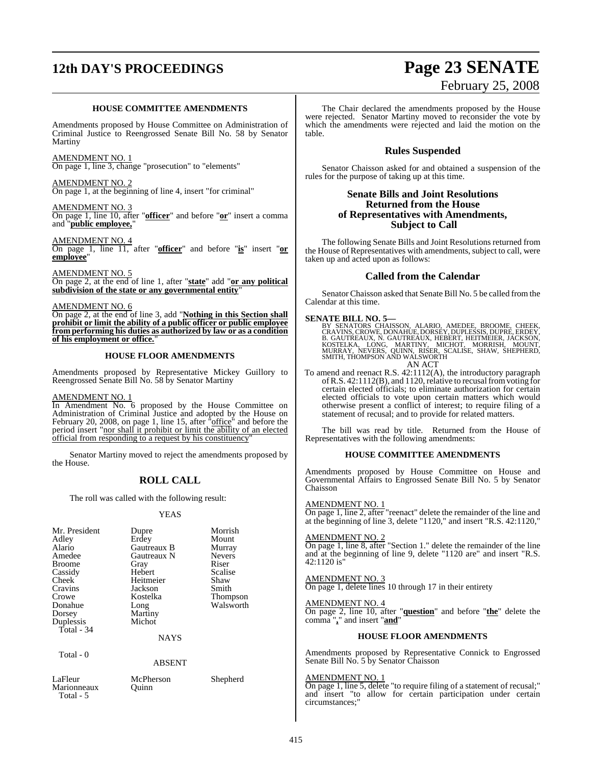### HOUSE COMMITTEE AMENDMENTS

Amendments proposed by House Committee on Administration of Criminal Justice to Reengrossed Senate Bill No. 58 by Senator Martiny

AMENDMENT NO. 1
On page 1, line 3, change "prosecution" to "elements"

AMENDMENT NO. 2
On page 1, at the beginning of line 4, insert "for criminal"

AMENDMENT NO. 3
On page 1, line 10, after "**officer**" and before "**or**" insert a comma and "**public employee,**"

AMENDMENT NO. 4
On page 1, line 11, after "**officer**" and before "**is**" insert "**or employee**"

AMENDMENT NO. 5
On page 2, at the end of line 1, after "**state**" add "**or any political subdivision of the state or any governmental entity**"

AMENDMENT NO. 6
On page 2, at the end of line 3, add "**Nothing in this Section shall prohibit or limit the ability of a public officer or public employee from performing his duties as authorized by law or as a condition of his employment or office.**"

### HOUSE FLOOR AMENDMENTS

Amendments proposed by Representative Mickey Guillory to Reengrossed Senate Bill No. 58 by Senator Martiny

AMENDMENT NO. 1
In Amendment No. 6 proposed by the House Committee on Administration of Criminal Justice and adopted by the House on February 20, 2008, on page 1, line 15, after "office" and before the period insert "nor shall it prohibit or limit the ability of an elected official from responding to a request by his constituency"

Senator Martiny moved to reject the amendments proposed by the House.

## ROLL CALL

The roll was called with the following result:

YEAS

| | | |
|---|---|---|
| Mr. President | Dupre | Morrish |
| Adley | Erdey | Mount |
| Alario | Gautreaux B | Murray |
| Amedee | Gautreaux N | Nevers |
| Broome | Gray | Riser |
| Cassidy | Hebert | Scalise |
| Cheek | Heitmeier | Shaw |
| Cravins | Jackson | Smith |
| Crowe | Kostelka | Thompson |
| Donahue | Long | Walsworth |
| Dorsey | Martiny | |
| Duplessis | Michot | |

Total - 34

NAYS

Total - 0

ABSENT

| | | |
|---|---|---|
| LaFleur | McPherson | Shepherd |
| Marionneaux | Quinn | |

Total - 5

The Chair declared the amendments proposed by the House were rejected. Senator Martiny moved to reconsider the vote by which the amendments were rejected and laid the motion on the table.

## Rules Suspended

Senator Chaisson asked for and obtained a suspension of the rules for the purpose of taking up at this time.

## Senate Bills and Joint Resolutions Returned from the House of Representatives with Amendments, Subject to Call

The following Senate Bills and Joint Resolutions returned from the House of Representatives with amendments, subject to call, were taken up and acted upon as follows:

## Called from the Calendar

Senator Chaisson asked that Senate Bill No. 5 be called from the Calendar at this time.

**SENATE BILL NO. 5—**
BY SENATORS CHAISSON, ALARIO, AMEDEE, BROOME, CHEEK, CRAVINS, CROWE, DONAHUE, DORSEY, DUPLESSIS, DUPRE, ERDEY, B. GAUTREAUX, N. GAUTREAUX, HEBERT, HEITMEIER, JACKSON, KOSTELKA, LONG, MARTINY, MICHOT, MORRISH, MOUNT, MURRAY, NEVERS, QUINN, RISER, SCALISE, SHAW, SHEPHERD, SMITH, THOMPSON AND WALSWORTH

AN ACT

To amend and reenact R.S. 42:1112(A), the introductory paragraph of R.S. 42:1112(B), and 1120, relative to recusal from voting for certain elected officials; to eliminate authorization for certain elected officials to vote upon certain matters which would otherwise present a conflict of interest; to require filing of a statement of recusal; and to provide for related matters.

The bill was read by title. Returned from the House of Representatives with the following amendments:

### HOUSE COMMITTEE AMENDMENTS

Amendments proposed by House Committee on House and Governmental Affairs to Engrossed Senate Bill No. 5 by Senator Chaisson

AMENDMENT NO. 1
On page 1, line 2, after "reenact" delete the remainder of the line and at the beginning of line 3, delete "1120," and insert "R.S. 42:1120,"

AMENDMENT NO. 2
On page 1, line 8, after "Section 1." delete the remainder of the line and at the beginning of line 9, delete "1120 are" and insert "R.S. 42:1120 is"

AMENDMENT NO. 3
On page 1, delete lines 10 through 17 in their entirety

AMENDMENT NO. 4
On page 2, line 10, after "**question**" and before "**the**" delete the comma "**,**" and insert "**and**"

### HOUSE FLOOR AMENDMENTS

Amendments proposed by Representative Connick to Engrossed Senate Bill No. 5 by Senator Chaisson

AMENDMENT NO. 1
On page 1, line 5, delete "to require filing of a statement of recusal;" and insert "to allow for certain participation under certain circumstances;"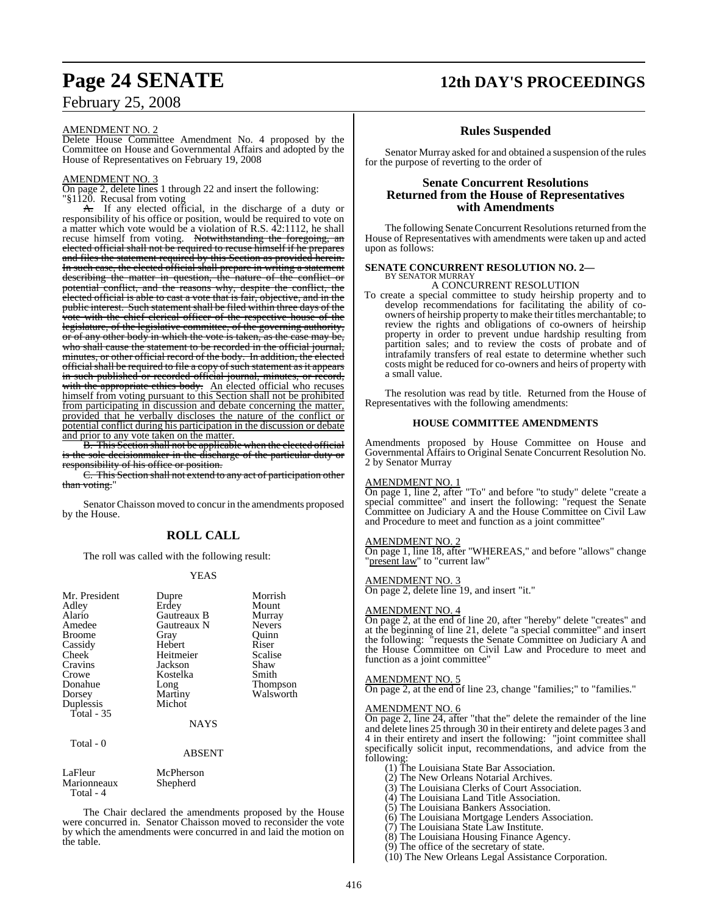AMENDMENT NO. 2

Delete House Committee Amendment No. 4 proposed by the Committee on House and Governmental Affairs and adopted by the House of Representatives on February 19, 2008

AMENDMENT NO. 3

On page 2, delete lines 1 through 22 and insert the following:

"§1120. Recusal from voting

~~A.~~ If any elected official, in the discharge of a duty or responsibility of his office or position, would be required to vote on a matter which vote would be a violation of R.S. 42:1112, he shall recuse himself from voting. ~~Notwithstanding the foregoing, an elected official shall not be required to recuse himself if he prepares and files the statement required by this Section as provided herein. In such case, the elected official shall prepare in writing a statement describing the matter in question, the nature of the conflict or potential conflict, and the reasons why, despite the conflict, the elected official is able to cast a vote that is fair, objective, and in the public interest. Such statement shall be filed within three days of the vote with the chief clerical officer of the respective house of the legislature, of the legislative committee, of the governing authority, or of any other body in which the vote is taken, as the case may be, who shall cause the statement to be recorded in the official journal, minutes, or other official record of the body. In addition, the elected official shall be required to file a copy of such statement as it appears in such published or recorded official journal, minutes, or record, with the appropriate ethics body.~~ An elected official who recuses himself from voting pursuant to this Section shall not be prohibited from participating in discussion and debate concerning the matter, provided that he verbally discloses the nature of the conflict or potential conflict during his participation in the discussion or debate and prior to any vote taken on the matter.

~~B. This Section shall not be applicable when the elected official is the sole decisionmaker in the discharge of the particular duty or responsibility of his office or position.~~

~~C. This Section shall not extend to any act of participation other than voting.~~"

Senator Chaisson moved to concur in the amendments proposed by the House.

## ROLL CALL

The roll was called with the following result:

YEAS

| | | |
|---|---|---|
| Mr. President | Dupre | Morrish |
| Adley | Erdey | Mount |
| Alario | Gautreaux B | Murray |
| Amedee | Gautreaux N | Nevers |
| Broome | Gray | Quinn |
| Cassidy | Hebert | Riser |
| Cheek | Heitmeier | Scalise |
| Cravins | Jackson | Shaw |
| Crowe | Kostelka | Smith |
| Donahue | Long | Thompson |
| Dorsey | Martiny | Walsworth |
| Duplessis | Michot | |

Total - 35

NAYS

Total - 0

ABSENT

| | |
|---|---|
| LaFleur | McPherson |
| Marionneaux | Shepherd |

Total - 4

The Chair declared the amendments proposed by the House were concurred in. Senator Chaisson moved to reconsider the vote by which the amendments were concurred in and laid the motion on the table.

## Rules Suspended

Senator Murray asked for and obtained a suspension of the rules for the purpose of reverting to the order of

## Senate Concurrent Resolutions Returned from the House of Representatives with Amendments

The following Senate Concurrent Resolutions returned from the House of Representatives with amendments were taken up and acted upon as follows:

**SENATE CONCURRENT RESOLUTION NO. 2—**
BY SENATOR MURRAY

A CONCURRENT RESOLUTION

To create a special committee to study heirship property and to develop recommendations for facilitating the ability of co-owners of heirship property to make their titles merchantable; to review the rights and obligations of co-owners of heirship property in order to prevent undue hardship resulting from partition sales; and to review the costs of probate and of intrafamily transfers of real estate to determine whether such costs might be reduced for co-owners and heirs of property with a small value.

The resolution was read by title. Returned from the House of Representatives with the following amendments:

### HOUSE COMMITTEE AMENDMENTS

Amendments proposed by House Committee on House and Governmental Affairs to Original Senate Concurrent Resolution No. 2 by Senator Murray

AMENDMENT NO. 1

On page 1, line 2, after "To" and before "to study" delete "create a special committee" and insert the following: "request the Senate Committee on Judiciary A and the House Committee on Civil Law and Procedure to meet and function as a joint committee"

AMENDMENT NO. 2

On page 1, line 18, after "WHEREAS," and before "allows" change "present law" to "current law"

AMENDMENT NO. 3

On page 2, delete line 19, and insert "it."

AMENDMENT NO. 4

On page 2, at the end of line 20, after "hereby" delete "creates" and at the beginning of line 21, delete "a special committee" and insert the following: "requests the Senate Committee on Judiciary A and the House Committee on Civil Law and Procedure to meet and function as a joint committee"

AMENDMENT NO. 5

On page 2, at the end of line 23, change "families;" to "families."

AMENDMENT NO. 6

On page 2, line 24, after "that the" delete the remainder of the line and delete lines 25 through 30 in their entirety and delete pages 3 and 4 in their entirety and insert the following: "joint committee shall specifically solicit input, recommendations, and advice from the following:

(1) The Louisiana State Bar Association.

(2) The New Orleans Notarial Archives.

(3) The Louisiana Clerks of Court Association.

(4) The Louisiana Land Title Association.

(5) The Louisiana Bankers Association.

(6) The Louisiana Mortgage Lenders Association.

(7) The Louisiana State Law Institute.

(8) The Louisiana Housing Finance Agency.

(9) The office of the secretary of state.

(10) The New Orleans Legal Assistance Corporation.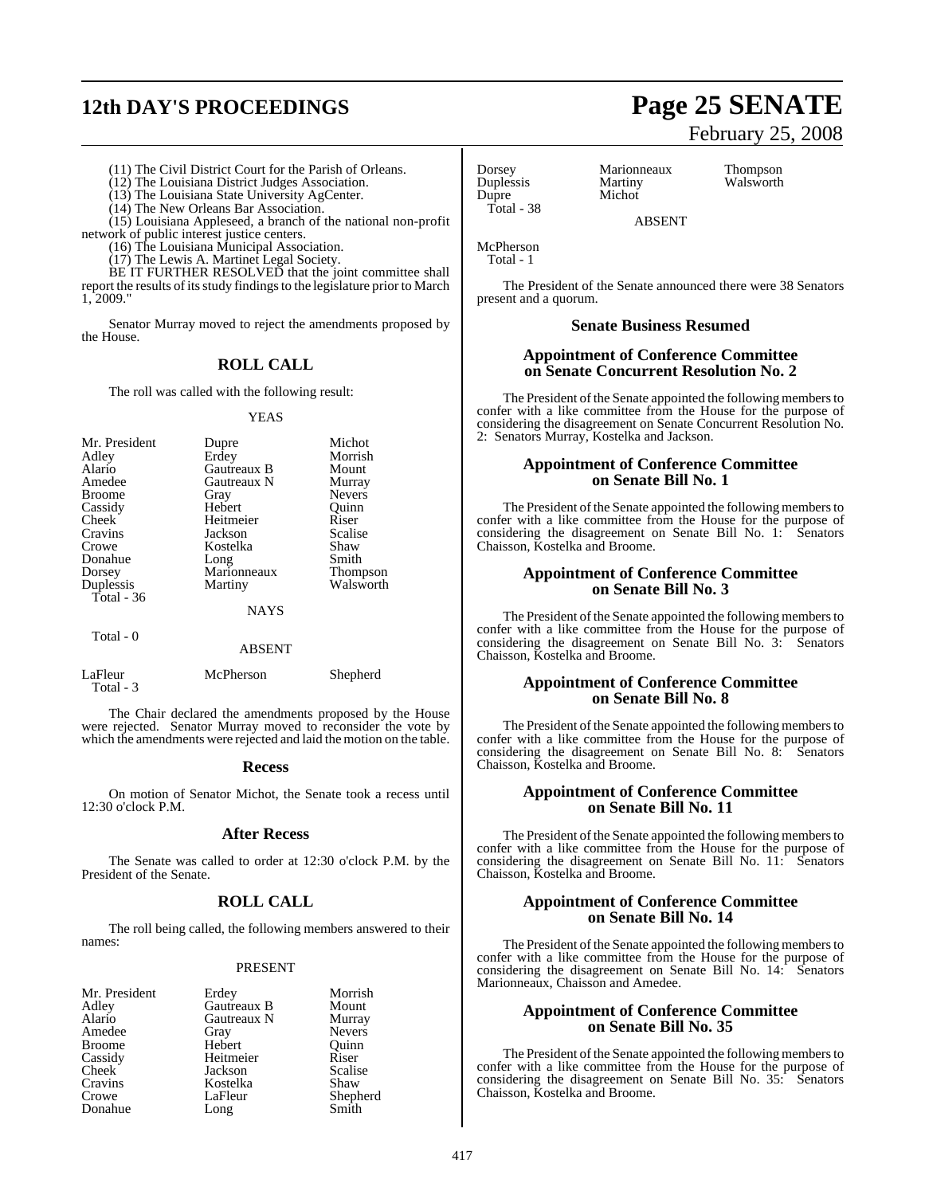(11) The Civil District Court for the Parish of Orleans.

(12) The Louisiana District Judges Association.

(13) The Louisiana State University AgCenter.

(14) The New Orleans Bar Association.

(15) Louisiana Appleseed, a branch of the national non-profit network of public interest justice centers.

(16) The Louisiana Municipal Association.

(17) The Lewis A. Martinet Legal Society.

BE IT FURTHER RESOLVED that the joint committee shall report the results of its study findings to the legislature prior to March 1, 2009."

Senator Murray moved to reject the amendments proposed by the House.

## ROLL CALL

The roll was called with the following result:

YEAS

| | | |
|---|---|---|
| Mr. President | Dupre | Michot |
| Adley | Erdey | Morrish |
| Alario | Gautreaux B | Mount |
| Amedee | Gautreaux N | Murray |
| Broome | Gray | Nevers |
| Cassidy | Hebert | Quinn |
| Cheek | Heitmeier | Riser |
| Cravins | Jackson | Scalise |
| Crowe | Kostelka | Shaw |
| Donahue | Long | Smith |
| Dorsey | Marionneaux | Thompson |
| Duplessis | Martiny | Walsworth |

Total - 36

NAYS

Total - 0

ABSENT

| | | |
|---|---|---|
| LaFleur | McPherson | Shepherd |

Total - 3

The Chair declared the amendments proposed by the House were rejected. Senator Murray moved to reconsider the vote by which the amendments were rejected and laid the motion on the table.

### Recess

On motion of Senator Michot, the Senate took a recess until 12:30 o'clock P.M.

### After Recess

The Senate was called to order at 12:30 o'clock P.M. by the President of the Senate.

## ROLL CALL

The roll being called, the following members answered to their names:

PRESENT

| | | |
|---|---|---|
| Mr. President | Erdey | Morrish |
| Adley | Gautreaux B | Mount |
| Alario | Gautreaux N | Murray |
| Amedee | Gray | Nevers |
| Broome | Hebert | Quinn |
| Cassidy | Heitmeier | Riser |
| Cheek | Jackson | Scalise |
| Cravins | Kostelka | Shaw |
| Crowe | LaFleur | Shepherd |
| Donahue | Long | Smith |
| Dorsey | Marionneaux | Thompson |
| Duplessis | Martiny | Walsworth |
| Dupre | Michot | |

Total - 38

ABSENT

McPherson

Total - 1

The President of the Senate announced there were 38 Senators present and a quorum.

### Senate Business Resumed

### Appointment of Conference Committee on Senate Concurrent Resolution No. 2

The President of the Senate appointed the following members to confer with a like committee from the House for the purpose of considering the disagreement on Senate Concurrent Resolution No. 2: Senators Murray, Kostelka and Jackson.

### Appointment of Conference Committee on Senate Bill No. 1

The President of the Senate appointed the following members to confer with a like committee from the House for the purpose of considering the disagreement on Senate Bill No. 1: Senators Chaisson, Kostelka and Broome.

### Appointment of Conference Committee on Senate Bill No. 3

The President of the Senate appointed the following members to confer with a like committee from the House for the purpose of considering the disagreement on Senate Bill No. 3: Senators Chaisson, Kostelka and Broome.

### Appointment of Conference Committee on Senate Bill No. 8

The President of the Senate appointed the following members to confer with a like committee from the House for the purpose of considering the disagreement on Senate Bill No. 8: Senators Chaisson, Kostelka and Broome.

### Appointment of Conference Committee on Senate Bill No. 11

The President of the Senate appointed the following members to confer with a like committee from the House for the purpose of considering the disagreement on Senate Bill No. 11: Senators Chaisson, Kostelka and Broome.

### Appointment of Conference Committee on Senate Bill No. 14

The President of the Senate appointed the following members to confer with a like committee from the House for the purpose of considering the disagreement on Senate Bill No. 14: Senators Marionneaux, Chaisson and Amedee.

### Appointment of Conference Committee on Senate Bill No. 35

The President of the Senate appointed the following members to confer with a like committee from the House for the purpose of considering the disagreement on Senate Bill No. 35: Senators Chaisson, Kostelka and Broome.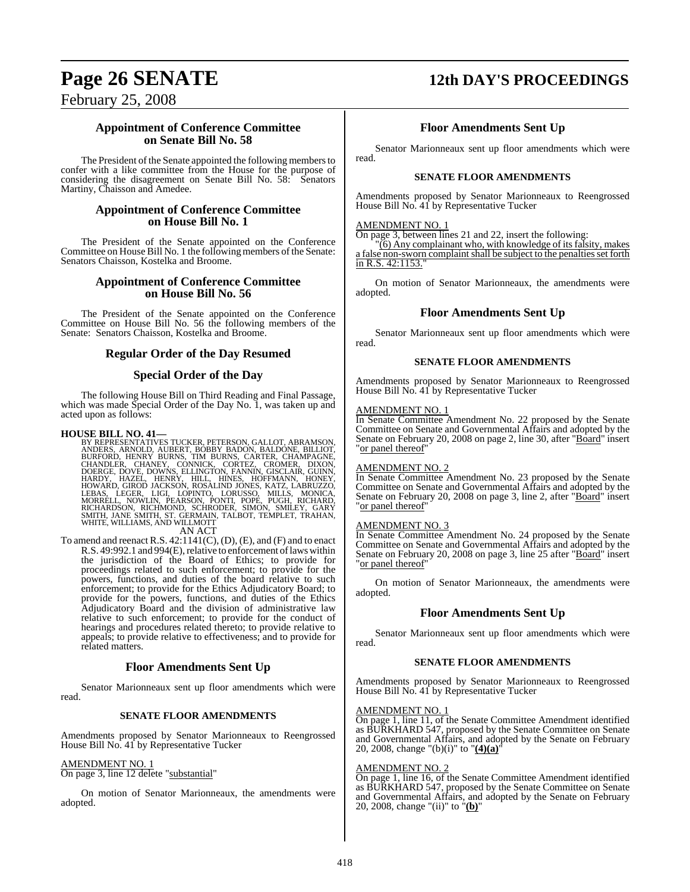### Appointment of Conference Committee on Senate Bill No. 58

The President of the Senate appointed the following members to confer with a like committee from the House for the purpose of considering the disagreement on Senate Bill No. 58: Senators Martiny, Chaisson and Amedee.

### Appointment of Conference Committee on House Bill No. 1

The President of the Senate appointed on the Conference Committee on House Bill No. 1 the following members of the Senate: Senators Chaisson, Kostelka and Broome.

### Appointment of Conference Committee on House Bill No. 56

The President of the Senate appointed on the Conference Committee on House Bill No. 56 the following members of the Senate: Senators Chaisson, Kostelka and Broome.

## Regular Order of the Day Resumed

## Special Order of the Day

The following House Bill on Third Reading and Final Passage, which was made Special Order of the Day No. 1, was taken up and acted upon as follows:

**HOUSE BILL NO. 41—**
BY REPRESENTATIVES TUCKER, PETERSON, GALLOT, ABRAMSON, ANDERS, ARNOLD, AUBERT, BOBBY BADON, BALDONE, BILLIOT, BURFORD, HENRY BURNS, TIM BURNS, CARTER, CHAMPAGNE, CHANDLER, CHANEY, CONNICK, CORTEZ, CROMER, DIXON, DOERGE, DOVE, DOWNS, ELLINGTON, FANNIN, GISCLAIR, GUINN, HARDY, HAZEL, HENRY, HILL, HINES, HOFFMANN, HONEY, HOWARD, GIROD JACKSON, ROSALIND JONES, KATZ, LABRUZZO, LEBAS, LEGER, LIGI, LOPINTO, LORUSSO, MILLS, MONICA, MORRELL, NOWLIN, PEARSON, PONTI, POPE, PUGH, RICHARD, RICHARDSON, RICHMOND, SCHRODER, SIMON, SMILEY, GARY SMITH, JANE SMITH, ST. GERMAIN, TALBOT, TEMPLET, TRAHAN, WHITE, WILLIAMS, AND WILLMOTT

AN ACT

To amend and reenact R.S. 42:1141(C), (D), (E), and (F) and to enact R.S. 49:992.1 and 994(E), relative to enforcement of laws within the jurisdiction of the Board of Ethics; to provide for proceedings related to such enforcement; to provide for the powers, functions, and duties of the board relative to such enforcement; to provide for the Ethics Adjudicatory Board; to provide for the powers, functions, and duties of the Ethics Adjudicatory Board and the division of administrative law relative to such enforcement; to provide for the conduct of hearings and procedures related thereto; to provide relative to appeals; to provide relative to effectiveness; and to provide for related matters.

### Floor Amendments Sent Up

Senator Marionneaux sent up floor amendments which were read.

#### SENATE FLOOR AMENDMENTS

Amendments proposed by Senator Marionneaux to Reengrossed House Bill No. 41 by Representative Tucker

AMENDMENT NO. 1
On page 3, line 12 delete "substantial"

On motion of Senator Marionneaux, the amendments were adopted.

### Floor Amendments Sent Up

Senator Marionneaux sent up floor amendments which were read.

#### SENATE FLOOR AMENDMENTS

Amendments proposed by Senator Marionneaux to Reengrossed House Bill No. 41 by Representative Tucker

AMENDMENT NO. 1
On page 3, between lines 21 and 22, insert the following:
"(6) Any complainant who, with knowledge of its falsity, makes a false non-sworn complaint shall be subject to the penalties set forth in R.S. 42:1153."

On motion of Senator Marionneaux, the amendments were adopted.

### Floor Amendments Sent Up

Senator Marionneaux sent up floor amendments which were read.

#### SENATE FLOOR AMENDMENTS

Amendments proposed by Senator Marionneaux to Reengrossed House Bill No. 41 by Representative Tucker

AMENDMENT NO. 1
In Senate Committee Amendment No. 22 proposed by the Senate Committee on Senate and Governmental Affairs and adopted by the Senate on February 20, 2008 on page 2, line 30, after "Board" insert "or panel thereof"

AMENDMENT NO. 2
In Senate Committee Amendment No. 23 proposed by the Senate Committee on Senate and Governmental Affairs and adopted by the Senate on February 20, 2008 on page 3, line 2, after "Board" insert "or panel thereof"

AMENDMENT NO. 3
In Senate Committee Amendment No. 24 proposed by the Senate Committee on Senate and Governmental Affairs and adopted by the Senate on February 20, 2008 on page 3, line 25 after "Board" insert "or panel thereof"

On motion of Senator Marionneaux, the amendments were adopted.

### Floor Amendments Sent Up

Senator Marionneaux sent up floor amendments which were read.

#### SENATE FLOOR AMENDMENTS

Amendments proposed by Senator Marionneaux to Reengrossed House Bill No. 41 by Representative Tucker

AMENDMENT NO. 1
On page 1, line 11, of the Senate Committee Amendment identified as BURKHARD 547, proposed by the Senate Committee on Senate and Governmental Affairs, and adopted by the Senate on February 20, 2008, change "(b)(i)" to "**(4)(a)**"

AMENDMENT NO. 2
On page 1, line 16, of the Senate Committee Amendment identified as BURKHARD 547, proposed by the Senate Committee on Senate and Governmental Affairs, and adopted by the Senate on February 20, 2008, change "(ii)" to "**(b)**"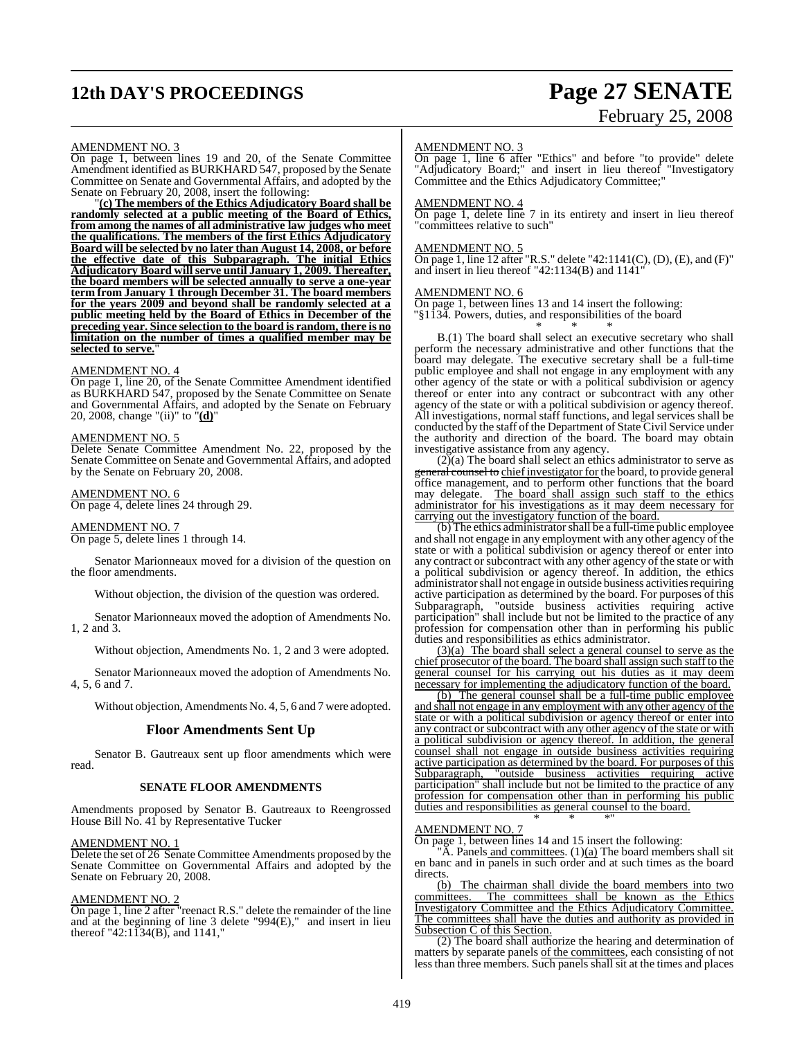AMENDMENT NO. 3

On page 1, between lines 19 and 20, of the Senate Committee Amendment identified as BURKHARD 547, proposed by the Senate Committee on Senate and Governmental Affairs, and adopted by the Senate on February 20, 2008, insert the following:

"**(c) The members of the Ethics Adjudicatory Board shall be randomly selected at a public meeting of the Board of Ethics, from among the names of all administrative law judges who meet the qualifications. The members of the first Ethics Adjudicatory Board will be selected by no later than August 14, 2008, or before the effective date of this Subparagraph. The initial Ethics Adjudicatory Board will serve until January 1, 2009. Thereafter, the board members will be selected annually to serve a one-year term from January 1 through December 31. The board members for the years 2009 and beyond shall be randomly selected at a public meeting held by the Board of Ethics in December of the preceding year. Since selection to the board is random, there is no limitation on the number of times a qualified member may be selected to serve.**"

AMENDMENT NO. 4

On page 1, line 20, of the Senate Committee Amendment identified as BURKHARD 547, proposed by the Senate Committee on Senate and Governmental Affairs, and adopted by the Senate on February 20, 2008, change "(ii)" to "**(d)**"

AMENDMENT NO. 5

Delete Senate Committee Amendment No. 22, proposed by the Senate Committee on Senate and Governmental Affairs, and adopted by the Senate on February 20, 2008.

AMENDMENT NO. 6

On page 4, delete lines 24 through 29.

AMENDMENT NO. 7

On page 5, delete lines 1 through 14.

Senator Marionneaux moved for a division of the question on the floor amendments.

Without objection, the division of the question was ordered.

Senator Marionneaux moved the adoption of Amendments No. 1, 2 and 3.

Without objection, Amendments No. 1, 2 and 3 were adopted.

Senator Marionneaux moved the adoption of Amendments No. 4, 5, 6 and 7.

Without objection, Amendments No. 4, 5, 6 and 7 were adopted.

## Floor Amendments Sent Up

Senator B. Gautreaux sent up floor amendments which were read.

### SENATE FLOOR AMENDMENTS

Amendments proposed by Senator B. Gautreaux to Reengrossed House Bill No. 41 by Representative Tucker

AMENDMENT NO. 1

Delete the set of 26 Senate Committee Amendments proposed by the Senate Committee on Governmental Affairs and adopted by the Senate on February 20, 2008.

AMENDMENT NO. 2

On page 1, line 2 after "reenact R.S." delete the remainder of the line and at the beginning of line 3 delete "994(E)," and insert in lieu thereof "42:1134(B), and 1141,"

AMENDMENT NO. 3

On page 1, line 6 after "Ethics" and before "to provide" delete "Adjudicatory Board;" and insert in lieu thereof "Investigatory Committee and the Ethics Adjudicatory Committee;"

AMENDMENT NO. 4

On page 1, delete line 7 in its entirety and insert in lieu thereof "committees relative to such"

AMENDMENT NO. 5

On page 1, line 12 after "R.S." delete "42:1141(C), (D), (E), and (F)" and insert in lieu thereof "42:1134(B) and 1141"

AMENDMENT NO. 6

On page 1, between lines 13 and 14 insert the following:

"§1134. Powers, duties, and responsibilities of the board

\* \* \*

B.(1) The board shall select an executive secretary who shall perform the necessary administrative and other functions that the board may delegate. The executive secretary shall be a full-time public employee and shall not engage in any employment with any other agency of the state or with a political subdivision or agency thereof or enter into any contract or subcontract with any other agency of the state or with a political subdivision or agency thereof. All investigations, normal staff functions, and legal services shall be conducted by the staff of the Department of State Civil Service under the authority and direction of the board. The board may obtain investigative assistance from any agency.

(2)(a) The board shall select an ethics administrator to serve as ~~general counsel to~~ chief investigator for the board, to provide general office management, and to perform other functions that the board may delegate. The board shall assign such staff to the ethics administrator for his investigations as it may deem necessary for carrying out the investigatory function of the board.

(b) The ethics administrator shall be a full-time public employee and shall not engage in any employment with any other agency of the state or with a political subdivision or agency thereof or enter into any contract or subcontract with any other agency of the state or with a political subdivision or agency thereof. In addition, the ethics administrator shall not engage in outside business activities requiring active participation as determined by the board. For purposes of this Subparagraph, "outside business activities requiring active participation" shall include but not be limited to the practice of any profession for compensation other than in performing his public duties and responsibilities as ethics administrator.

(3)(a) The board shall select a general counsel to serve as the chief prosecutor of the board. The board shall assign such staff to the general counsel for his carrying out his duties as it may deem necessary for implementing the adjudicatory function of the board.

(b) The general counsel shall be a full-time public employee and shall not engage in any employment with any other agency of the state or with a political subdivision or agency thereof or enter into any contract or subcontract with any other agency of the state or with a political subdivision or agency thereof. In addition, the general counsel shall not engage in outside business activities requiring active participation as determined by the board. For purposes of this Subparagraph, "outside business activities requiring active participation" shall include but not be limited to the practice of any profession for compensation other than in performing his public duties and responsibilities as general counsel to the board.

\* \* \*"

AMENDMENT NO. 7

On page 1, between lines 14 and 15 insert the following:

"A. Panels and committees. (1)(a) The board members shall sit en banc and in panels in such order and at such times as the board directs.

(b) The chairman shall divide the board members into two committees. The committees shall be known as the Ethics Investigatory Committee and the Ethics Adjudicatory Committee. The committees shall have the duties and authority as provided in Subsection C of this Section.

(2) The board shall authorize the hearing and determination of matters by separate panels of the committees, each consisting of not less than three members. Such panels shall sit at the times and places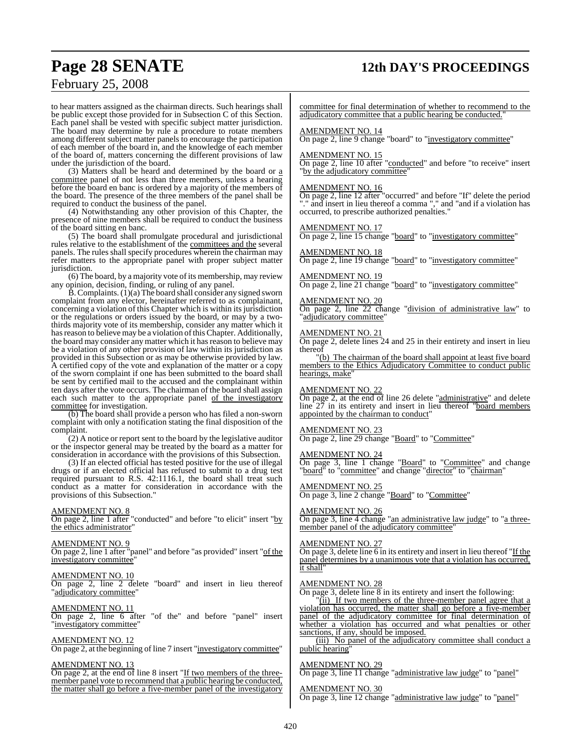to hear matters assigned as the chairman directs. Such hearings shall be public except those provided for in Subsection C of this Section. Each panel shall be vested with specific subject matter jurisdiction. The board may determine by rule a procedure to rotate members among different subject matter panels to encourage the participation of each member of the board in, and the knowledge of each member of the board of, matters concerning the different provisions of law under the jurisdiction of the board.

(3) Matters shall be heard and determined by the board or a committee panel of not less than three members, unless a hearing before the board en banc is ordered by a majority of the members of the board. The presence of the three members of the panel shall be required to conduct the business of the panel.

(4) Notwithstanding any other provision of this Chapter, the presence of nine members shall be required to conduct the business of the board sitting en banc.

(5) The board shall promulgate procedural and jurisdictional rules relative to the establishment of the committees and the several panels. The rules shall specify procedures wherein the chairman may refer matters to the appropriate panel with proper subject matter jurisdiction.

(6) The board, by a majority vote of its membership, may review any opinion, decision, finding, or ruling of any panel.

B. Complaints. (1)(a) The board shall consider any signed sworn complaint from any elector, hereinafter referred to as complainant, concerning a violation of this Chapter which is within its jurisdiction or the regulations or orders issued by the board, or may by a two-thirds majority vote of its membership, consider any matter which it has reason to believe may be a violation of this Chapter. Additionally, the board may consider any matter which it has reason to believe may be a violation of any other provision of law within its jurisdiction as provided in this Subsection or as may be otherwise provided by law. A certified copy of the vote and explanation of the matter or a copy of the sworn complaint if one has been submitted to the board shall be sent by certified mail to the accused and the complainant within ten days after the vote occurs. The chairman of the board shall assign each such matter to the appropriate panel of the investigatory committee for investigation.

(b) The board shall provide a person who has filed a non-sworn complaint with only a notification stating the final disposition of the complaint.

(2) A notice or report sent to the board by the legislative auditor or the inspector general may be treated by the board as a matter for consideration in accordance with the provisions of this Subsection.

(3) If an elected official has tested positive for the use of illegal drugs or if an elected official has refused to submit to a drug test required pursuant to R.S. 42:1116.1, the board shall treat such conduct as a matter for consideration in accordance with the provisions of this Subsection."

AMENDMENT NO. 8
On page 2, line 1 after "conducted" and before "to elicit" insert "by the ethics administrator"

AMENDMENT NO. 9
On page 2, line 1 after "panel" and before "as provided" insert "of the investigatory committee"

AMENDMENT NO. 10
On page 2, line 2 delete "board" and insert in lieu thereof "adjudicatory committee"

AMENDMENT NO. 11
On page 2, line 6 after "of the" and before "panel" insert "investigatory committee"

AMENDMENT NO. 12
On page 2, at the beginning of line 7 insert "investigatory committee"

AMENDMENT NO. 13
On page 2, at the end of line 8 insert "If two members of the three-member panel vote to recommend that a public hearing be conducted, the matter shall go before a five-member panel of the investigatory committee for final determination of whether to recommend to the adjudicatory committee that a public hearing be conducted."

AMENDMENT NO. 14
On page 2, line 9 change "board" to "investigatory committee"

AMENDMENT NO. 15
On page 2, line 10 after "conducted" and before "to receive" insert "by the adjudicatory committee"

AMENDMENT NO. 16
On page 2, line 12 after "occurred" and before "If" delete the period "." and insert in lieu thereof a comma "," and "and if a violation has occurred, to prescribe authorized penalties."

AMENDMENT NO. 17
On page 2, line 15 change "board" to "investigatory committee"

AMENDMENT NO. 18
On page 2, line 19 change "board" to "investigatory committee"

AMENDMENT NO. 19
On page 2, line 21 change "board" to "investigatory committee"

AMENDMENT NO. 20
On page 2, line 22 change "division of administrative law" to "adjudicatory committee"

AMENDMENT NO. 21
On page 2, delete lines 24 and 25 in their entirety and insert in lieu thereof

"(b) The chairman of the board shall appoint at least five board members to the Ethics Adjudicatory Committee to conduct public hearings, make"

AMENDMENT NO. 22
On page 2, at the end of line 26 delete "administrative" and delete line 27 in its entirety and insert in lieu thereof "board members appointed by the chairman to conduct"

AMENDMENT NO. 23
On page 2, line 29 change "Board" to "Committee"

AMENDMENT NO. 24
On page 3, line 1 change "Board" to "Committee" and change "board" to "committee" and change "director" to "chairman"

AMENDMENT NO. 25
On page 3, line 2 change "Board" to "Committee"

AMENDMENT NO. 26
On page 3, line 4 change "an administrative law judge" to "a three-member panel of the adjudicatory committee"

AMENDMENT NO. 27
On page 3, delete line 6 in its entirety and insert in lieu thereof "If the panel determines by a unanimous vote that a violation has occurred, it shall"

AMENDMENT NO. 28
On page 3, delete line 8 in its entirety and insert the following:

"(ii) If two members of the three-member panel agree that a violation has occurred, the matter shall go before a five-member panel of the adjudicatory committee for final determination of whether a violation has occurred and what penalties or other sanctions, if any, should be imposed.

(iii) No panel of the adjudicatory committee shall conduct a public hearing"

AMENDMENT NO. 29
On page 3, line 11 change "administrative law judge" to "panel"

AMENDMENT NO. 30
On page 3, line 12 change "administrative law judge" to "panel"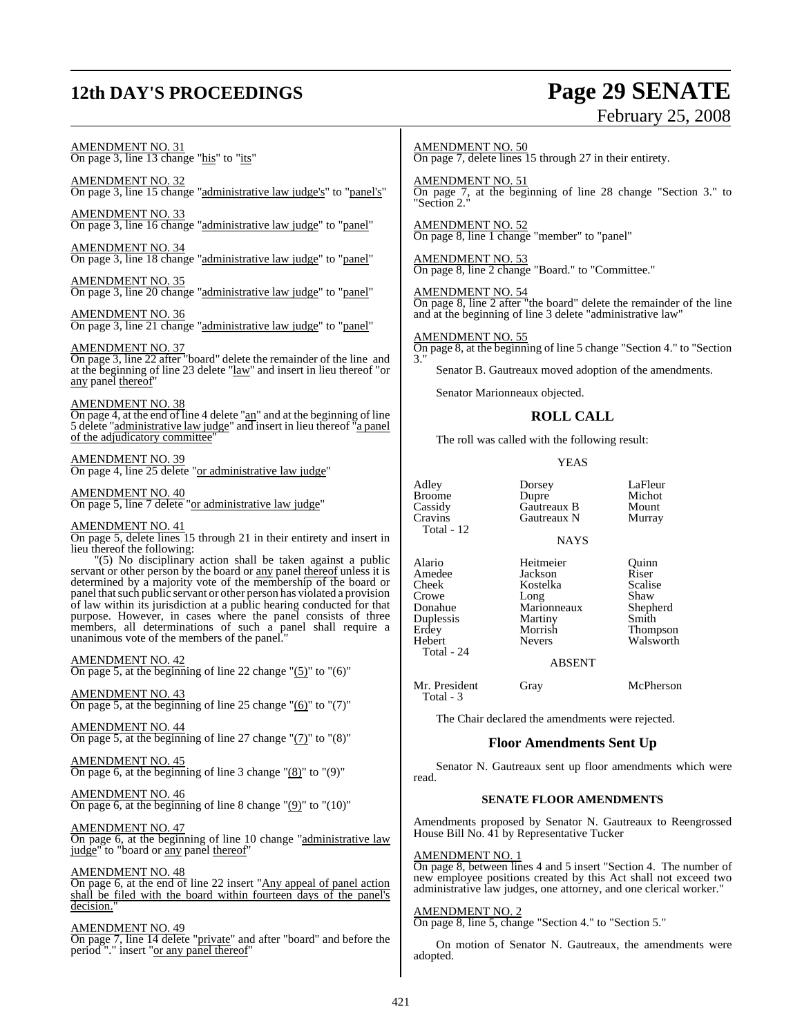AMENDMENT NO. 31
On page 3, line 13 change "his" to "its"

AMENDMENT NO. 32
On page 3, line 15 change "administrative law judge's" to "panel's"

AMENDMENT NO. 33
On page 3, line 16 change "administrative law judge" to "panel"

AMENDMENT NO. 34
On page 3, line 18 change "administrative law judge" to "panel"

AMENDMENT NO. 35
On page 3, line 20 change "administrative law judge" to "panel"

AMENDMENT NO. 36
On page 3, line 21 change "administrative law judge" to "panel"

AMENDMENT NO. 37
On page 3, line 22 after "board" delete the remainder of the line and at the beginning of line 23 delete "law" and insert in lieu thereof "or any panel thereof"

AMENDMENT NO. 38
On page 4, at the end of line 4 delete "an" and at the beginning of line 5 delete "administrative law judge" and insert in lieu thereof "a panel of the adjudicatory committee"

AMENDMENT NO. 39
On page 4, line 25 delete "or administrative law judge"

AMENDMENT NO. 40
On page 5, line 7 delete "or administrative law judge"

AMENDMENT NO. 41
On page 5, delete lines 15 through 21 in their entirety and insert in lieu thereof the following:

"(5) No disciplinary action shall be taken against a public servant or other person by the board or any panel thereof unless it is determined by a majority vote of the membership of the board or panel that such public servant or other person has violated a provision of law within its jurisdiction at a public hearing conducted for that purpose. However, in cases where the panel consists of three members, all determinations of such a panel shall require a unanimous vote of the members of the panel."

AMENDMENT NO. 42
On page 5, at the beginning of line 22 change "(5)" to "(6)"

AMENDMENT NO. 43
On page 5, at the beginning of line 25 change "(6)" to "(7)"

AMENDMENT NO. 44
On page 5, at the beginning of line 27 change "(7)" to "(8)"

AMENDMENT NO. 45
On page 6, at the beginning of line 3 change "(8)" to "(9)"

AMENDMENT NO. 46
On page 6, at the beginning of line 8 change "(9)" to "(10)"

AMENDMENT NO. 47
On page 6, at the beginning of line 10 change "administrative law judge" to "board or any panel thereof"

AMENDMENT NO. 48
On page 6, at the end of line 22 insert "Any appeal of panel action shall be filed with the board within fourteen days of the panel's decision."

AMENDMENT NO. 49
On page 7, line 14 delete "private" and after "board" and before the period "." insert "or any panel thereof"

AMENDMENT NO. 50
On page 7, delete lines 15 through 27 in their entirety.

AMENDMENT NO. 51
On page 7, at the beginning of line 28 change "Section 3." to "Section 2."

AMENDMENT NO. 52
On page 8, line 1 change "member" to "panel"

AMENDMENT NO. 53
On page 8, line 2 change "Board." to "Committee."

AMENDMENT NO. 54
On page 8, line 2 after "the board" delete the remainder of the line and at the beginning of line 3 delete "administrative law"

AMENDMENT NO. 55
On page 8, at the beginning of line 5 change "Section 4." to "Section 3."

Senator B. Gautreaux moved adoption of the amendments.

Senator Marionneaux objected.

## ROLL CALL

The roll was called with the following result:

YEAS

| | | |
|---|---|---|
| Adley | Dorsey | LaFleur |
| Broome | Dupre | Michot |
| Cassidy | Gautreaux B | Mount |
| Cravins | Gautreaux N | Murray |

Total - 12

NAYS

| | | |
|---|---|---|
| Alario | Heitmeier | Quinn |
| Amedee | Jackson | Riser |
| Cheek | Kostelka | Scalise |
| Crowe | Long | Shaw |
| Donahue | Marionneaux | Shepherd |
| Duplessis | Martiny | Smith |
| Erdey | Morrish | Thompson |
| Hebert | Nevers | Walsworth |

Total - 24

ABSENT

| | | |
|---|---|---|
| Mr. President | Gray | McPherson |

Total - 3

The Chair declared the amendments were rejected.

### Floor Amendments Sent Up

Senator N. Gautreaux sent up floor amendments which were read.

#### SENATE FLOOR AMENDMENTS

Amendments proposed by Senator N. Gautreaux to Reengrossed House Bill No. 41 by Representative Tucker

AMENDMENT NO. 1
On page 8, between lines 4 and 5 insert "Section 4. The number of new employee positions created by this Act shall not exceed two administrative law judges, one attorney, and one clerical worker."

AMENDMENT NO. 2
On page 8, line 5, change "Section 4." to "Section 5."

On motion of Senator N. Gautreaux, the amendments were adopted.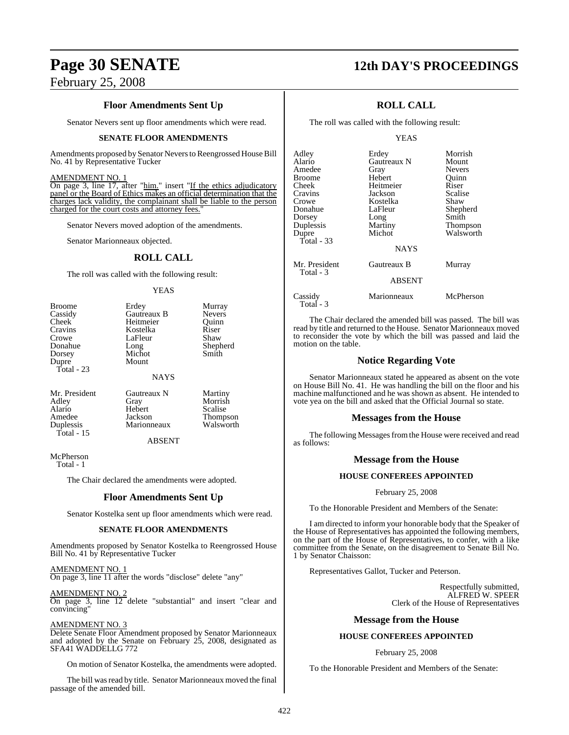### Floor Amendments Sent Up

Senator Nevers sent up floor amendments which were read.

**SENATE FLOOR AMENDMENTS**

Amendments proposed by Senator Nevers to Reengrossed House Bill No. 41 by Representative Tucker

AMENDMENT NO. 1

On page 3, line 17, after "him." insert "If the ethics adjudicatory panel or the Board of Ethics makes an official determination that the charges lack validity, the complainant shall be liable to the person charged for the court costs and attorney fees."

Senator Nevers moved adoption of the amendments.

Senator Marionneaux objected.

## ROLL CALL

The roll was called with the following result:

YEAS

| | | |
|---|---|---|
| Broome | Erdey | Murray |
| Cassidy | Gautreaux B | Nevers |
| Cheek | Heitmeier | Quinn |
| Cravins | Kostelka | Riser |
| Crowe | LaFleur | Shaw |
| Donahue | Long | Shepherd |
| Dorsey | Michot | Smith |
| Dupre | Mount | |

Total - 23

NAYS

| | | |
|---|---|---|
| Mr. President | Gautreaux N | Martiny |
| Adley | Gray | Morrish |
| Alario | Hebert | Scalise |
| Amedee | Jackson | Thompson |
| Duplessis | Marionneaux | Walsworth |

Total - 15

ABSENT

McPherson

Total - 1

The Chair declared the amendments were adopted.

### Floor Amendments Sent Up

Senator Kostelka sent up floor amendments which were read.

**SENATE FLOOR AMENDMENTS**

Amendments proposed by Senator Kostelka to Reengrossed House Bill No. 41 by Representative Tucker

AMENDMENT NO. 1

On page 3, line 11 after the words "disclose" delete "any"

AMENDMENT NO. 2

On page 3, line 12 delete "substantial" and insert "clear and convincing"

AMENDMENT NO. 3

Delete Senate Floor Amendment proposed by Senator Marionneaux and adopted by the Senate on February 25, 2008, designated as SFA41 WADDELLG 772

On motion of Senator Kostelka, the amendments were adopted.

The bill was read by title. Senator Marionneaux moved the final passage of the amended bill.

## ROLL CALL

The roll was called with the following result:

YEAS

| | | |
|---|---|---|
| Adley | Erdey | Morrish |
| Alario | Gautreaux N | Mount |
| Amedee | Gray | Nevers |
| Broome | Hebert | Quinn |
| Cheek | Heitmeier | Riser |
| Cravins | Jackson | Scalise |
| Crowe | Kostelka | Shaw |
| Donahue | LaFleur | Shepherd |
| Dorsey | Long | Smith |
| Duplessis | Martiny | Thompson |
| Dupre | Michot | Walsworth |

Total - 33

NAYS

| | | |
|---|---|---|
| Mr. President | Gautreaux B | Murray |

Total - 3

ABSENT

| | | |
|---|---|---|
| Cassidy | Marionneaux | McPherson |

Total - 3

The Chair declared the amended bill was passed. The bill was read by title and returned to the House. Senator Marionneaux moved to reconsider the vote by which the bill was passed and laid the motion on the table.

### Notice Regarding Vote

Senator Marionneaux stated he appeared as absent on the vote on House Bill No. 41. He was handling the bill on the floor and his machine malfunctioned and he was shown as absent. He intended to vote yea on the bill and asked that the Official Journal so state.

### Messages from the House

The following Messages from the House were received and read as follows:

### Message from the House

**HOUSE CONFEREES APPOINTED**

February 25, 2008

To the Honorable President and Members of the Senate:

I am directed to inform your honorable body that the Speaker of the House of Representatives has appointed the following members, on the part of the House of Representatives, to confer, with a like committee from the Senate, on the disagreement to Senate Bill No. 1 by Senator Chaisson:

Representatives Gallot, Tucker and Peterson.

Respectfully submitted,
ALFRED W. SPEER
Clerk of the House of Representatives

### Message from the House

**HOUSE CONFEREES APPOINTED**

February 25, 2008

To the Honorable President and Members of the Senate: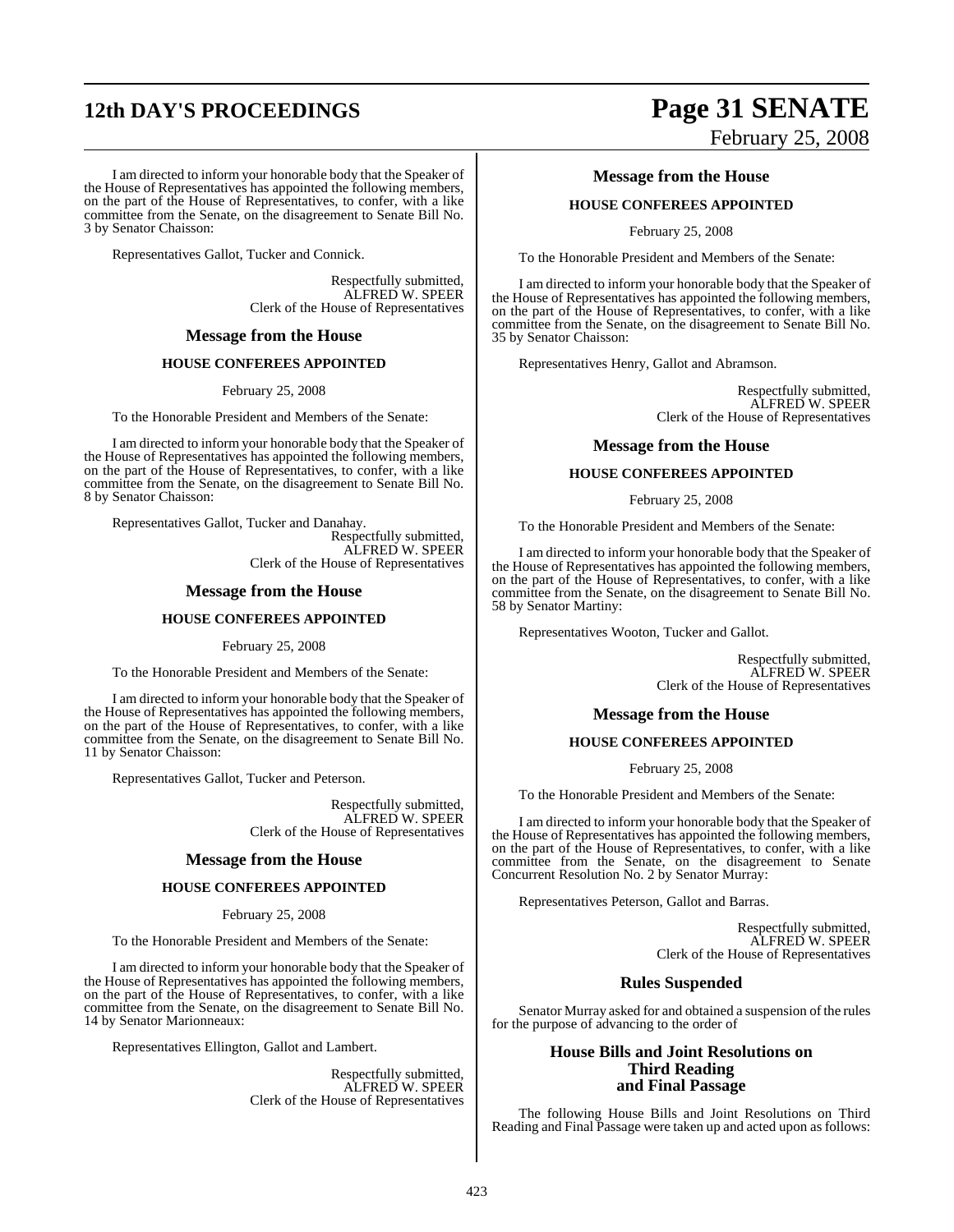I am directed to inform your honorable body that the Speaker of the House of Representatives has appointed the following members, on the part of the House of Representatives, to confer, with a like committee from the Senate, on the disagreement to Senate Bill No. 3 by Senator Chaisson:

Representatives Gallot, Tucker and Connick.

Respectfully submitted,
ALFRED W. SPEER
Clerk of the House of Representatives

## Message from the House

### HOUSE CONFEREES APPOINTED

February 25, 2008

To the Honorable President and Members of the Senate:

I am directed to inform your honorable body that the Speaker of the House of Representatives has appointed the following members, on the part of the House of Representatives, to confer, with a like committee from the Senate, on the disagreement to Senate Bill No. 8 by Senator Chaisson:

Representatives Gallot, Tucker and Danahay.

Respectfully submitted,
ALFRED W. SPEER
Clerk of the House of Representatives

## Message from the House

### HOUSE CONFEREES APPOINTED

February 25, 2008

To the Honorable President and Members of the Senate:

I am directed to inform your honorable body that the Speaker of the House of Representatives has appointed the following members, on the part of the House of Representatives, to confer, with a like committee from the Senate, on the disagreement to Senate Bill No. 11 by Senator Chaisson:

Representatives Gallot, Tucker and Peterson.

Respectfully submitted,
ALFRED W. SPEER
Clerk of the House of Representatives

## Message from the House

### HOUSE CONFEREES APPOINTED

February 25, 2008

To the Honorable President and Members of the Senate:

I am directed to inform your honorable body that the Speaker of the House of Representatives has appointed the following members, on the part of the House of Representatives, to confer, with a like committee from the Senate, on the disagreement to Senate Bill No. 14 by Senator Marionneaux:

Representatives Ellington, Gallot and Lambert.

Respectfully submitted,
ALFRED W. SPEER
Clerk of the House of Representatives

## Message from the House

### HOUSE CONFEREES APPOINTED

February 25, 2008

To the Honorable President and Members of the Senate:

I am directed to inform your honorable body that the Speaker of the House of Representatives has appointed the following members, on the part of the House of Representatives, to confer, with a like committee from the Senate, on the disagreement to Senate Bill No. 35 by Senator Chaisson:

Representatives Henry, Gallot and Abramson.

Respectfully submitted,
ALFRED W. SPEER
Clerk of the House of Representatives

## Message from the House

### HOUSE CONFEREES APPOINTED

February 25, 2008

To the Honorable President and Members of the Senate:

I am directed to inform your honorable body that the Speaker of the House of Representatives has appointed the following members, on the part of the House of Representatives, to confer, with a like committee from the Senate, on the disagreement to Senate Bill No. 58 by Senator Martiny:

Representatives Wooton, Tucker and Gallot.

Respectfully submitted,
ALFRED W. SPEER
Clerk of the House of Representatives

## Message from the House

### HOUSE CONFEREES APPOINTED

February 25, 2008

To the Honorable President and Members of the Senate:

I am directed to inform your honorable body that the Speaker of the House of Representatives has appointed the following members, on the part of the House of Representatives, to confer, with a like committee from the Senate, on the disagreement to Senate Concurrent Resolution No. 2 by Senator Murray:

Representatives Peterson, Gallot and Barras.

Respectfully submitted,
ALFRED W. SPEER
Clerk of the House of Representatives

## Rules Suspended

Senator Murray asked for and obtained a suspension of the rules for the purpose of advancing to the order of

## House Bills and Joint Resolutions on Third Reading and Final Passage

The following House Bills and Joint Resolutions on Third Reading and Final Passage were taken up and acted upon as follows: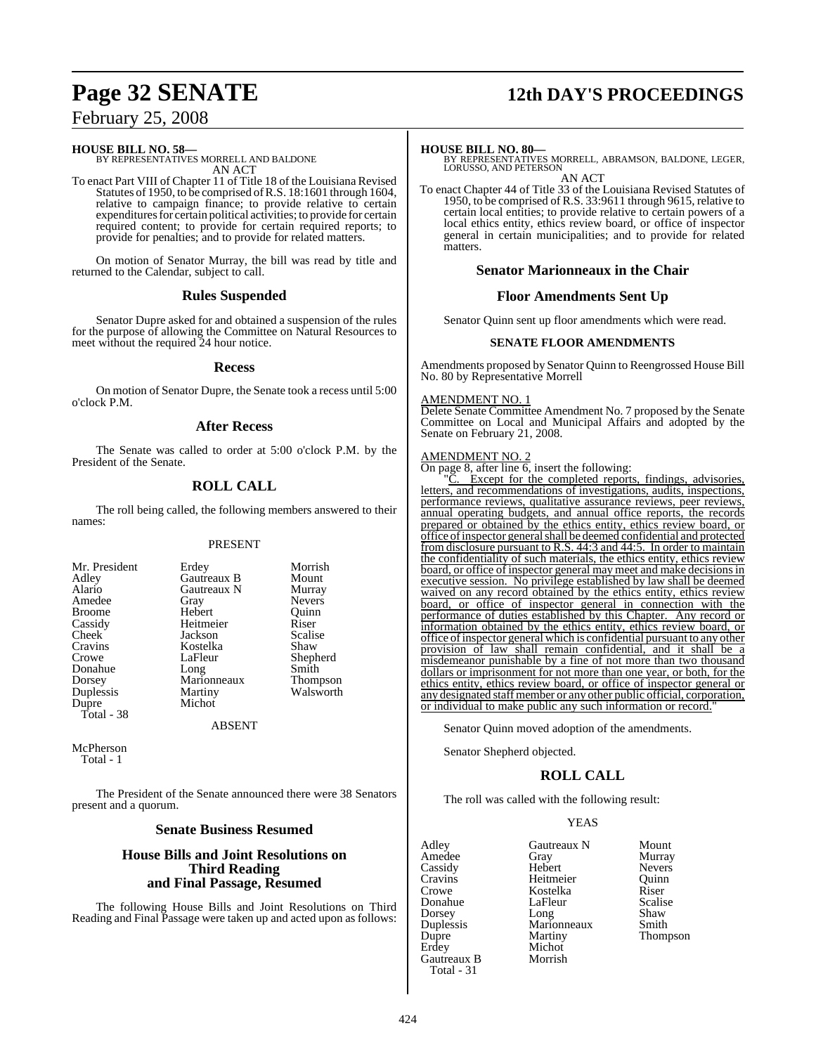**HOUSE BILL NO. 58—**
BY REPRESENTATIVES MORRELL AND BALDONE
AN ACT

To enact Part VIII of Chapter 11 of Title 18 of the Louisiana Revised Statutes of 1950, to be comprised of R.S. 18:1601 through 1604, relative to campaign finance; to provide relative to certain expenditures for certain political activities; to provide for certain required content; to provide for certain required reports; to provide for penalties; and to provide for related matters.

On motion of Senator Murray, the bill was read by title and returned to the Calendar, subject to call.

## Rules Suspended

Senator Dupre asked for and obtained a suspension of the rules for the purpose of allowing the Committee on Natural Resources to meet without the required 24 hour notice.

## Recess

On motion of Senator Dupre, the Senate took a recess until 5:00 o'clock P.M.

## After Recess

The Senate was called to order at 5:00 o'clock P.M. by the President of the Senate.

## ROLL CALL

The roll being called, the following members answered to their names:

PRESENT

| | | |
|---|---|---|
| Mr. President | Erdey | Morrish |
| Adley | Gautreaux B | Mount |
| Alario | Gautreaux N | Murray |
| Amedee | Gray | Nevers |
| Broome | Hebert | Quinn |
| Cassidy | Heitmeier | Riser |
| Cheek | Jackson | Scalise |
| Cravins | Kostelka | Shaw |
| Crowe | LaFleur | Shepherd |
| Donahue | Long | Smith |
| Dorsey | Marionneaux | Thompson |
| Duplessis | Martiny | Walsworth |
| Dupre | Michot | |
| Total - 38 | | |

ABSENT

McPherson
Total - 1

The President of the Senate announced there were 38 Senators present and a quorum.

## Senate Business Resumed

## House Bills and Joint Resolutions on Third Reading and Final Passage, Resumed

The following House Bills and Joint Resolutions on Third Reading and Final Passage were taken up and acted upon as follows:

**HOUSE BILL NO. 80—**
BY REPRESENTATIVES MORRELL, ABRAMSON, BALDONE, LEGER, LORUSSO, AND PETERSON
AN ACT

To enact Chapter 44 of Title 33 of the Louisiana Revised Statutes of 1950, to be comprised of R.S. 33:9611 through 9615, relative to certain local entities; to provide relative to certain powers of a local ethics entity, ethics review board, or office of inspector general in certain municipalities; and to provide for related matters.

## Senator Marionneaux in the Chair

## Floor Amendments Sent Up

Senator Quinn sent up floor amendments which were read.

### SENATE FLOOR AMENDMENTS

Amendments proposed by Senator Quinn to Reengrossed House Bill No. 80 by Representative Morrell

AMENDMENT NO. 1
Delete Senate Committee Amendment No. 7 proposed by the Senate Committee on Local and Municipal Affairs and adopted by the Senate on February 21, 2008.

AMENDMENT NO. 2
On page 8, after line 6, insert the following:

"C. Except for the completed reports, findings, advisories, letters, and recommendations of investigations, audits, inspections, performance reviews, qualitative assurance reviews, peer reviews, annual operating budgets, and annual office reports, the records prepared or obtained by the ethics entity, ethics review board, or office of inspector general shall be deemed confidential and protected from disclosure pursuant to R.S. 44:3 and 44:5. In order to maintain the confidentiality of such materials, the ethics entity, ethics review board, or office of inspector general may meet and make decisions in executive session. No privilege established by law shall be deemed waived on any record obtained by the ethics entity, ethics review board, or office of inspector general in connection with the performance of duties established by this Chapter. Any record or information obtained by the ethics entity, ethics review board, or office of inspector general which is confidential pursuant to any other provision of law shall remain confidential, and it shall be a misdemeanor punishable by a fine of not more than two thousand dollars or imprisonment for not more than one year, or both, for the ethics entity, ethics review board, or office of inspector general or any designated staff member or any other public official, corporation, or individual to make public any such information or record."

Senator Quinn moved adoption of the amendments.

Senator Shepherd objected.

## ROLL CALL

The roll was called with the following result:

YEAS

| | | |
|---|---|---|
| Adley | Gautreaux N | Mount |
| Amedee | Gray | Murray |
| Cassidy | Hebert | Nevers |
| Cravins | Heitmeier | Quinn |
| Crowe | Kostelka | Riser |
| Donahue | LaFleur | Scalise |
| Dorsey | Long | Shaw |
| Duplessis | Marionneaux | Smith |
| Dupre | Martiny | Thompson |
| Erdey | Michot | |
| Gautreaux B | Morrish | |
| Total - 31 | | |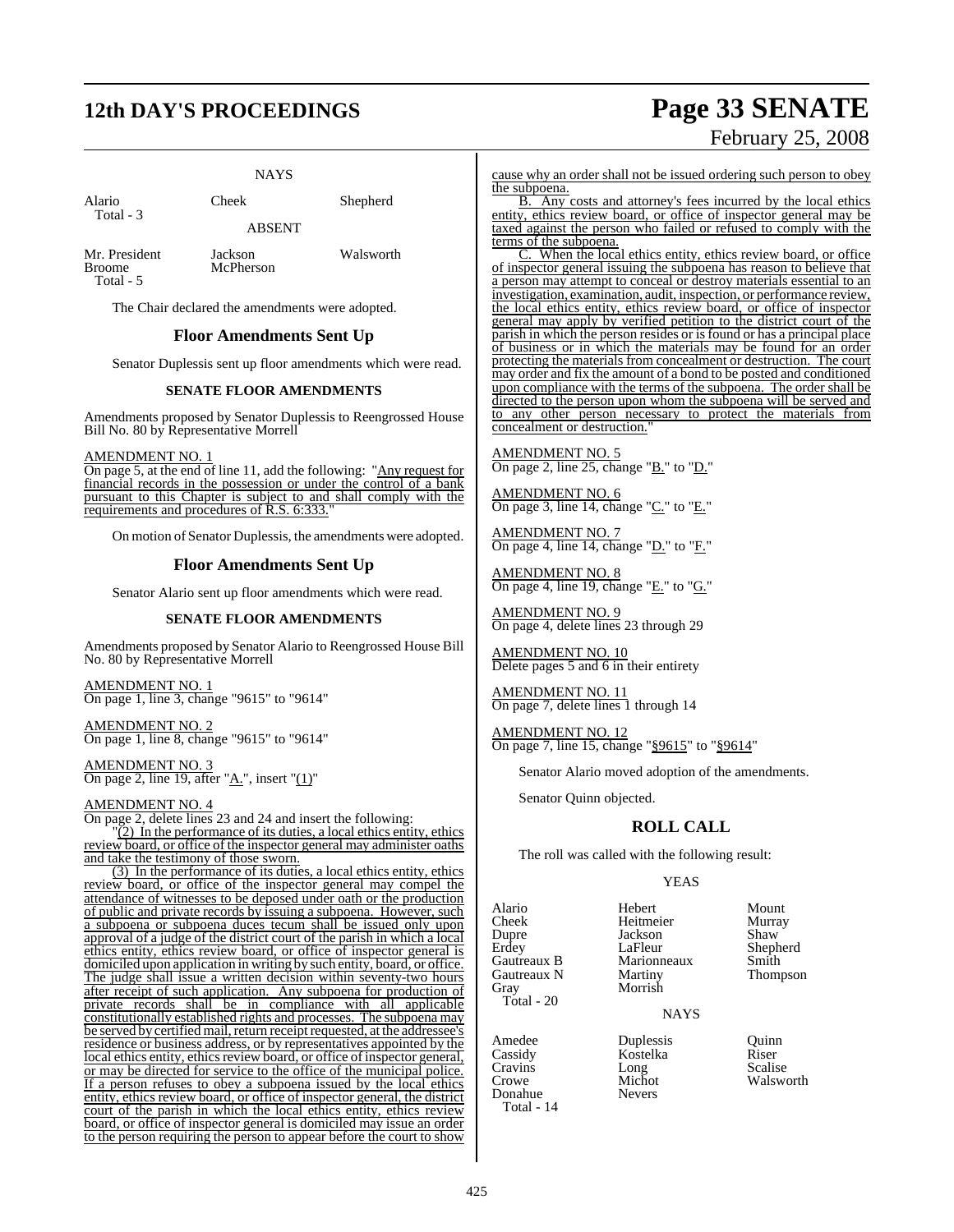NAYS

| | | |
|---|---|---|
| Alario | Cheek | Shepherd |
| Total - 3 | | |

ABSENT

| | | |
|---|---|---|
| Mr. President | Jackson | Walsworth |
| Broome | McPherson | |
| Total - 5 | | |

The Chair declared the amendments were adopted.

## Floor Amendments Sent Up

Senator Duplessis sent up floor amendments which were read.

### SENATE FLOOR AMENDMENTS

Amendments proposed by Senator Duplessis to Reengrossed House Bill No. 80 by Representative Morrell

AMENDMENT NO. 1
On page 5, at the end of line 11, add the following: "Any request for financial records in the possession or under the control of a bank pursuant to this Chapter is subject to and shall comply with the requirements and procedures of R.S. 6:333."

On motion of Senator Duplessis, the amendments were adopted.

## Floor Amendments Sent Up

Senator Alario sent up floor amendments which were read.

### SENATE FLOOR AMENDMENTS

Amendments proposed by Senator Alario to Reengrossed House Bill No. 80 by Representative Morrell

AMENDMENT NO. 1
On page 1, line 3, change "9615" to "9614"

AMENDMENT NO. 2
On page 1, line 8, change "9615" to "9614"

AMENDMENT NO. 3
On page 2, line 19, after "A.", insert "(1)"

AMENDMENT NO. 4
On page 2, delete lines 23 and 24 and insert the following:

"(2) In the performance of its duties, a local ethics entity, ethics review board, or office of the inspector general may administer oaths and take the testimony of those sworn.

(3) In the performance of its duties, a local ethics entity, ethics review board, or office of the inspector general may compel the attendance of witnesses to be deposed under oath or the production of public and private records by issuing a subpoena. However, such a subpoena or subpoena duces tecum shall be issued only upon approval of a judge of the district court of the parish in which a local ethics entity, ethics review board, or office of inspector general is domiciled upon application in writing by such entity, board, or office. The judge shall issue a written decision within seventy-two hours after receipt of such application. Any subpoena for production of private records shall be in compliance with all applicable constitutionally established rights and processes. The subpoena may be served by certified mail, return receipt requested, at the addressee's residence or business address, or by representatives appointed by the local ethics entity, ethics review board, or office of inspector general, or may be directed for service to the office of the municipal police. If a person refuses to obey a subpoena issued by the local ethics entity, ethics review board, or office of inspector general, the district court of the parish in which the local ethics entity, ethics review board, or office of inspector general is domiciled may issue an order to the person requiring the person to appear before the court to show cause why an order shall not be issued ordering such person to obey the subpoena.

B. Any costs and attorney's fees incurred by the local ethics entity, ethics review board, or office of inspector general may be taxed against the person who failed or refused to comply with the terms of the subpoena.

C. When the local ethics entity, ethics review board, or office of inspector general issuing the subpoena has reason to believe that a person may attempt to conceal or destroy materials essential to an investigation, examination, audit, inspection, or performance review, the local ethics entity, ethics review board, or office of inspector general may apply by verified petition to the district court of the parish in which the person resides or is found or has a principal place of business or in which the materials may be found for an order protecting the materials from concealment or destruction. The court may order and fix the amount of a bond to be posted and conditioned upon compliance with the terms of the subpoena. The order shall be directed to the person upon whom the subpoena will be served and to any other person necessary to protect the materials from concealment or destruction."

AMENDMENT NO. 5
On page 2, line 25, change "B." to "D."

AMENDMENT NO. 6
On page 3, line 14, change "C." to "E."

AMENDMENT NO. 7
On page 4, line 14, change "D." to "F."

AMENDMENT NO. 8
On page 4, line 19, change "E." to "G."

AMENDMENT NO. 9
On page 4, delete lines 23 through 29

AMENDMENT NO. 10
Delete pages 5 and 6 in their entirety

AMENDMENT NO. 11
On page 7, delete lines 1 through 14

AMENDMENT NO. 12
On page 7, line 15, change "§9615" to "§9614"

Senator Alario moved adoption of the amendments.

Senator Quinn objected.

## ROLL CALL

The roll was called with the following result:

YEAS

| | | |
|---|---|---|
| Alario | Hebert | Mount |
| Cheek | Heitmeier | Murray |
| Dupre | Jackson | Shaw |
| Erdey | LaFleur | Shepherd |
| Gautreaux B | Marionneaux | Smith |
| Gautreaux N | Martiny | Thompson |
| Gray | Morrish | |
| Total - 20 | | |

NAYS

| | | |
|---|---|---|
| Amedee | Duplessis | Quinn |
| Cassidy | Kostelka | Riser |
| Cravins | Long | Scalise |
| Crowe | Michot | Walsworth |
| Donahue | Nevers | |
| Total - 14 | | |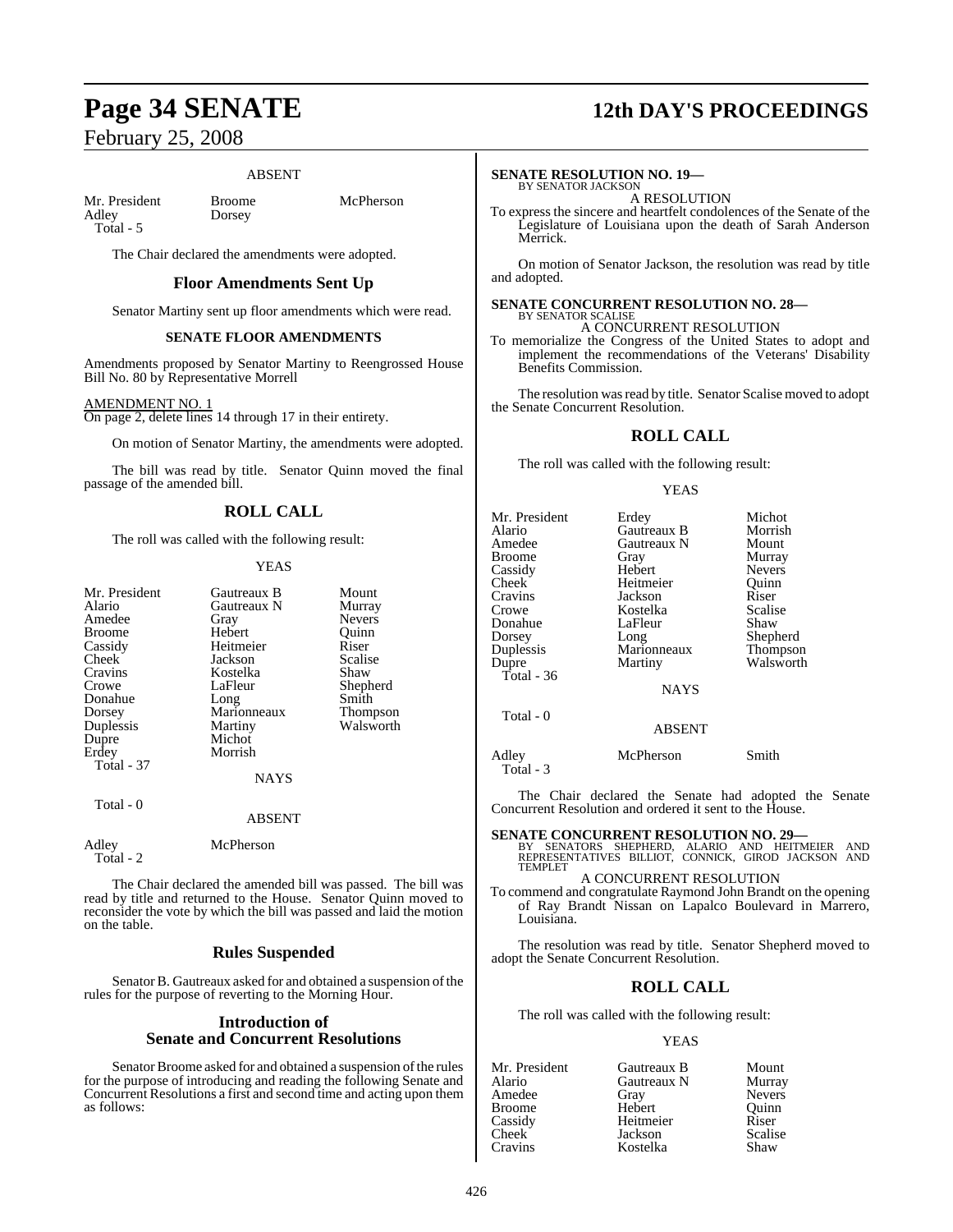ABSENT

| | | |
|---|---|---|
| Mr. President | Broome | McPherson |
| Adley | Dorsey | |
| Total - 5 | | |

The Chair declared the amendments were adopted.

## Floor Amendments Sent Up

Senator Martiny sent up floor amendments which were read.

### SENATE FLOOR AMENDMENTS

Amendments proposed by Senator Martiny to Reengrossed House Bill No. 80 by Representative Morrell

AMENDMENT NO. 1
On page 2, delete lines 14 through 17 in their entirety.

On motion of Senator Martiny, the amendments were adopted.

The bill was read by title. Senator Quinn moved the final passage of the amended bill.

## ROLL CALL

The roll was called with the following result:

YEAS

| | | |
|---|---|---|
| Mr. President | Gautreaux B | Mount |
| Alario | Gautreaux N | Murray |
| Amedee | Gray | Nevers |
| Broome | Hebert | Quinn |
| Cassidy | Heitmeier | Riser |
| Cheek | Jackson | Scalise |
| Cravins | Kostelka | Shaw |
| Crowe | LaFleur | Shepherd |
| Donahue | Long | Smith |
| Dorsey | Marionneaux | Thompson |
| Duplessis | Martiny | Walsworth |
| Dupre | Michot | |
| Erdey | Morrish | |
| Total - 37 | | |

NAYS

Total - 0

ABSENT

| | |
|---|---|
| Adley | McPherson |
| Total - 2 | |

The Chair declared the amended bill was passed. The bill was read by title and returned to the House. Senator Quinn moved to reconsider the vote by which the bill was passed and laid the motion on the table.

## Rules Suspended

Senator B. Gautreaux asked for and obtained a suspension of the rules for the purpose of reverting to the Morning Hour.

## Introduction of Senate and Concurrent Resolutions

Senator Broome asked for and obtained a suspension of the rules for the purpose of introducing and reading the following Senate and Concurrent Resolutions a first and second time and acting upon them as follows:

**SENATE RESOLUTION NO. 19—**
BY SENATOR JACKSON

A RESOLUTION

To express the sincere and heartfelt condolences of the Senate of the Legislature of Louisiana upon the death of Sarah Anderson Merrick.

On motion of Senator Jackson, the resolution was read by title and adopted.

**SENATE CONCURRENT RESOLUTION NO. 28—**
BY SENATOR SCALISE

A CONCURRENT RESOLUTION

To memorialize the Congress of the United States to adopt and implement the recommendations of the Veterans' Disability Benefits Commission.

The resolution was read by title. Senator Scalise moved to adopt the Senate Concurrent Resolution.

## ROLL CALL

The roll was called with the following result:

YEAS

| | | |
|---|---|---|
| Mr. President | Erdey | Michot |
| Alario | Gautreaux B | Morrish |
| Amedee | Gautreaux N | Mount |
| Broome | Gray | Murray |
| Cassidy | Hebert | Nevers |
| Cheek | Heitmeier | Quinn |
| Cravins | Jackson | Riser |
| Crowe | Kostelka | Scalise |
| Donahue | LaFleur | Shaw |
| Dorsey | Long | Shepherd |
| Duplessis | Marionneaux | Thompson |
| Dupre | Martiny | Walsworth |
| Total - 36 | | |

NAYS

Total - 0

ABSENT

| | | |
|---|---|---|
| Adley | McPherson | Smith |
| Total - 3 | | |

The Chair declared the Senate had adopted the Senate Concurrent Resolution and ordered it sent to the House.

**SENATE CONCURRENT RESOLUTION NO. 29—**
BY SENATORS SHEPHERD, ALARIO AND HEITMEIER AND REPRESENTATIVES BILLIOT, CONNICK, GIROD JACKSON AND TEMPLET

A CONCURRENT RESOLUTION

To commend and congratulate Raymond John Brandt on the opening of Ray Brandt Nissan on Lapalco Boulevard in Marrero, Louisiana.

The resolution was read by title. Senator Shepherd moved to adopt the Senate Concurrent Resolution.

## ROLL CALL

The roll was called with the following result:

YEAS

| | | |
|---|---|---|
| Mr. President | Gautreaux B | Mount |
| Alario | Gautreaux N | Murray |
| Amedee | Gray | Nevers |
| Broome | Hebert | Quinn |
| Cassidy | Heitmeier | Riser |
| Cheek | Jackson | Scalise |
| Cravins | Kostelka | Shaw |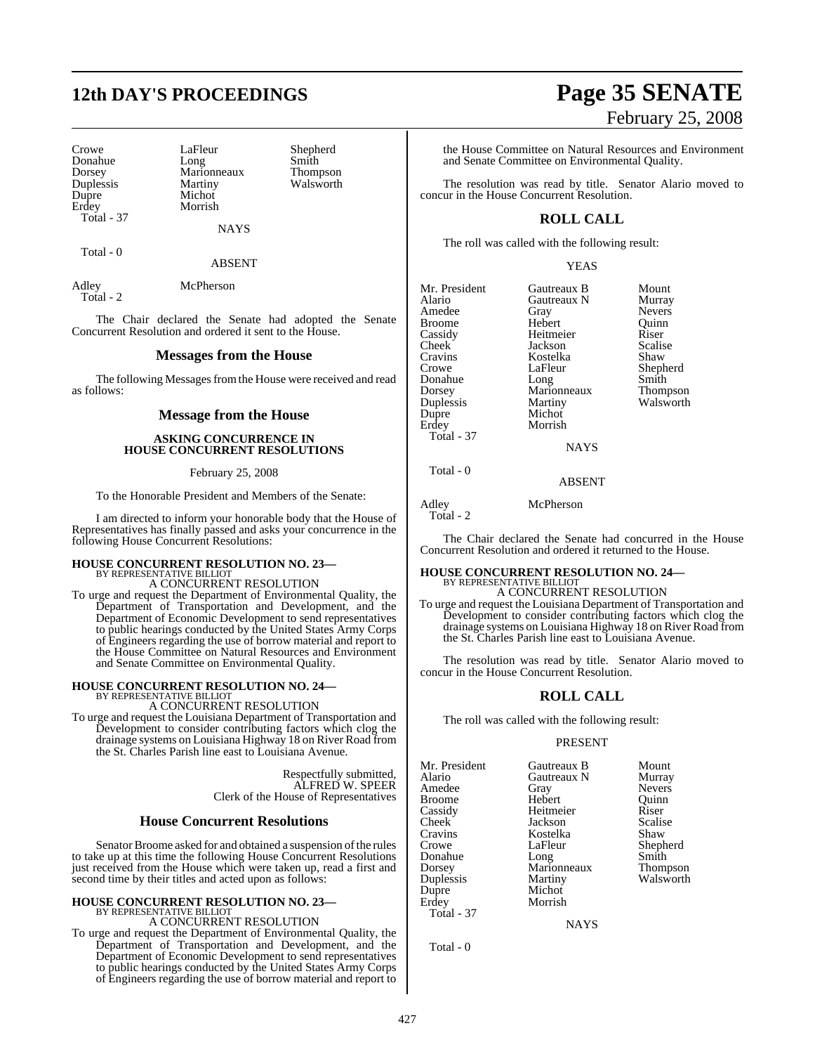| | | |
|---|---|---|
| Crowe | LaFleur | Shepherd |
| Donahue | Long | Smith |
| Dorsey | Marionneaux | Thompson |
| Duplessis | Martiny | Walsworth |
| Dupre | Michot | |
| Erdey | Morrish | |
| Total - 37 | | |

NAYS

Total - 0

ABSENT

| | |
|---|---|
| Adley | McPherson |
| Total - 2 | |

The Chair declared the Senate had adopted the Senate Concurrent Resolution and ordered it sent to the House.

## Messages from the House

The following Messages from the House were received and read as follows:

## Message from the House

### ASKING CONCURRENCE IN HOUSE CONCURRENT RESOLUTIONS

February 25, 2008

To the Honorable President and Members of the Senate:

I am directed to inform your honorable body that the House of Representatives has finally passed and asks your concurrence in the following House Concurrent Resolutions:

**HOUSE CONCURRENT RESOLUTION NO. 23—**
BY REPRESENTATIVE BILLIOT
A CONCURRENT RESOLUTION

To urge and request the Department of Environmental Quality, the Department of Transportation and Development, and the Department of Economic Development to send representatives to public hearings conducted by the United States Army Corps of Engineers regarding the use of borrow material and report to the House Committee on Natural Resources and Environment and Senate Committee on Environmental Quality.

**HOUSE CONCURRENT RESOLUTION NO. 24—**
BY REPRESENTATIVE BILLIOT
A CONCURRENT RESOLUTION

To urge and request the Louisiana Department of Transportation and Development to consider contributing factors which clog the drainage systems on Louisiana Highway 18 on River Road from the St. Charles Parish line east to Louisiana Avenue.

Respectfully submitted,
ALFRED W. SPEER
Clerk of the House of Representatives

## House Concurrent Resolutions

Senator Broome asked for and obtained a suspension of the rules to take up at this time the following House Concurrent Resolutions just received from the House which were taken up, read a first and second time by their titles and acted upon as follows:

**HOUSE CONCURRENT RESOLUTION NO. 23—**
BY REPRESENTATIVE BILLIOT
A CONCURRENT RESOLUTION

To urge and request the Department of Environmental Quality, the Department of Transportation and Development, and the Department of Economic Development to send representatives to public hearings conducted by the United States Army Corps of Engineers regarding the use of borrow material and report to the House Committee on Natural Resources and Environment and Senate Committee on Environmental Quality.

The resolution was read by title. Senator Alario moved to concur in the House Concurrent Resolution.

## ROLL CALL

The roll was called with the following result:

YEAS

| | | |
|---|---|---|
| Mr. President | Gautreaux B | Mount |
| Alario | Gautreaux N | Murray |
| Amedee | Gray | Nevers |
| Broome | Hebert | Quinn |
| Cassidy | Heitmeier | Riser |
| Cheek | Jackson | Scalise |
| Cravins | Kostelka | Shaw |
| Crowe | LaFleur | Shepherd |
| Donahue | Long | Smith |
| Dorsey | Marionneaux | Thompson |
| Duplessis | Martiny | Walsworth |
| Dupre | Michot | |
| Erdey | Morrish | |
| Total - 37 | | |

NAYS

Total - 0

ABSENT

| | |
|---|---|
| Adley | McPherson |
| Total - 2 | |

The Chair declared the Senate had concurred in the House Concurrent Resolution and ordered it returned to the House.

**HOUSE CONCURRENT RESOLUTION NO. 24—**
BY REPRESENTATIVE BILLIOT
A CONCURRENT RESOLUTION

To urge and request the Louisiana Department of Transportation and Development to consider contributing factors which clog the drainage systems on Louisiana Highway 18 on River Road from the St. Charles Parish line east to Louisiana Avenue.

The resolution was read by title. Senator Alario moved to concur in the House Concurrent Resolution.

## ROLL CALL

The roll was called with the following result:

PRESENT

| | | |
|---|---|---|
| Mr. President | Gautreaux B | Mount |
| Alario | Gautreaux N | Murray |
| Amedee | Gray | Nevers |
| Broome | Hebert | Quinn |
| Cassidy | Heitmeier | Riser |
| Cheek | Jackson | Scalise |
| Cravins | Kostelka | Shaw |
| Crowe | LaFleur | Shepherd |
| Donahue | Long | Smith |
| Dorsey | Marionneaux | Thompson |
| Duplessis | Martiny | Walsworth |
| Dupre | Michot | |
| Erdey | Morrish | |
| Total - 37 | | |

NAYS

Total - 0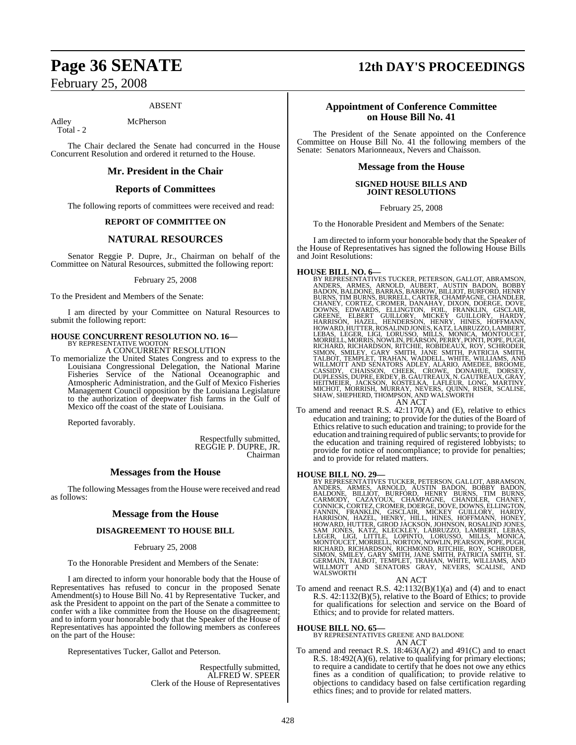## ABSENT

Adley McPherson
Total - 2

The Chair declared the Senate had concurred in the House Concurrent Resolution and ordered it returned to the House.

## Mr. President in the Chair

## Reports of Committees

The following reports of committees were received and read:

### REPORT OF COMMITTEE ON

## NATURAL RESOURCES

Senator Reggie P. Dupre, Jr., Chairman on behalf of the Committee on Natural Resources, submitted the following report:

February 25, 2008

To the President and Members of the Senate:

I am directed by your Committee on Natural Resources to submit the following report:

**HOUSE CONCURRENT RESOLUTION NO. 16—**
BY REPRESENTATIVE WOOTON
A CONCURRENT RESOLUTION

To memorialize the United States Congress and to express to the Louisiana Congressional Delegation, the National Marine Fisheries Service of the National Oceanographic and Atmospheric Administration, and the Gulf of Mexico Fisheries Management Council opposition by the Louisiana Legislature to the authorization of deepwater fish farms in the Gulf of Mexico off the coast of the state of Louisiana.

Reported favorably.

Respectfully submitted,
REGGIE P. DUPRE, JR.
Chairman

## Messages from the House

The following Messages from the House were received and read as follows:

## Message from the House

### DISAGREEMENT TO HOUSE BILL

February 25, 2008

To the Honorable President and Members of the Senate:

I am directed to inform your honorable body that the House of Representatives has refused to concur in the proposed Senate Amendment(s) to House Bill No. 41 by Representative Tucker, and ask the President to appoint on the part of the Senate a committee to confer with a like committee from the House on the disagreement; and to inform your honorable body that the Speaker of the House of Representatives has appointed the following members as conferees on the part of the House:

Representatives Tucker, Gallot and Peterson.

Respectfully submitted,
ALFRED W. SPEER
Clerk of the House of Representatives

## Appointment of Conference Committee on House Bill No. 41

The President of the Senate appointed on the Conference Committee on House Bill No. 41 the following members of the Senate: Senators Marionneaux, Nevers and Chaisson.

## Message from the House

### SIGNED HOUSE BILLS AND JOINT RESOLUTIONS

February 25, 2008

To the Honorable President and Members of the Senate:

I am directed to inform your honorable body that the Speaker of the House of Representatives has signed the following House Bills and Joint Resolutions:

**HOUSE BILL NO. 6—**
BY REPRESENTATIVES TUCKER, PETERSON, GALLOT, ABRAMSON, ANDERS, ARMES, ARNOLD, AUBERT, AUSTIN BADON, BOBBY BADON, BALDONE, BARRAS, BARROW, BILLIOT, BURFORD, HENRY BURNS, TIM BURNS, BURRELL, CARTER, CHAMPAGNE, CHANDLER, CHANEY, CORTEZ, CROMER, DANAHAY, DIXON, DOERGE, DOVE, DOWNS, EDWARDS, ELLINGTON, FOIL, FRANKLIN, GISCLAIR, GREENE, ELBERT GUILLORY, MICKEY GUILLORY, HARDY, HARRISON, HAZEL, HENDERSON, HENRY, HINES, HOFFMANN, HOWARD, HUTTER, ROSALIND JONES, KATZ, LABRUZZO, LAMBERT, LEBAS, LEGER, LIGI, LORUSSO, MILLS, MONICA, MONTOUCET, MORRELL, MORRIS, NOWLIN, PEARSON, PERRY, PONTI, POPE, PUGH, RICHARD, RICHARDSON, RITCHIE, ROBIDEAUX, ROY, SCHRODER, SIMON, SMILEY, GARY SMITH, JANE SMITH, PATRICIA SMITH, TALBOT, TEMPLET, TRAHAN, WADDELL, WHITE, WILLIAMS, AND WILLMOTT AND SENATORS ADLEY, ALARIO, AMEDEE, BROOME, CASSIDY, CHAISSON, CHEEK, CROWE, DONAHUE, DORSEY, DUPLESSIS, DUPRE, ERDEY, B. GAUTREAUX, N. GAUTREAUX, GRAY, HEITMEIER, JACKSON, KOSTELKA, LAFLEUR, LONG, MARTINY, MICHOT, MORRISH, MURRAY, NEVERS, QUINN, RISER, SCALISE, SHAW, SHEPHERD, THOMPSON, AND WALSWORTH
AN ACT

To amend and reenact R.S. 42:1170(A) and (E), relative to ethics education and training; to provide for the duties of the Board of Ethics relative to such education and training; to provide for the education and training required of public servants; to provide for the education and training required of registered lobbyists; to provide for notice of noncompliance; to provide for penalties; and to provide for related matters.

**HOUSE BILL NO. 29—**
BY REPRESENTATIVES TUCKER, PETERSON, GALLOT, ABRAMSON, ANDERS, ARMES, ARNOLD, AUSTIN BADON, BOBBY BADON, BALDONE, BILLIOT, BURFORD, HENRY BURNS, TIM BURNS, CARMODY, CAZAYOUX, CHAMPAGNE, CHANDLER, CHANEY, CONNICK, CORTEZ, CROMER, DOERGE, DOVE, DOWNS, ELLINGTON, FANNIN, FRANKLIN, GISCLAIR, MICKEY GUILLORY, HARDY, HARRISON, HAZEL, HENRY, HILL, HINES, HOFFMANN, HONEY, HOWARD, HUTTER, GIROD JACKSON, JOHNSON, ROSALIND JONES, SAM JONES, KATZ, KLECKLEY, LABRUZZO, LAMBERT, LEBAS, LEGER, LIGI, LITTLE, LOPINTO, LORUSSO, MILLS, MONICA, MONTOUCET, MORRELL, NORTON, NOWLIN, PEARSON, POPE, PUGH, RICHARD, RICHARDSON, RICHMOND, RITCHIE, ROY, SCHRODER, SIMON, SMILEY, GARY SMITH, JANE SMITH, PATRICIA SMITH, ST. GERMAIN, TALBOT, TEMPLET, TRAHAN, WHITE, WILLIAMS, AND WILLMOTT AND SENATORS GRAY, NEVERS, SCALISE, AND WALSWORTH
AN ACT

To amend and reenact R.S. 42:1132(B)(1)(a) and (4) and to enact R.S. 42:1132(B)(5), relative to the Board of Ethics; to provide for qualifications for selection and service on the Board of Ethics; and to provide for related matters.

**HOUSE BILL NO. 65—**
BY REPRESENTATIVES GREENE AND BALDONE
AN ACT

To amend and reenact R.S. 18:463(A)(2) and 491(C) and to enact R.S. 18:492(A)(6), relative to qualifying for primary elections; to require a candidate to certify that he does not owe any ethics fines as a condition of qualification; to provide relative to objections to candidacy based on false certification regarding ethics fines; and to provide for related matters.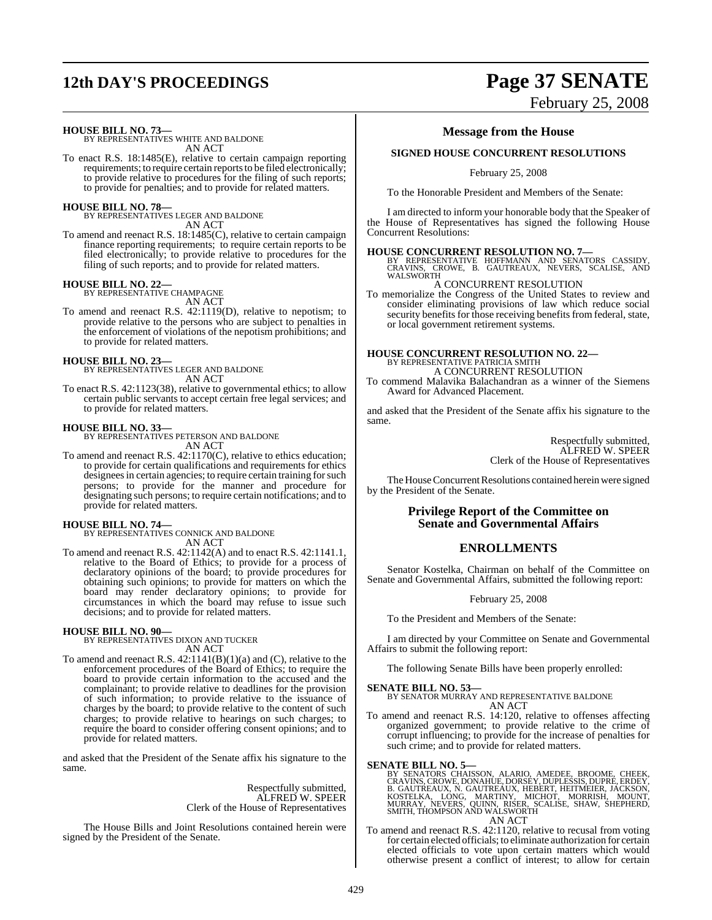**HOUSE BILL NO. 73—**
BY REPRESENTATIVES WHITE AND BALDONE
AN ACT

To enact R.S. 18:1485(E), relative to certain campaign reporting requirements; to require certain reports to be filed electronically; to provide relative to procedures for the filing of such reports; to provide for penalties; and to provide for related matters.

**HOUSE BILL NO. 78—**
BY REPRESENTATIVES LEGER AND BALDONE
AN ACT

To amend and reenact R.S. 18:1485(C), relative to certain campaign finance reporting requirements; to require certain reports to be filed electronically; to provide relative to procedures for the filing of such reports; and to provide for related matters.

**HOUSE BILL NO. 22—**
BY REPRESENTATIVE CHAMPAGNE
AN ACT

To amend and reenact R.S. 42:1119(D), relative to nepotism; to provide relative to the persons who are subject to penalties in the enforcement of violations of the nepotism prohibitions; and to provide for related matters.

**HOUSE BILL NO. 23—**
BY REPRESENTATIVES LEGER AND BALDONE
AN ACT

To enact R.S. 42:1123(38), relative to governmental ethics; to allow certain public servants to accept certain free legal services; and to provide for related matters.

**HOUSE BILL NO. 33—**
BY REPRESENTATIVES PETERSON AND BALDONE
AN ACT

To amend and reenact R.S. 42:1170(C), relative to ethics education; to provide for certain qualifications and requirements for ethics designees in certain agencies; to require certain training for such persons; to provide for the manner and procedure for designating such persons; to require certain notifications; and to provide for related matters.

**HOUSE BILL NO. 74—**
BY REPRESENTATIVES CONNICK AND BALDONE
AN ACT

To amend and reenact R.S. 42:1142(A) and to enact R.S. 42:1141.1, relative to the Board of Ethics; to provide for a process of declaratory opinions of the board; to provide procedures for obtaining such opinions; to provide for matters on which the board may render declaratory opinions; to provide for circumstances in which the board may refuse to issue such decisions; and to provide for related matters.

**HOUSE BILL NO. 90—**
BY REPRESENTATIVES DIXON AND TUCKER
AN ACT

To amend and reenact R.S. 42:1141(B)(1)(a) and (C), relative to the enforcement procedures of the Board of Ethics; to require the board to provide certain information to the accused and the complainant; to provide relative to deadlines for the provision of such information; to provide relative to the issuance of charges by the board; to provide relative to the content of such charges; to provide relative to hearings on such charges; to require the board to consider offering consent opinions; and to provide for related matters.

and asked that the President of the Senate affix his signature to the same.

Respectfully submitted,
ALFRED W. SPEER
Clerk of the House of Representatives

The House Bills and Joint Resolutions contained herein were signed by the President of the Senate.

## Message from the House

### SIGNED HOUSE CONCURRENT RESOLUTIONS

February 25, 2008

To the Honorable President and Members of the Senate:

I am directed to inform your honorable body that the Speaker of the House of Representatives has signed the following House Concurrent Resolutions:

**HOUSE CONCURRENT RESOLUTION NO. 7—**
BY REPRESENTATIVE HOFFMANN AND SENATORS CASSIDY, CRAVINS, CROWE, B. GAUTREAUX, NEVERS, SCALISE, AND WALSWORTH
A CONCURRENT RESOLUTION

To memorialize the Congress of the United States to review and consider eliminating provisions of law which reduce social security benefits for those receiving benefits from federal, state, or local government retirement systems.

**HOUSE CONCURRENT RESOLUTION NO. 22—**
BY REPRESENTATIVE PATRICIA SMITH
A CONCURRENT RESOLUTION

To commend Malavika Balachandran as a winner of the Siemens Award for Advanced Placement.

and asked that the President of the Senate affix his signature to the same.

Respectfully submitted,
ALFRED W. SPEER
Clerk of the House of Representatives

The House Concurrent Resolutions contained herein were signed by the President of the Senate.

## Privilege Report of the Committee on Senate and Governmental Affairs

## ENROLLMENTS

Senator Kostelka, Chairman on behalf of the Committee on Senate and Governmental Affairs, submitted the following report:

February 25, 2008

To the President and Members of the Senate:

I am directed by your Committee on Senate and Governmental Affairs to submit the following report:

The following Senate Bills have been properly enrolled:

**SENATE BILL NO. 53—**
BY SENATOR MURRAY AND REPRESENTATIVE BALDONE
AN ACT

To amend and reenact R.S. 14:120, relative to offenses affecting organized government; to provide relative to the crime of corrupt influencing; to provide for the increase of penalties for such crime; and to provide for related matters.

**SENATE BILL NO. 5—**
BY SENATORS CHAISSON, ALARIO, AMEDEE, BROOME, CHEEK, CRAVINS, CROWE, DONAHUE, DORSEY, DUPLESSIS, DUPRE, ERDEY, B. GAUTREAUX, N. GAUTREAUX, HEBERT, HEITMEIER, JACKSON, KOSTELKA, LONG, MARTINY, MICHOT, MORRISH, MOUNT, MURRAY, NEVERS, QUINN, RISER, SCALISE, SHAW, SHEPHERD, SMITH, THOMPSON AND WALSWORTH
AN ACT

To amend and reenact R.S. 42:1120, relative to recusal from voting for certain elected officials; to eliminate authorization for certain elected officials to vote upon certain matters which would otherwise present a conflict of interest; to allow for certain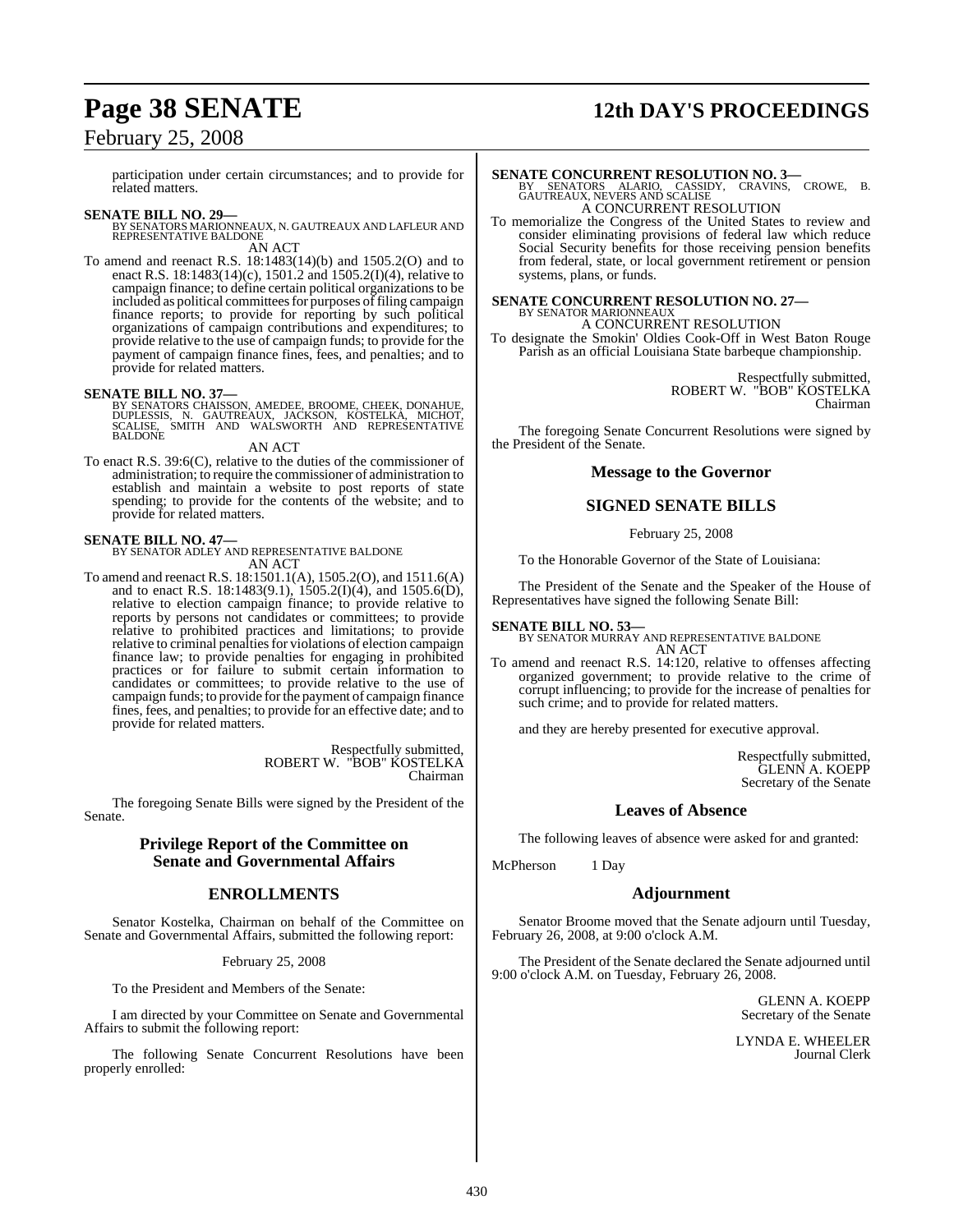participation under certain circumstances; and to provide for related matters.

**SENATE BILL NO. 29—**
BY SENATORS MARIONNEAUX, N. GAUTREAUX AND LAFLEUR AND REPRESENTATIVE BALDONE
AN ACT

To amend and reenact R.S. 18:1483(14)(b) and 1505.2(O) and to enact R.S. 18:1483(14)(c), 1501.2 and 1505.2(I)(4), relative to campaign finance; to define certain political organizations to be included as political committees for purposes of filing campaign finance reports; to provide for reporting by such political organizations of campaign contributions and expenditures; to provide relative to the use of campaign funds; to provide for the payment of campaign finance fines, fees, and penalties; and to provide for related matters.

**SENATE BILL NO. 37—**
BY SENATORS CHAISSON, AMEDEE, BROOME, CHEEK, DONAHUE, DUPLESSIS, N. GAUTREAUX, JACKSON, KOSTELKA, MICHOT, SCALISE, SMITH AND WALSWORTH AND REPRESENTATIVE BALDONE
AN ACT

To enact R.S. 39:6(C), relative to the duties of the commissioner of administration; to require the commissioner of administration to establish and maintain a website to post reports of state spending; to provide for the contents of the website; and to provide for related matters.

**SENATE BILL NO. 47—**
BY SENATOR ADLEY AND REPRESENTATIVE BALDONE
AN ACT

To amend and reenact R.S. 18:1501.1(A), 1505.2(O), and 1511.6(A) and to enact R.S. 18:1483(9.1), 1505.2(I)(4), and 1505.6(D), relative to election campaign finance; to provide relative to reports by persons not candidates or committees; to provide relative to prohibited practices and limitations; to provide relative to criminal penalties for violations of election campaign finance law; to provide penalties for engaging in prohibited practices or for failure to submit certain information to candidates or committees; to provide relative to the use of campaign funds; to provide for the payment of campaign finance fines, fees, and penalties; to provide for an effective date; and to provide for related matters.

Respectfully submitted,
ROBERT W. "BOB" KOSTELKA
Chairman

The foregoing Senate Bills were signed by the President of the Senate.

## Privilege Report of the Committee on Senate and Governmental Affairs

## ENROLLMENTS

Senator Kostelka, Chairman on behalf of the Committee on Senate and Governmental Affairs, submitted the following report:

February 25, 2008

To the President and Members of the Senate:

I am directed by your Committee on Senate and Governmental Affairs to submit the following report:

The following Senate Concurrent Resolutions have been properly enrolled:

**SENATE CONCURRENT RESOLUTION NO. 3—**
BY SENATORS ALARIO, CASSIDY, CRAVINS, CROWE, B. GAUTREAUX, NEVERS AND SCALISE
A CONCURRENT RESOLUTION

To memorialize the Congress of the United States to review and consider eliminating provisions of federal law which reduce Social Security benefits for those receiving pension benefits from federal, state, or local government retirement or pension systems, plans, or funds.

**SENATE CONCURRENT RESOLUTION NO. 27—**
BY SENATOR MARIONNEAUX
A CONCURRENT RESOLUTION

To designate the Smokin' Oldies Cook-Off in West Baton Rouge Parish as an official Louisiana State barbeque championship.

Respectfully submitted,
ROBERT W. "BOB" KOSTELKA
Chairman

The foregoing Senate Concurrent Resolutions were signed by the President of the Senate.

## Message to the Governor

## SIGNED SENATE BILLS

February 25, 2008

To the Honorable Governor of the State of Louisiana:

The President of the Senate and the Speaker of the House of Representatives have signed the following Senate Bill:

**SENATE BILL NO. 53—**
BY SENATOR MURRAY AND REPRESENTATIVE BALDONE
AN ACT

To amend and reenact R.S. 14:120, relative to offenses affecting organized government; to provide relative to the crime of corrupt influencing; to provide for the increase of penalties for such crime; and to provide for related matters.

and they are hereby presented for executive approval.

Respectfully submitted,
GLENN A. KOEPP
Secretary of the Senate

## Leaves of Absence

The following leaves of absence were asked for and granted:

McPherson 1 Day

## Adjournment

Senator Broome moved that the Senate adjourn until Tuesday, February 26, 2008, at 9:00 o'clock A.M.

The President of the Senate declared the Senate adjourned until 9:00 o'clock A.M. on Tuesday, February 26, 2008.

GLENN A. KOEPP
Secretary of the Senate

LYNDA E. WHEELER
Journal Clerk